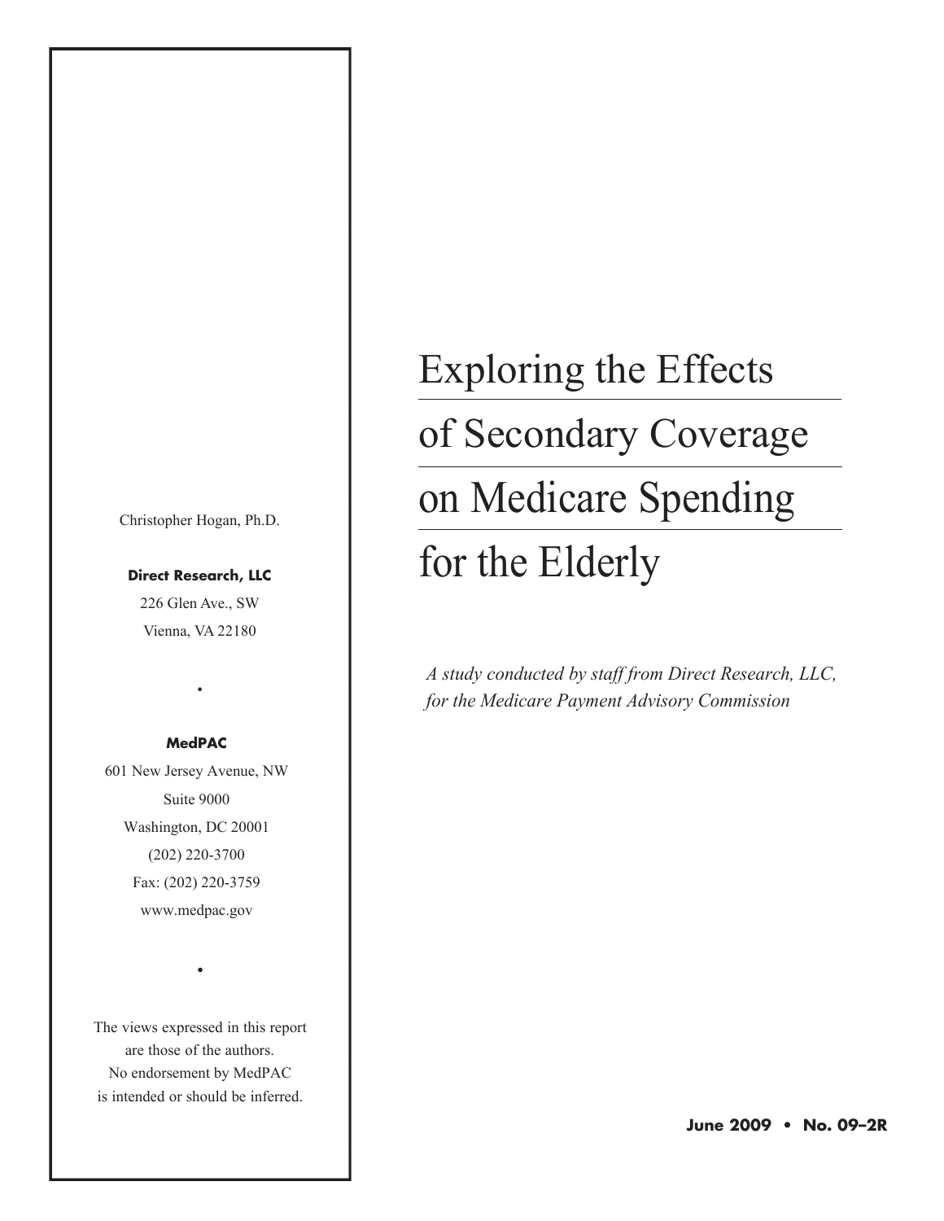# Exploring the Effects of Secondary Coverage on Medicare Spending for the Elderly

*A study conducted by staff from Direct Research, LLC, for the Medicare Payment Advisory Commission*

Christopher Hogan, Ph.D.

**Direct Research, LLC**
226 Glen Ave., SW
Vienna, VA 22180

•

**MedPAC**
601 New Jersey Avenue, NW
Suite 9000
Washington, DC 20001
(202) 220-3700
Fax: (202) 220-3759
www.medpac.gov

•

The views expressed in this report are those of the authors. No endorsement by MedPAC is intended or should be inferred.

**June 2009 • No. 09–2R**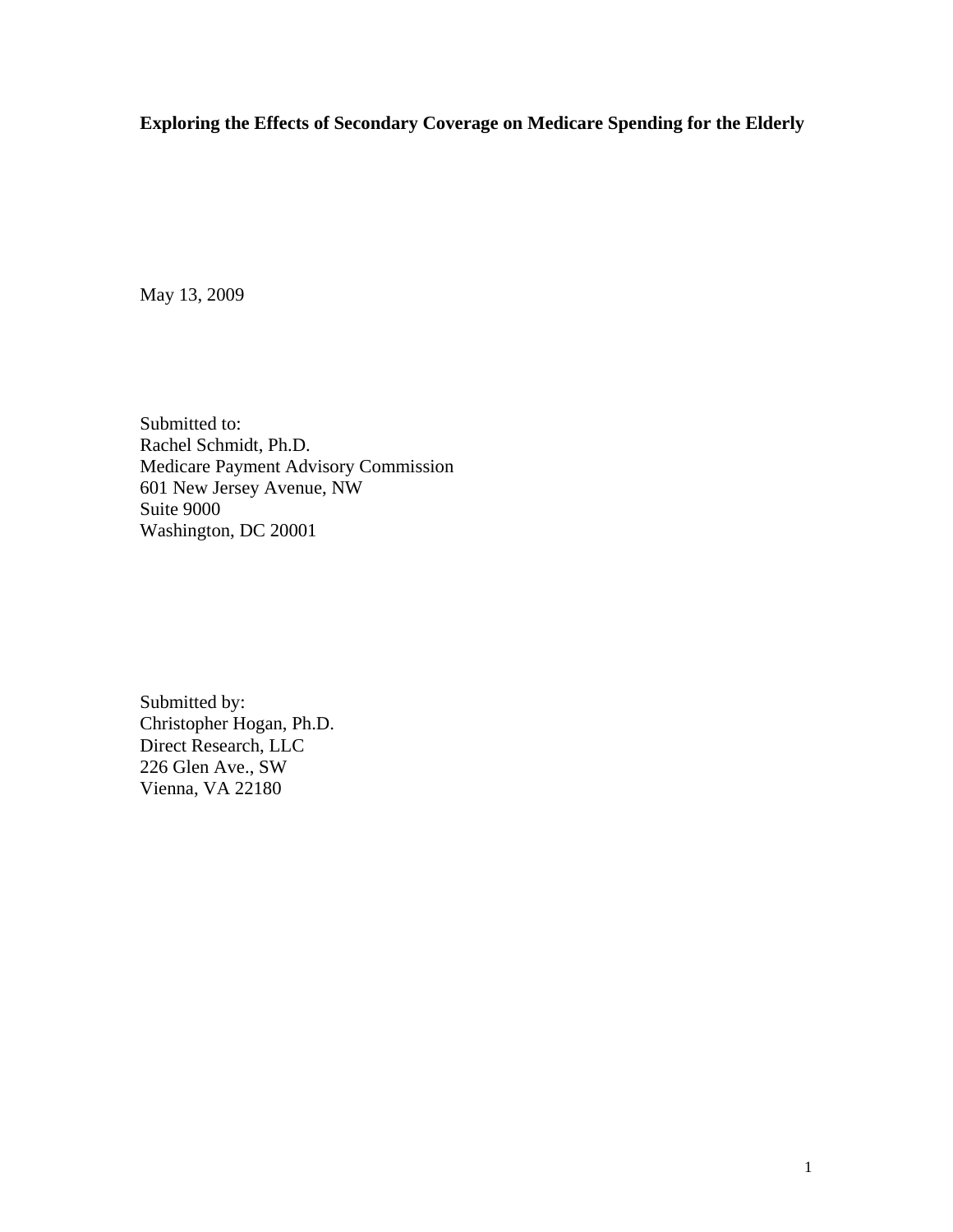**Exploring the Effects of Secondary Coverage on Medicare Spending for the Elderly**

May 13, 2009

Submitted to:
Rachel Schmidt, Ph.D.
Medicare Payment Advisory Commission
601 New Jersey Avenue, NW
Suite 9000
Washington, DC 20001

Submitted by:
Christopher Hogan, Ph.D.
Direct Research, LLC
226 Glen Ave., SW
Vienna, VA 22180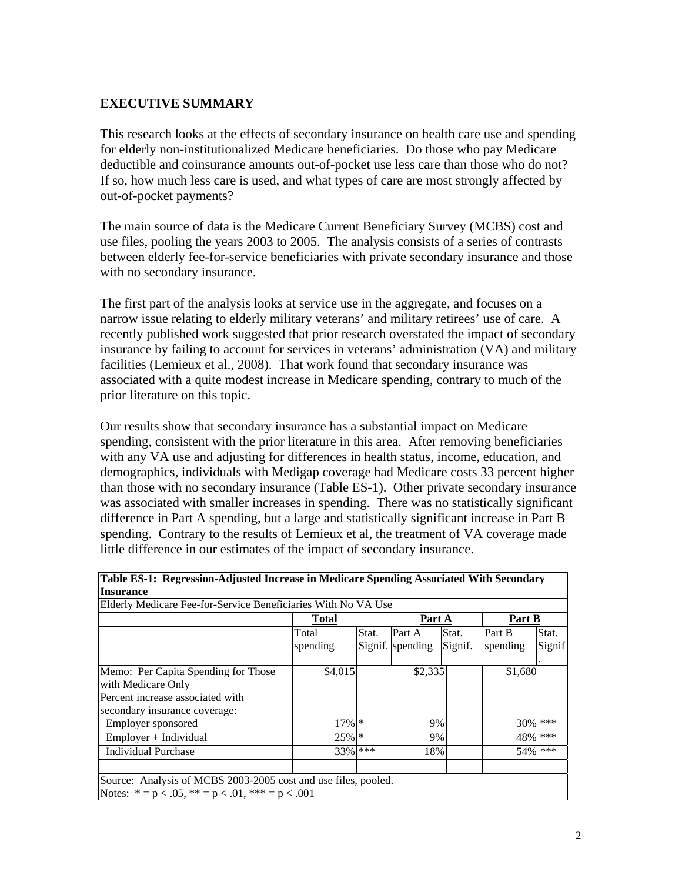## EXECUTIVE SUMMARY

This research looks at the effects of secondary insurance on health care use and spending for elderly non-institutionalized Medicare beneficiaries. Do those who pay Medicare deductible and coinsurance amounts out-of-pocket use less care than those who do not? If so, how much less care is used, and what types of care are most strongly affected by out-of-pocket payments?

The main source of data is the Medicare Current Beneficiary Survey (MCBS) cost and use files, pooling the years 2003 to 2005. The analysis consists of a series of contrasts between elderly fee-for-service beneficiaries with private secondary insurance and those with no secondary insurance.

The first part of the analysis looks at service use in the aggregate, and focuses on a narrow issue relating to elderly military veterans' and military retirees' use of care. A recently published work suggested that prior research overstated the impact of secondary insurance by failing to account for services in veterans' administration (VA) and military facilities (Lemieux et al., 2008). That work found that secondary insurance was associated with a quite modest increase in Medicare spending, contrary to much of the prior literature on this topic.

Our results show that secondary insurance has a substantial impact on Medicare spending, consistent with the prior literature in this area. After removing beneficiaries with any VA use and adjusting for differences in health status, income, education, and demographics, individuals with Medigap coverage had Medicare costs 33 percent higher than those with no secondary insurance (Table ES-1). Other private secondary insurance was associated with smaller increases in spending. There was no statistically significant difference in Part A spending, but a large and statistically significant increase in Part B spending. Contrary to the results of Lemieux et al, the treatment of VA coverage made little difference in our estimates of the impact of secondary insurance.

**Table ES-1: Regression-Adjusted Increase in Medicare Spending Associated With Secondary Insurance**

Elderly Medicare Fee-for-Service Beneficiaries With No VA Use

| | **Total** | | **Part A** | | **Part B** | |
|---|---|---|---|---|---|---|
| | Total spending | Stat. Signif. | Part A spending | Stat. Signif. | Part B spending | Stat. Signif. |
| Memo: Per Capita Spending for Those with Medicare Only | $4,015 | | $2,335 | | $1,680 | |
| Percent increase associated with secondary insurance coverage: | | | | | | |
| Employer sponsored | 17% | * | 9% | | 30% | *** |
| Employer + Individual | 25% | * | 9% | | 48% | *** |
| Individual Purchase | 33% | *** | 18% | | 54% | *** |

Source: Analysis of MCBS 2003-2005 cost and use files, pooled.
Notes: * = $p < .05$, ** = $p < .01$, *** = $p < .001$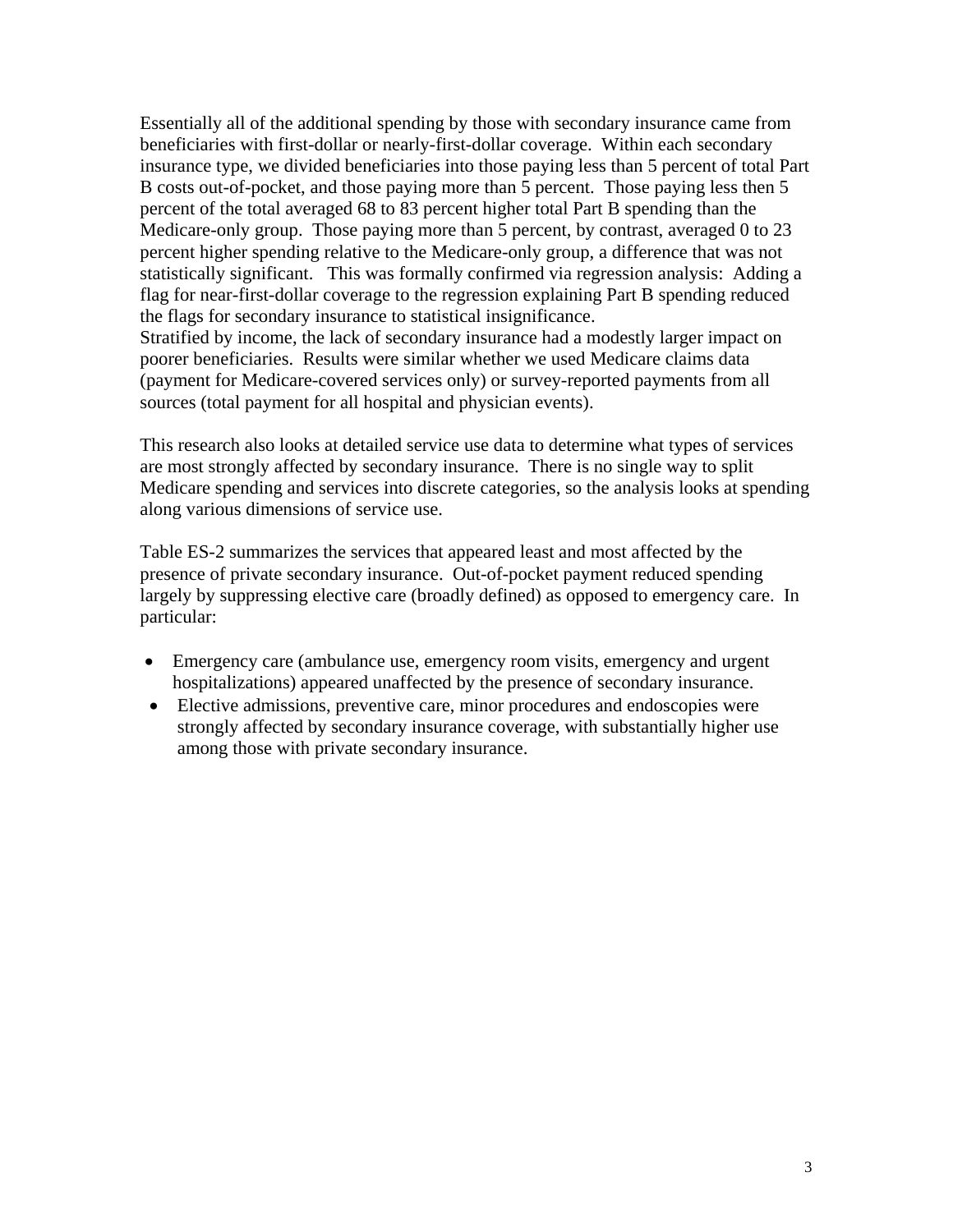Essentially all of the additional spending by those with secondary insurance came from beneficiaries with first-dollar or nearly-first-dollar coverage. Within each secondary insurance type, we divided beneficiaries into those paying less than 5 percent of total Part B costs out-of-pocket, and those paying more than 5 percent. Those paying less then 5 percent of the total averaged 68 to 83 percent higher total Part B spending than the Medicare-only group. Those paying more than 5 percent, by contrast, averaged 0 to 23 percent higher spending relative to the Medicare-only group, a difference that was not statistically significant. This was formally confirmed via regression analysis: Adding a flag for near-first-dollar coverage to the regression explaining Part B spending reduced the flags for secondary insurance to statistical insignificance.
Stratified by income, the lack of secondary insurance had a modestly larger impact on poorer beneficiaries. Results were similar whether we used Medicare claims data (payment for Medicare-covered services only) or survey-reported payments from all sources (total payment for all hospital and physician events).

This research also looks at detailed service use data to determine what types of services are most strongly affected by secondary insurance. There is no single way to split Medicare spending and services into discrete categories, so the analysis looks at spending along various dimensions of service use.

Table ES-2 summarizes the services that appeared least and most affected by the presence of private secondary insurance. Out-of-pocket payment reduced spending largely by suppressing elective care (broadly defined) as opposed to emergency care. In particular:

- Emergency care (ambulance use, emergency room visits, emergency and urgent hospitalizations) appeared unaffected by the presence of secondary insurance.
- Elective admissions, preventive care, minor procedures and endoscopies were strongly affected by secondary insurance coverage, with substantially higher use among those with private secondary insurance.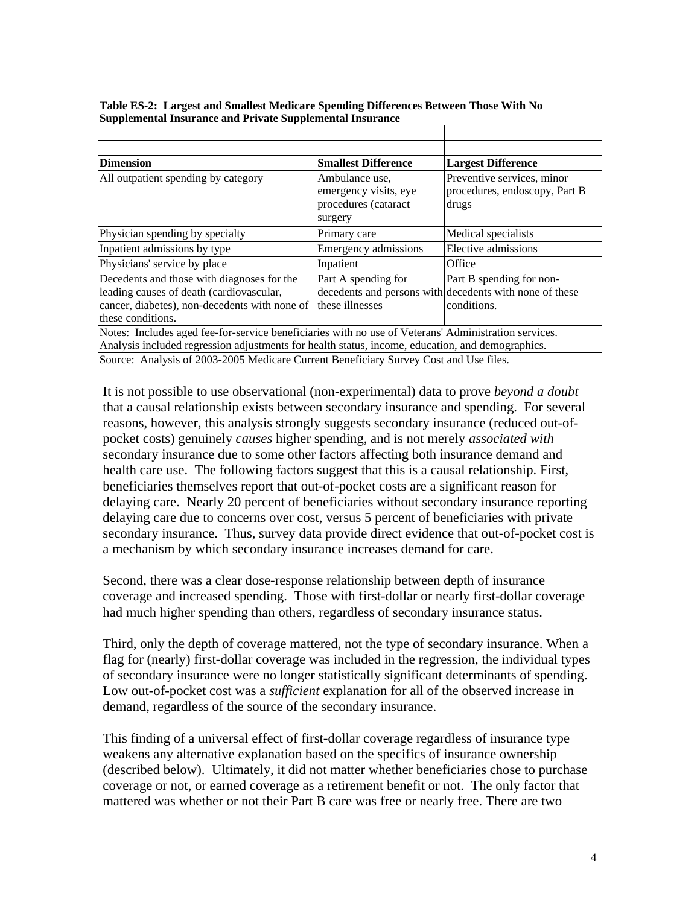**Table ES-2: Largest and Smallest Medicare Spending Differences Between Those With No Supplemental Insurance and Private Supplemental Insurance**

| Dimension | Smallest Difference | Largest Difference |
|---|---|---|
| All outpatient spending by category | Ambulance use, emergency visits, eye procedures (cataract surgery | Preventive services, minor procedures, endoscopy, Part B drugs |
| Physician spending by specialty | Primary care | Medical specialists |
| Inpatient admissions by type | Emergency admissions | Elective admissions |
| Physicians' service by place | Inpatient | Office |
| Decedents and those with diagnoses for the leading causes of death (cardiovascular, cancer, diabetes), non-decedents with none of these conditions. | Part A spending for decedents and persons with these illnesses | Part B spending for non-decedents with none of these conditions. |

Notes: Includes aged fee-for-service beneficiaries with no use of Veterans' Administration services. Analysis included regression adjustments for health status, income, education, and demographics.

Source: Analysis of 2003-2005 Medicare Current Beneficiary Survey Cost and Use files.

It is not possible to use observational (non-experimental) data to prove *beyond a doubt* that a causal relationship exists between secondary insurance and spending. For several reasons, however, this analysis strongly suggests secondary insurance (reduced out-of-pocket costs) genuinely *causes* higher spending, and is not merely *associated with* secondary insurance due to some other factors affecting both insurance demand and health care use. The following factors suggest that this is a causal relationship. First, beneficiaries themselves report that out-of-pocket costs are a significant reason for delaying care. Nearly 20 percent of beneficiaries without secondary insurance reporting delaying care due to concerns over cost, versus 5 percent of beneficiaries with private secondary insurance. Thus, survey data provide direct evidence that out-of-pocket cost is a mechanism by which secondary insurance increases demand for care.

Second, there was a clear dose-response relationship between depth of insurance coverage and increased spending. Those with first-dollar or nearly first-dollar coverage had much higher spending than others, regardless of secondary insurance status.

Third, only the depth of coverage mattered, not the type of secondary insurance. When a flag for (nearly) first-dollar coverage was included in the regression, the individual types of secondary insurance were no longer statistically significant determinants of spending. Low out-of-pocket cost was a *sufficient* explanation for all of the observed increase in demand, regardless of the source of the secondary insurance.

This finding of a universal effect of first-dollar coverage regardless of insurance type weakens any alternative explanation based on the specifics of insurance ownership (described below). Ultimately, it did not matter whether beneficiaries chose to purchase coverage or not, or earned coverage as a retirement benefit or not. The only factor that mattered was whether or not their Part B care was free or nearly free. There are two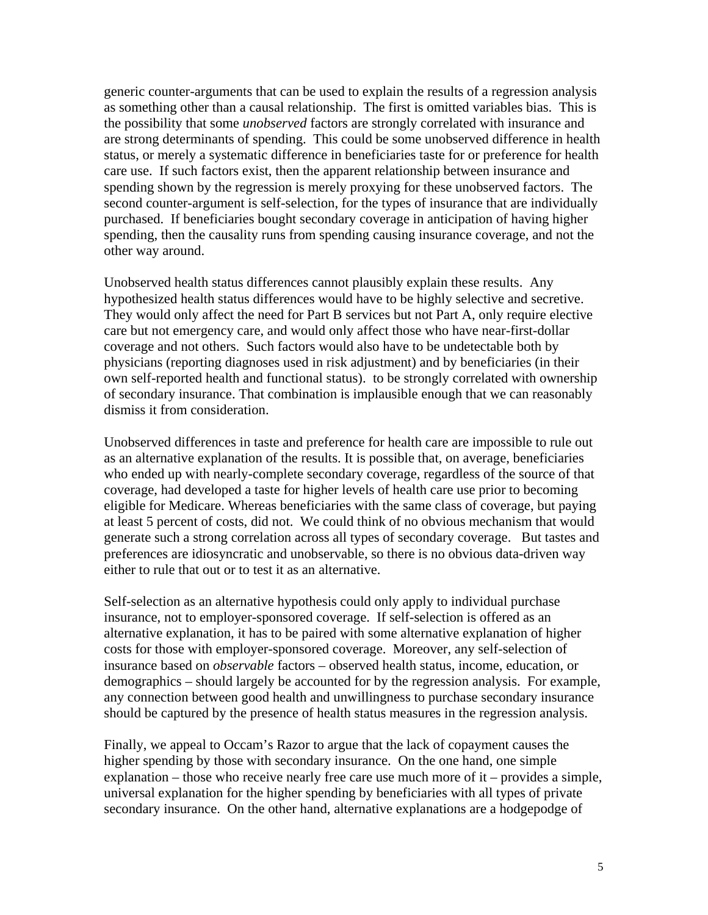generic counter-arguments that can be used to explain the results of a regression analysis as something other than a causal relationship. The first is omitted variables bias. This is the possibility that some *unobserved* factors are strongly correlated with insurance and are strong determinants of spending. This could be some unobserved difference in health status, or merely a systematic difference in beneficiaries taste for or preference for health care use. If such factors exist, then the apparent relationship between insurance and spending shown by the regression is merely proxying for these unobserved factors. The second counter-argument is self-selection, for the types of insurance that are individually purchased. If beneficiaries bought secondary coverage in anticipation of having higher spending, then the causality runs from spending causing insurance coverage, and not the other way around.

Unobserved health status differences cannot plausibly explain these results. Any hypothesized health status differences would have to be highly selective and secretive. They would only affect the need for Part B services but not Part A, only require elective care but not emergency care, and would only affect those who have near-first-dollar coverage and not others. Such factors would also have to be undetectable both by physicians (reporting diagnoses used in risk adjustment) and by beneficiaries (in their own self-reported health and functional status). to be strongly correlated with ownership of secondary insurance. That combination is implausible enough that we can reasonably dismiss it from consideration.

Unobserved differences in taste and preference for health care are impossible to rule out as an alternative explanation of the results. It is possible that, on average, beneficiaries who ended up with nearly-complete secondary coverage, regardless of the source of that coverage, had developed a taste for higher levels of health care use prior to becoming eligible for Medicare. Whereas beneficiaries with the same class of coverage, but paying at least 5 percent of costs, did not. We could think of no obvious mechanism that would generate such a strong correlation across all types of secondary coverage. But tastes and preferences are idiosyncratic and unobservable, so there is no obvious data-driven way either to rule that out or to test it as an alternative.

Self-selection as an alternative hypothesis could only apply to individual purchase insurance, not to employer-sponsored coverage. If self-selection is offered as an alternative explanation, it has to be paired with some alternative explanation of higher costs for those with employer-sponsored coverage. Moreover, any self-selection of insurance based on *observable* factors – observed health status, income, education, or demographics – should largely be accounted for by the regression analysis. For example, any connection between good health and unwillingness to purchase secondary insurance should be captured by the presence of health status measures in the regression analysis.

Finally, we appeal to Occam's Razor to argue that the lack of copayment causes the higher spending by those with secondary insurance. On the one hand, one simple explanation – those who receive nearly free care use much more of it – provides a simple, universal explanation for the higher spending by beneficiaries with all types of private secondary insurance. On the other hand, alternative explanations are a hodgepodge of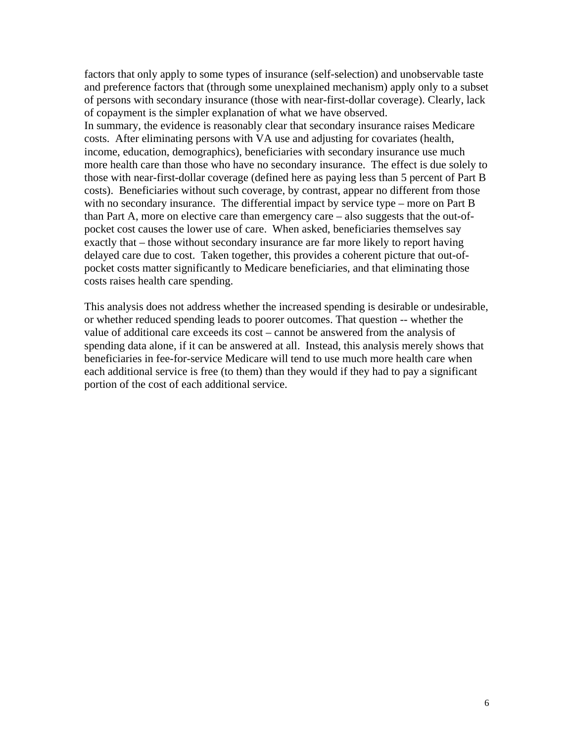factors that only apply to some types of insurance (self-selection) and unobservable taste and preference factors that (through some unexplained mechanism) apply only to a subset of persons with secondary insurance (those with near-first-dollar coverage). Clearly, lack of copayment is the simpler explanation of what we have observed.

In summary, the evidence is reasonably clear that secondary insurance raises Medicare costs. After eliminating persons with VA use and adjusting for covariates (health, income, education, demographics), beneficiaries with secondary insurance use much more health care than those who have no secondary insurance. The effect is due solely to those with near-first-dollar coverage (defined here as paying less than 5 percent of Part B costs). Beneficiaries without such coverage, by contrast, appear no different from those with no secondary insurance. The differential impact by service type – more on Part B than Part A, more on elective care than emergency care – also suggests that the out-of-pocket cost causes the lower use of care. When asked, beneficiaries themselves say exactly that – those without secondary insurance are far more likely to report having delayed care due to cost. Taken together, this provides a coherent picture that out-of-pocket costs matter significantly to Medicare beneficiaries, and that eliminating those costs raises health care spending.

This analysis does not address whether the increased spending is desirable or undesirable, or whether reduced spending leads to poorer outcomes. That question -- whether the value of additional care exceeds its cost – cannot be answered from the analysis of spending data alone, if it can be answered at all. Instead, this analysis merely shows that beneficiaries in fee-for-service Medicare will tend to use much more health care when each additional service is free (to them) than they would if they had to pay a significant portion of the cost of each additional service.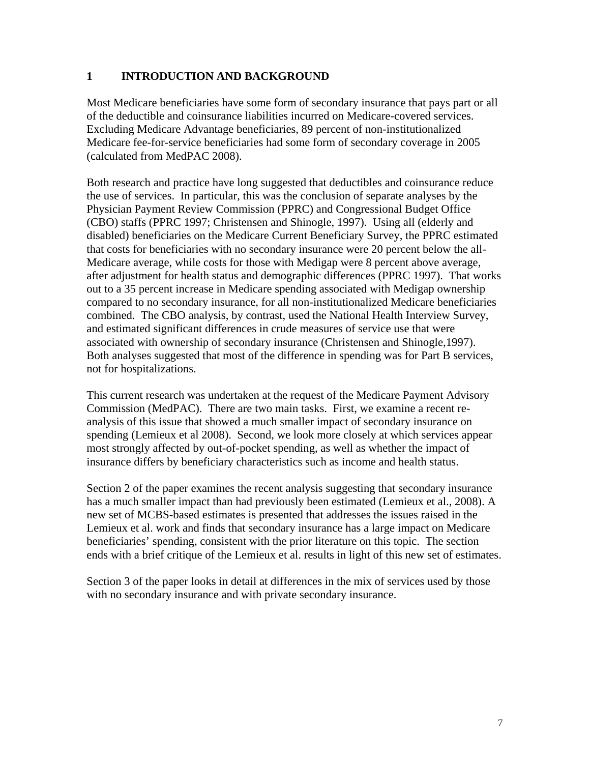# 1 INTRODUCTION AND BACKGROUND

Most Medicare beneficiaries have some form of secondary insurance that pays part or all of the deductible and coinsurance liabilities incurred on Medicare-covered services. Excluding Medicare Advantage beneficiaries, 89 percent of non-institutionalized Medicare fee-for-service beneficiaries had some form of secondary coverage in 2005 (calculated from MedPAC 2008).

Both research and practice have long suggested that deductibles and coinsurance reduce the use of services. In particular, this was the conclusion of separate analyses by the Physician Payment Review Commission (PPRC) and Congressional Budget Office (CBO) staffs (PPRC 1997; Christensen and Shinogle, 1997). Using all (elderly and disabled) beneficiaries on the Medicare Current Beneficiary Survey, the PPRC estimated that costs for beneficiaries with no secondary insurance were 20 percent below the all-Medicare average, while costs for those with Medigap were 8 percent above average, after adjustment for health status and demographic differences (PPRC 1997). That works out to a 35 percent increase in Medicare spending associated with Medigap ownership compared to no secondary insurance, for all non-institutionalized Medicare beneficiaries combined. The CBO analysis, by contrast, used the National Health Interview Survey, and estimated significant differences in crude measures of service use that were associated with ownership of secondary insurance (Christensen and Shinogle,1997). Both analyses suggested that most of the difference in spending was for Part B services, not for hospitalizations.

This current research was undertaken at the request of the Medicare Payment Advisory Commission (MedPAC). There are two main tasks. First, we examine a recent re-analysis of this issue that showed a much smaller impact of secondary insurance on spending (Lemieux et al 2008). Second, we look more closely at which services appear most strongly affected by out-of-pocket spending, as well as whether the impact of insurance differs by beneficiary characteristics such as income and health status.

Section 2 of the paper examines the recent analysis suggesting that secondary insurance has a much smaller impact than had previously been estimated (Lemieux et al., 2008). A new set of MCBS-based estimates is presented that addresses the issues raised in the Lemieux et al. work and finds that secondary insurance has a large impact on Medicare beneficiaries' spending, consistent with the prior literature on this topic. The section ends with a brief critique of the Lemieux et al. results in light of this new set of estimates.

Section 3 of the paper looks in detail at differences in the mix of services used by those with no secondary insurance and with private secondary insurance.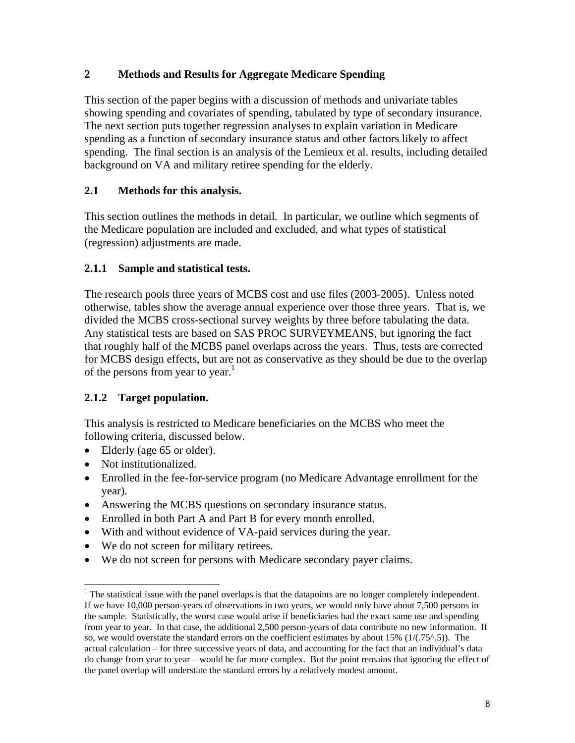## 2 Methods and Results for Aggregate Medicare Spending

This section of the paper begins with a discussion of methods and univariate tables showing spending and covariates of spending, tabulated by type of secondary insurance. The next section puts together regression analyses to explain variation in Medicare spending as a function of secondary insurance status and other factors likely to affect spending. The final section is an analysis of the Lemieux et al. results, including detailed background on VA and military retiree spending for the elderly.

### 2.1 Methods for this analysis.

This section outlines the methods in detail. In particular, we outline which segments of the Medicare population are included and excluded, and what types of statistical (regression) adjustments are made.

#### 2.1.1 Sample and statistical tests.

The research pools three years of MCBS cost and use files (2003-2005). Unless noted otherwise, tables show the average annual experience over those three years. That is, we divided the MCBS cross-sectional survey weights by three before tabulating the data. Any statistical tests are based on SAS PROC SURVEYMEANS, but ignoring the fact that roughly half of the MCBS panel overlaps across the years. Thus, tests are corrected for MCBS design effects, but are not as conservative as they should be due to the overlap of the persons from year to year.[1]

#### 2.1.2 Target population.

This analysis is restricted to Medicare beneficiaries on the MCBS who meet the following criteria, discussed below.

- Elderly (age 65 or older).
- Not institutionalized.
- Enrolled in the fee-for-service program (no Medicare Advantage enrollment for the year).
- Answering the MCBS questions on secondary insurance status.
- Enrolled in both Part A and Part B for every month enrolled.
- With and without evidence of VA-paid services during the year.
- We do not screen for military retirees.
- We do not screen for persons with Medicare secondary payer claims.

[1] The statistical issue with the panel overlaps is that the datapoints are no longer completely independent. If we have 10,000 person-years of observations in two years, we would only have about 7,500 persons in the sample. Statistically, the worst case would arise if beneficiaries had the exact same use and spending from year to year. In that case, the additional 2,500 person-years of data contribute no new information. If so, we would overstate the standard errors on the coefficient estimates by about 15% (1/(.75^.5)). The actual calculation – for three successive years of data, and accounting for the fact that an individual's data do change from year to year – would be far more complex. But the point remains that ignoring the effect of the panel overlap will understate the standard errors by a relatively modest amount.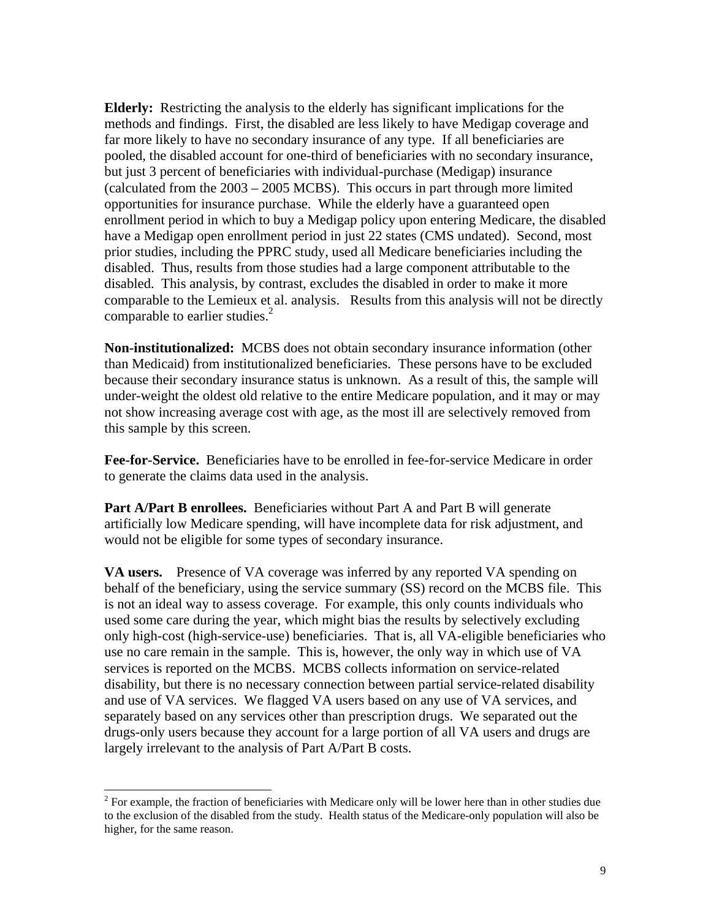**Elderly:** Restricting the analysis to the elderly has significant implications for the methods and findings. First, the disabled are less likely to have Medigap coverage and far more likely to have no secondary insurance of any type. If all beneficiaries are pooled, the disabled account for one-third of beneficiaries with no secondary insurance, but just 3 percent of beneficiaries with individual-purchase (Medigap) insurance (calculated from the 2003 – 2005 MCBS). This occurs in part through more limited opportunities for insurance purchase. While the elderly have a guaranteed open enrollment period in which to buy a Medigap policy upon entering Medicare, the disabled have a Medigap open enrollment period in just 22 states (CMS undated). Second, most prior studies, including the PPRC study, used all Medicare beneficiaries including the disabled. Thus, results from those studies had a large component attributable to the disabled. This analysis, by contrast, excludes the disabled in order to make it more comparable to the Lemieux et al. analysis. Results from this analysis will not be directly comparable to earlier studies.[2]

**Non-institutionalized:** MCBS does not obtain secondary insurance information (other than Medicaid) from institutionalized beneficiaries. These persons have to be excluded because their secondary insurance status is unknown. As a result of this, the sample will under-weight the oldest old relative to the entire Medicare population, and it may or may not show increasing average cost with age, as the most ill are selectively removed from this sample by this screen.

**Fee-for-Service.** Beneficiaries have to be enrolled in fee-for-service Medicare in order to generate the claims data used in the analysis.

**Part A/Part B enrollees.** Beneficiaries without Part A and Part B will generate artificially low Medicare spending, will have incomplete data for risk adjustment, and would not be eligible for some types of secondary insurance.

**VA users.** Presence of VA coverage was inferred by any reported VA spending on behalf of the beneficiary, using the service summary (SS) record on the MCBS file. This is not an ideal way to assess coverage. For example, this only counts individuals who used some care during the year, which might bias the results by selectively excluding only high-cost (high-service-use) beneficiaries. That is, all VA-eligible beneficiaries who use no care remain in the sample. This is, however, the only way in which use of VA services is reported on the MCBS. MCBS collects information on service-related disability, but there is no necessary connection between partial service-related disability and use of VA services. We flagged VA users based on any use of VA services, and separately based on any services other than prescription drugs. We separated out the drugs-only users because they account for a large portion of all VA users and drugs are largely irrelevant to the analysis of Part A/Part B costs.

[2] For example, the fraction of beneficiaries with Medicare only will be lower here than in other studies due to the exclusion of the disabled from the study. Health status of the Medicare-only population will also be higher, for the same reason.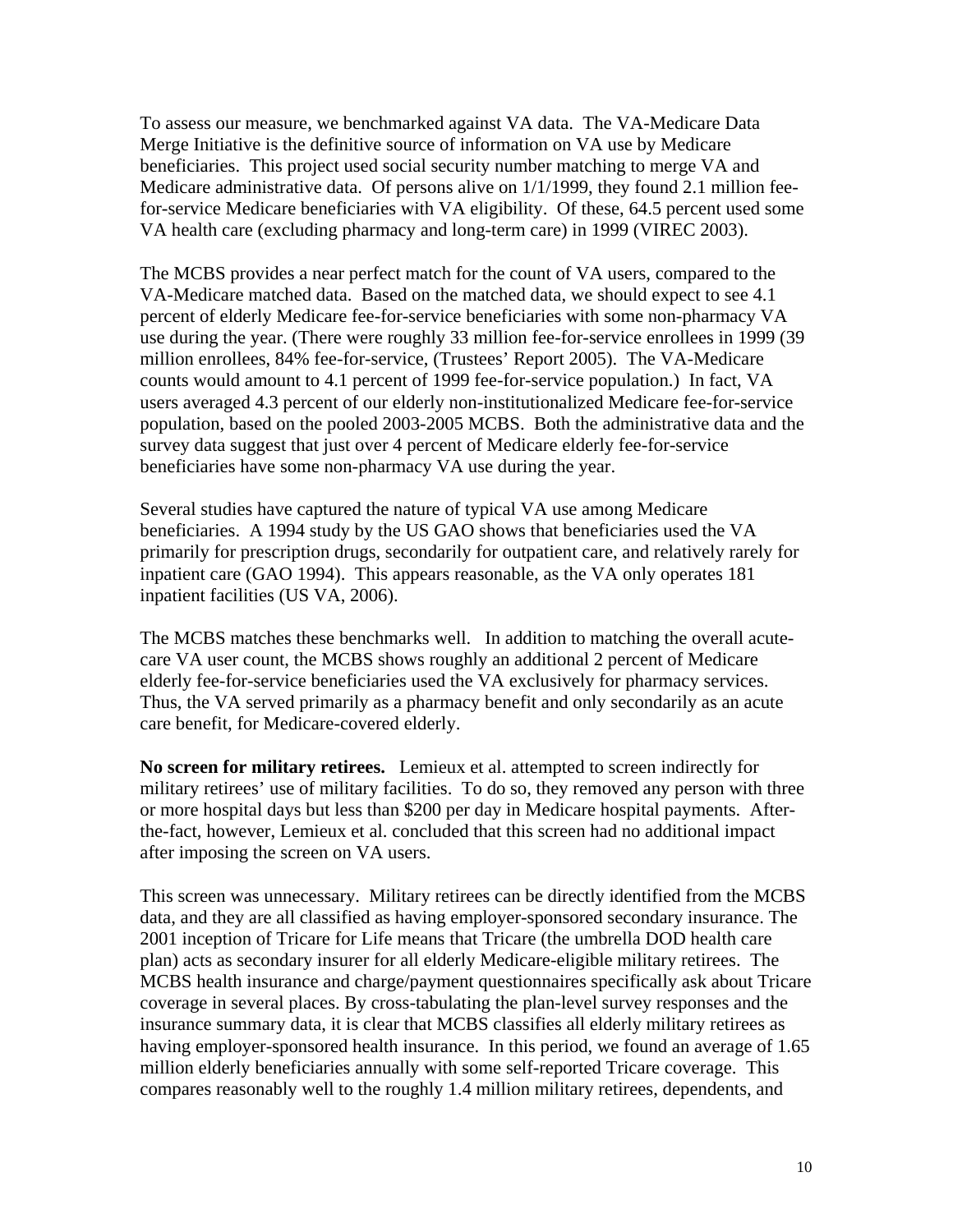To assess our measure, we benchmarked against VA data. The VA-Medicare Data Merge Initiative is the definitive source of information on VA use by Medicare beneficiaries. This project used social security number matching to merge VA and Medicare administrative data. Of persons alive on 1/1/1999, they found 2.1 million fee-for-service Medicare beneficiaries with VA eligibility. Of these, 64.5 percent used some VA health care (excluding pharmacy and long-term care) in 1999 (VIREC 2003).

The MCBS provides a near perfect match for the count of VA users, compared to the VA-Medicare matched data. Based on the matched data, we should expect to see 4.1 percent of elderly Medicare fee-for-service beneficiaries with some non-pharmacy VA use during the year. (There were roughly 33 million fee-for-service enrollees in 1999 (39 million enrollees, 84% fee-for-service, (Trustees' Report 2005). The VA-Medicare counts would amount to 4.1 percent of 1999 fee-for-service population.) In fact, VA users averaged 4.3 percent of our elderly non-institutionalized Medicare fee-for-service population, based on the pooled 2003-2005 MCBS. Both the administrative data and the survey data suggest that just over 4 percent of Medicare elderly fee-for-service beneficiaries have some non-pharmacy VA use during the year.

Several studies have captured the nature of typical VA use among Medicare beneficiaries. A 1994 study by the US GAO shows that beneficiaries used the VA primarily for prescription drugs, secondarily for outpatient care, and relatively rarely for inpatient care (GAO 1994). This appears reasonable, as the VA only operates 181 inpatient facilities (US VA, 2006).

The MCBS matches these benchmarks well. In addition to matching the overall acute-care VA user count, the MCBS shows roughly an additional 2 percent of Medicare elderly fee-for-service beneficiaries used the VA exclusively for pharmacy services. Thus, the VA served primarily as a pharmacy benefit and only secondarily as an acute care benefit, for Medicare-covered elderly.

**No screen for military retirees.** Lemieux et al. attempted to screen indirectly for military retirees' use of military facilities. To do so, they removed any person with three or more hospital days but less than $200 per day in Medicare hospital payments. After-the-fact, however, Lemieux et al. concluded that this screen had no additional impact after imposing the screen on VA users.

This screen was unnecessary. Military retirees can be directly identified from the MCBS data, and they are all classified as having employer-sponsored secondary insurance. The 2001 inception of Tricare for Life means that Tricare (the umbrella DOD health care plan) acts as secondary insurer for all elderly Medicare-eligible military retirees. The MCBS health insurance and charge/payment questionnaires specifically ask about Tricare coverage in several places. By cross-tabulating the plan-level survey responses and the insurance summary data, it is clear that MCBS classifies all elderly military retirees as having employer-sponsored health insurance. In this period, we found an average of 1.65 million elderly beneficiaries annually with some self-reported Tricare coverage. This compares reasonably well to the roughly 1.4 million military retirees, dependents, and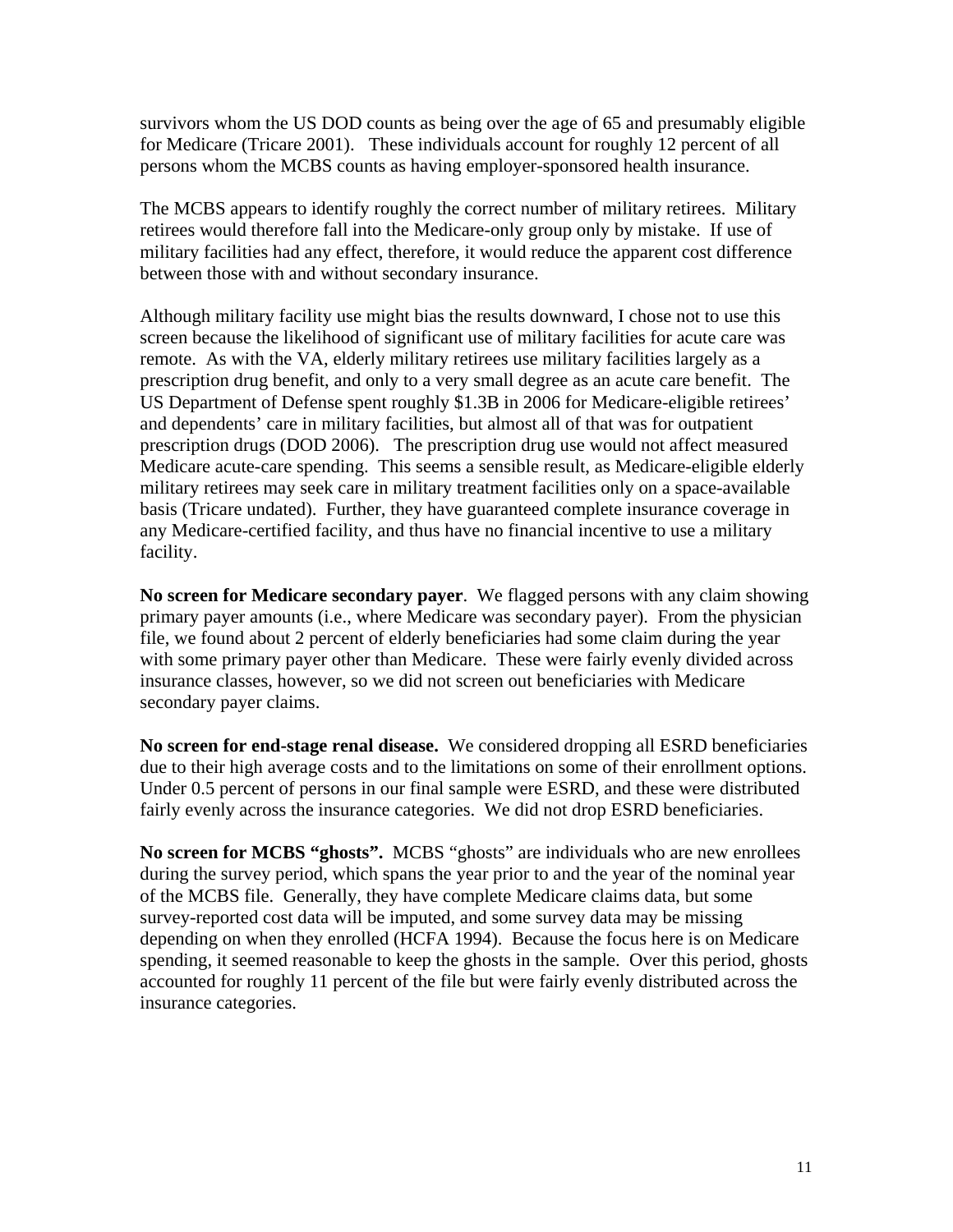survivors whom the US DOD counts as being over the age of 65 and presumably eligible for Medicare (Tricare 2001). These individuals account for roughly 12 percent of all persons whom the MCBS counts as having employer-sponsored health insurance.

The MCBS appears to identify roughly the correct number of military retirees. Military retirees would therefore fall into the Medicare-only group only by mistake. If use of military facilities had any effect, therefore, it would reduce the apparent cost difference between those with and without secondary insurance.

Although military facility use might bias the results downward, I chose not to use this screen because the likelihood of significant use of military facilities for acute care was remote. As with the VA, elderly military retirees use military facilities largely as a prescription drug benefit, and only to a very small degree as an acute care benefit. The US Department of Defense spent roughly $1.3B in 2006 for Medicare-eligible retirees' and dependents' care in military facilities, but almost all of that was for outpatient prescription drugs (DOD 2006). The prescription drug use would not affect measured Medicare acute-care spending. This seems a sensible result, as Medicare-eligible elderly military retirees may seek care in military treatment facilities only on a space-available basis (Tricare undated). Further, they have guaranteed complete insurance coverage in any Medicare-certified facility, and thus have no financial incentive to use a military facility.

**No screen for Medicare secondary payer**. We flagged persons with any claim showing primary payer amounts (i.e., where Medicare was secondary payer). From the physician file, we found about 2 percent of elderly beneficiaries had some claim during the year with some primary payer other than Medicare. These were fairly evenly divided across insurance classes, however, so we did not screen out beneficiaries with Medicare secondary payer claims.

**No screen for end-stage renal disease.** We considered dropping all ESRD beneficiaries due to their high average costs and to the limitations on some of their enrollment options. Under 0.5 percent of persons in our final sample were ESRD, and these were distributed fairly evenly across the insurance categories. We did not drop ESRD beneficiaries.

**No screen for MCBS "ghosts".** MCBS "ghosts" are individuals who are new enrollees during the survey period, which spans the year prior to and the year of the nominal year of the MCBS file. Generally, they have complete Medicare claims data, but some survey-reported cost data will be imputed, and some survey data may be missing depending on when they enrolled (HCFA 1994). Because the focus here is on Medicare spending, it seemed reasonable to keep the ghosts in the sample. Over this period, ghosts accounted for roughly 11 percent of the file but were fairly evenly distributed across the insurance categories.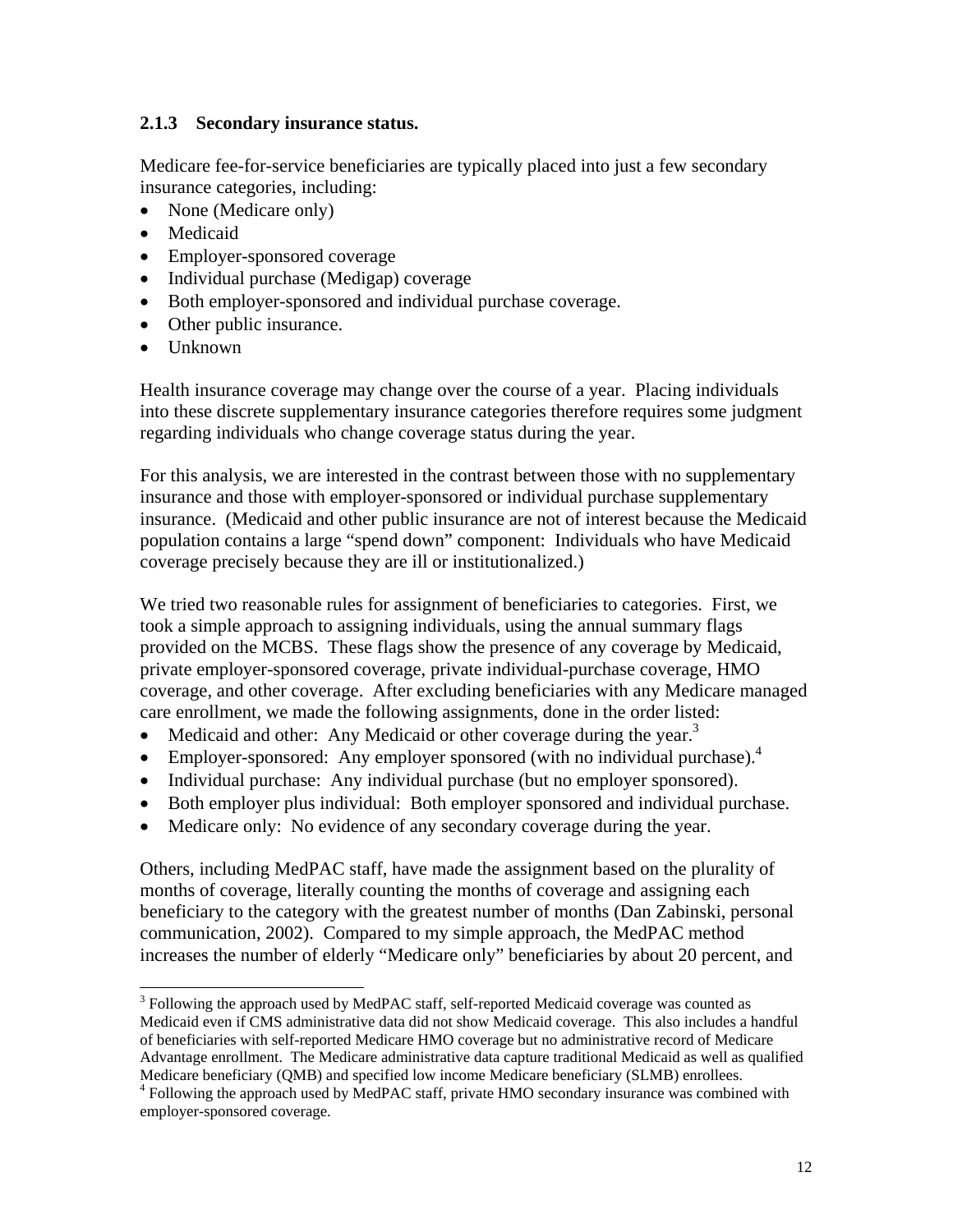### 2.1.3 Secondary insurance status.

Medicare fee-for-service beneficiaries are typically placed into just a few secondary insurance categories, including:

- None (Medicare only)
- Medicaid
- Employer-sponsored coverage
- Individual purchase (Medigap) coverage
- Both employer-sponsored and individual purchase coverage.
- Other public insurance.
- Unknown

Health insurance coverage may change over the course of a year. Placing individuals into these discrete supplementary insurance categories therefore requires some judgment regarding individuals who change coverage status during the year.

For this analysis, we are interested in the contrast between those with no supplementary insurance and those with employer-sponsored or individual purchase supplementary insurance. (Medicaid and other public insurance are not of interest because the Medicaid population contains a large "spend down" component: Individuals who have Medicaid coverage precisely because they are ill or institutionalized.)

We tried two reasonable rules for assignment of beneficiaries to categories. First, we took a simple approach to assigning individuals, using the annual summary flags provided on the MCBS. These flags show the presence of any coverage by Medicaid, private employer-sponsored coverage, private individual-purchase coverage, HMO coverage, and other coverage. After excluding beneficiaries with any Medicare managed care enrollment, we made the following assignments, done in the order listed:

- Medicaid and other: Any Medicaid or other coverage during the year.[3]
- Employer-sponsored: Any employer sponsored (with no individual purchase).[4]
- Individual purchase: Any individual purchase (but no employer sponsored).
- Both employer plus individual: Both employer sponsored and individual purchase.
- Medicare only: No evidence of any secondary coverage during the year.

Others, including MedPAC staff, have made the assignment based on the plurality of months of coverage, literally counting the months of coverage and assigning each beneficiary to the category with the greatest number of months (Dan Zabinski, personal communication, 2002). Compared to my simple approach, the MedPAC method increases the number of elderly "Medicare only" beneficiaries by about 20 percent, and

[3] Following the approach used by MedPAC staff, self-reported Medicaid coverage was counted as Medicaid even if CMS administrative data did not show Medicaid coverage. This also includes a handful of beneficiaries with self-reported Medicare HMO coverage but no administrative record of Medicare Advantage enrollment. The Medicare administrative data capture traditional Medicaid as well as qualified Medicare beneficiary (QMB) and specified low income Medicare beneficiary (SLMB) enrollees.

[4] Following the approach used by MedPAC staff, private HMO secondary insurance was combined with employer-sponsored coverage.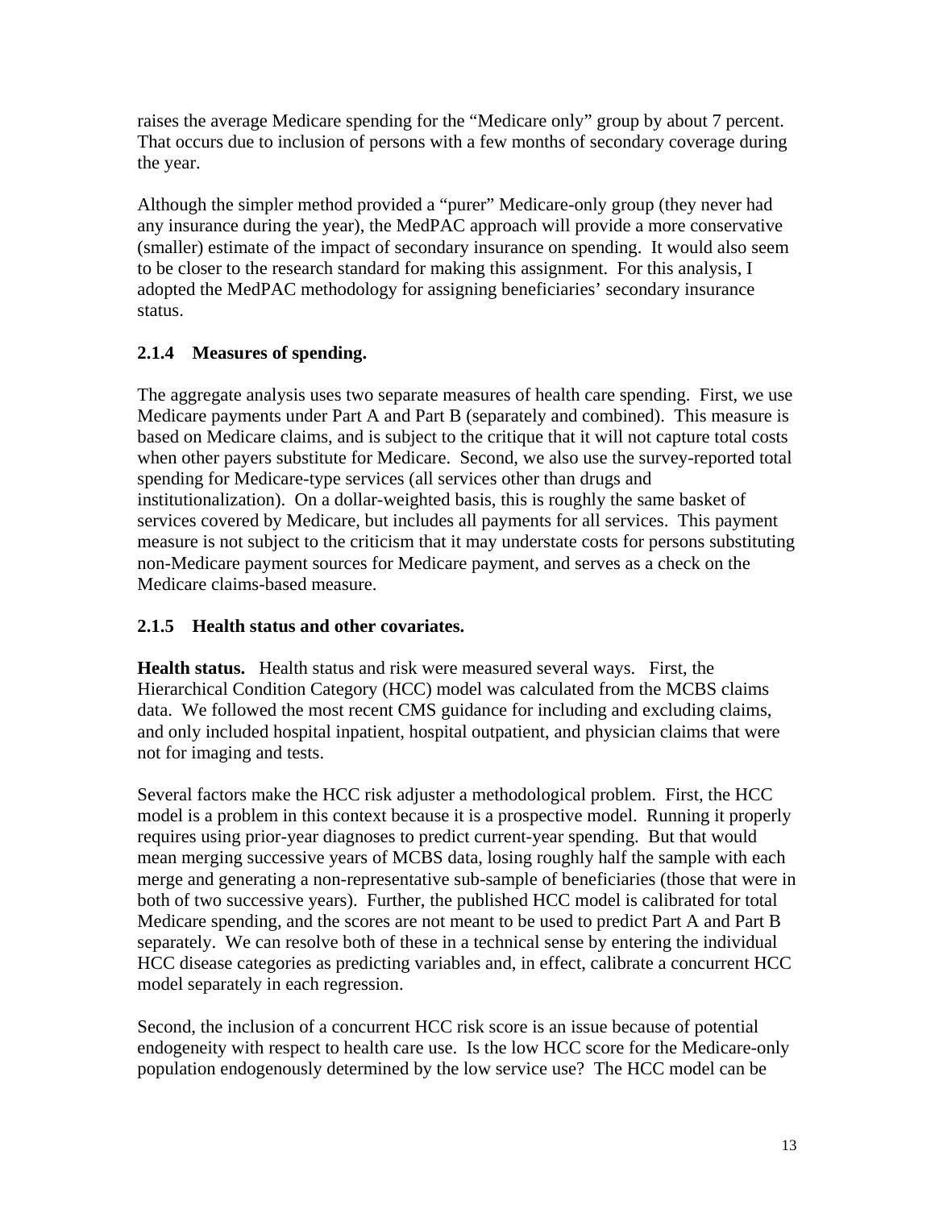raises the average Medicare spending for the "Medicare only" group by about 7 percent. That occurs due to inclusion of persons with a few months of secondary coverage during the year.

Although the simpler method provided a "purer" Medicare-only group (they never had any insurance during the year), the MedPAC approach will provide a more conservative (smaller) estimate of the impact of secondary insurance on spending. It would also seem to be closer to the research standard for making this assignment. For this analysis, I adopted the MedPAC methodology for assigning beneficiaries' secondary insurance status.

### 2.1.4 Measures of spending.

The aggregate analysis uses two separate measures of health care spending. First, we use Medicare payments under Part A and Part B (separately and combined). This measure is based on Medicare claims, and is subject to the critique that it will not capture total costs when other payers substitute for Medicare. Second, we also use the survey-reported total spending for Medicare-type services (all services other than drugs and institutionalization). On a dollar-weighted basis, this is roughly the same basket of services covered by Medicare, but includes all payments for all services. This payment measure is not subject to the criticism that it may understate costs for persons substituting non-Medicare payment sources for Medicare payment, and serves as a check on the Medicare claims-based measure.

### 2.1.5 Health status and other covariates.

**Health status.** Health status and risk were measured several ways. First, the Hierarchical Condition Category (HCC) model was calculated from the MCBS claims data. We followed the most recent CMS guidance for including and excluding claims, and only included hospital inpatient, hospital outpatient, and physician claims that were not for imaging and tests.

Several factors make the HCC risk adjuster a methodological problem. First, the HCC model is a problem in this context because it is a prospective model. Running it properly requires using prior-year diagnoses to predict current-year spending. But that would mean merging successive years of MCBS data, losing roughly half the sample with each merge and generating a non-representative sub-sample of beneficiaries (those that were in both of two successive years). Further, the published HCC model is calibrated for total Medicare spending, and the scores are not meant to be used to predict Part A and Part B separately. We can resolve both of these in a technical sense by entering the individual HCC disease categories as predicting variables and, in effect, calibrate a concurrent HCC model separately in each regression.

Second, the inclusion of a concurrent HCC risk score is an issue because of potential endogeneity with respect to health care use. Is the low HCC score for the Medicare-only population endogenously determined by the low service use? The HCC model can be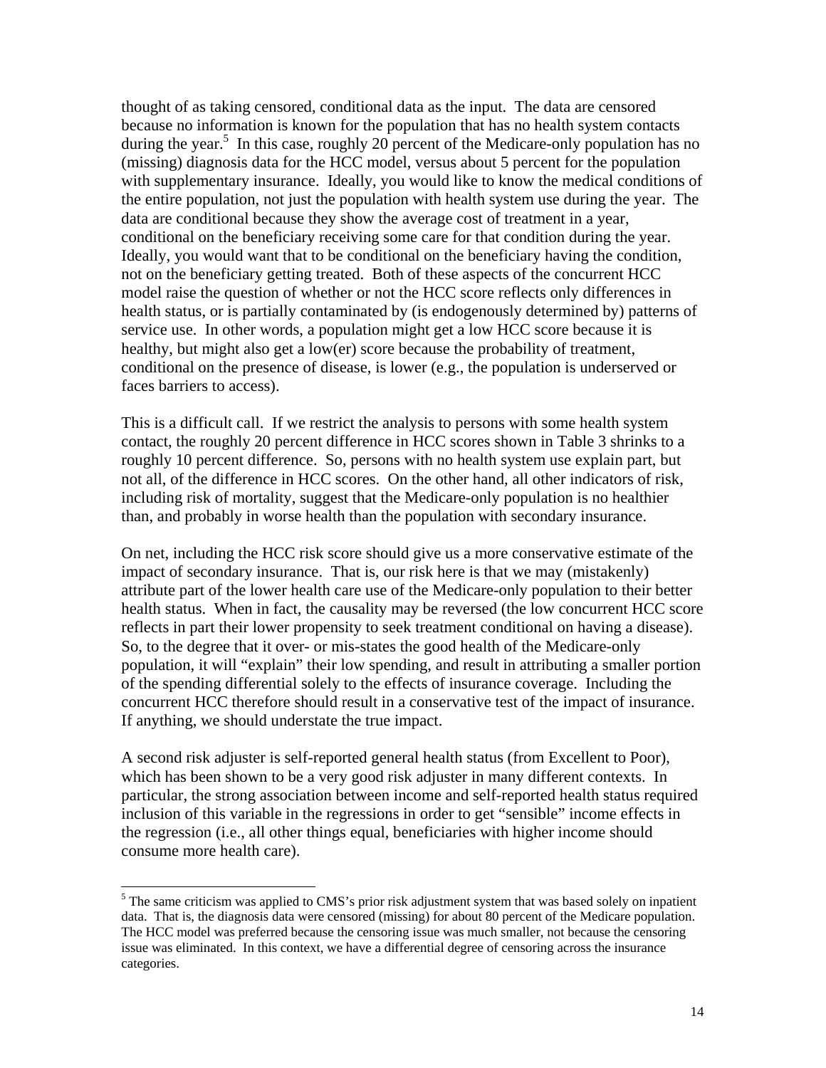thought of as taking censored, conditional data as the input. The data are censored because no information is known for the population that has no health system contacts during the year.[5] In this case, roughly 20 percent of the Medicare-only population has no (missing) diagnosis data for the HCC model, versus about 5 percent for the population with supplementary insurance. Ideally, you would like to know the medical conditions of the entire population, not just the population with health system use during the year. The data are conditional because they show the average cost of treatment in a year, conditional on the beneficiary receiving some care for that condition during the year. Ideally, you would want that to be conditional on the beneficiary having the condition, not on the beneficiary getting treated. Both of these aspects of the concurrent HCC model raise the question of whether or not the HCC score reflects only differences in health status, or is partially contaminated by (is endogenously determined by) patterns of service use. In other words, a population might get a low HCC score because it is healthy, but might also get a low(er) score because the probability of treatment, conditional on the presence of disease, is lower (e.g., the population is underserved or faces barriers to access).

This is a difficult call. If we restrict the analysis to persons with some health system contact, the roughly 20 percent difference in HCC scores shown in Table 3 shrinks to a roughly 10 percent difference. So, persons with no health system use explain part, but not all, of the difference in HCC scores. On the other hand, all other indicators of risk, including risk of mortality, suggest that the Medicare-only population is no healthier than, and probably in worse health than the population with secondary insurance.

On net, including the HCC risk score should give us a more conservative estimate of the impact of secondary insurance. That is, our risk here is that we may (mistakenly) attribute part of the lower health care use of the Medicare-only population to their better health status. When in fact, the causality may be reversed (the low concurrent HCC score reflects in part their lower propensity to seek treatment conditional on having a disease). So, to the degree that it over- or mis-states the good health of the Medicare-only population, it will "explain" their low spending, and result in attributing a smaller portion of the spending differential solely to the effects of insurance coverage. Including the concurrent HCC therefore should result in a conservative test of the impact of insurance. If anything, we should understate the true impact.

A second risk adjuster is self-reported general health status (from Excellent to Poor), which has been shown to be a very good risk adjuster in many different contexts. In particular, the strong association between income and self-reported health status required inclusion of this variable in the regressions in order to get "sensible" income effects in the regression (i.e., all other things equal, beneficiaries with higher income should consume more health care).

---

[5] The same criticism was applied to CMS's prior risk adjustment system that was based solely on inpatient data. That is, the diagnosis data were censored (missing) for about 80 percent of the Medicare population. The HCC model was preferred because the censoring issue was much smaller, not because the censoring issue was eliminated. In this context, we have a differential degree of censoring across the insurance categories.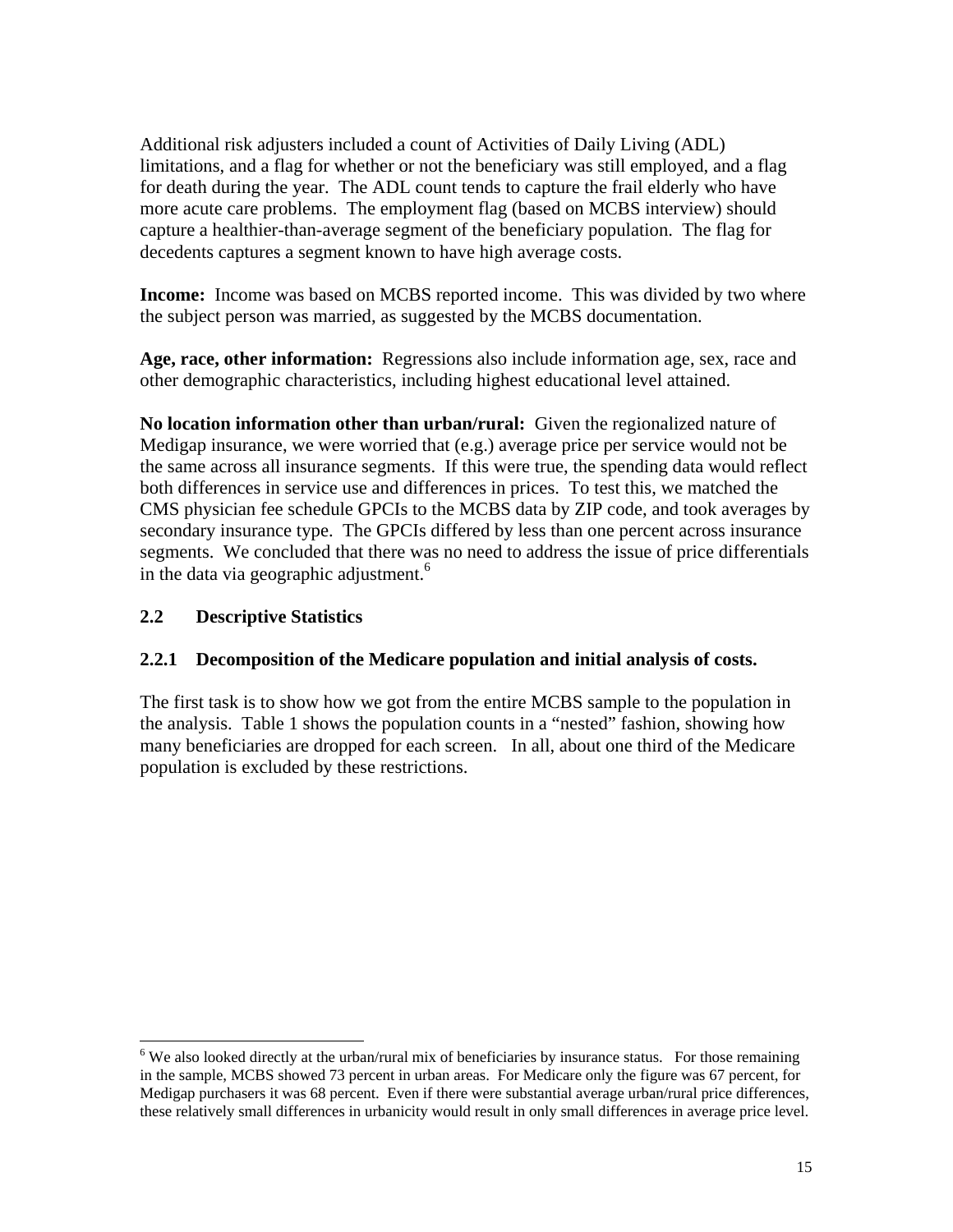Additional risk adjusters included a count of Activities of Daily Living (ADL) limitations, and a flag for whether or not the beneficiary was still employed, and a flag for death during the year. The ADL count tends to capture the frail elderly who have more acute care problems. The employment flag (based on MCBS interview) should capture a healthier-than-average segment of the beneficiary population. The flag for decedents captures a segment known to have high average costs.

**Income:** Income was based on MCBS reported income. This was divided by two where the subject person was married, as suggested by the MCBS documentation.

**Age, race, other information:** Regressions also include information age, sex, race and other demographic characteristics, including highest educational level attained.

**No location information other than urban/rural:** Given the regionalized nature of Medigap insurance, we were worried that (e.g.) average price per service would not be the same across all insurance segments. If this were true, the spending data would reflect both differences in service use and differences in prices. To test this, we matched the CMS physician fee schedule GPCIs to the MCBS data by ZIP code, and took averages by secondary insurance type. The GPCIs differed by less than one percent across insurance segments. We concluded that there was no need to address the issue of price differentials in the data via geographic adjustment.[6]

## 2.2 Descriptive Statistics

### 2.2.1 Decomposition of the Medicare population and initial analysis of costs.

The first task is to show how we got from the entire MCBS sample to the population in the analysis. Table 1 shows the population counts in a "nested" fashion, showing how many beneficiaries are dropped for each screen. In all, about one third of the Medicare population is excluded by these restrictions.

---

[6] We also looked directly at the urban/rural mix of beneficiaries by insurance status. For those remaining in the sample, MCBS showed 73 percent in urban areas. For Medicare only the figure was 67 percent, for Medigap purchasers it was 68 percent. Even if there were substantial average urban/rural price differences, these relatively small differences in urbanicity would result in only small differences in average price level.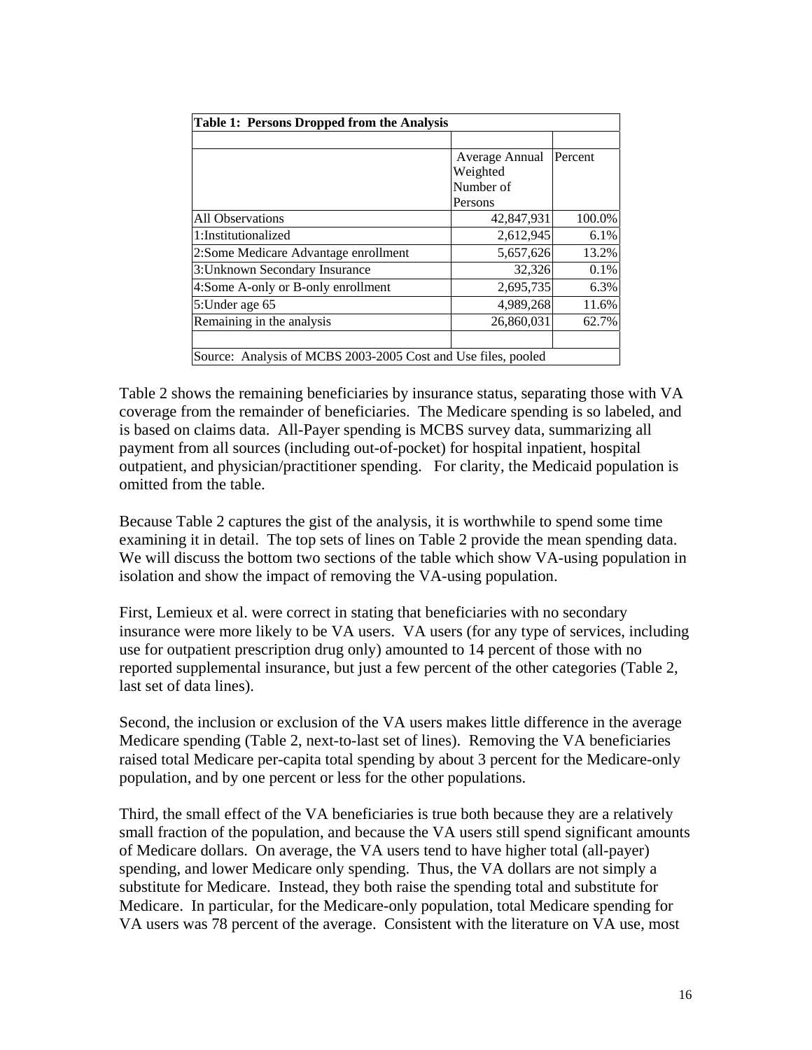| Table 1: Persons Dropped from the Analysis | | |
|---|---|---|
| | | |
| | Average Annual Weighted Number of Persons | Percent |
| All Observations | 42,847,931 | 100.0% |
| 1:Institutionalized | 2,612,945 | 6.1% |
| 2:Some Medicare Advantage enrollment | 5,657,626 | 13.2% |
| 3:Unknown Secondary Insurance | 32,326 | 0.1% |
| 4:Some A-only or B-only enrollment | 2,695,735 | 6.3% |
| 5:Under age 65 | 4,989,268 | 11.6% |
| Remaining in the analysis | 26,860,031 | 62.7% |
| | | |
| Source: Analysis of MCBS 2003-2005 Cost and Use files, pooled | | |

Table 2 shows the remaining beneficiaries by insurance status, separating those with VA coverage from the remainder of beneficiaries. The Medicare spending is so labeled, and is based on claims data. All-Payer spending is MCBS survey data, summarizing all payment from all sources (including out-of-pocket) for hospital inpatient, hospital outpatient, and physician/practitioner spending. For clarity, the Medicaid population is omitted from the table.

Because Table 2 captures the gist of the analysis, it is worthwhile to spend some time examining it in detail. The top sets of lines on Table 2 provide the mean spending data. We will discuss the bottom two sections of the table which show VA-using population in isolation and show the impact of removing the VA-using population.

First, Lemieux et al. were correct in stating that beneficiaries with no secondary insurance were more likely to be VA users. VA users (for any type of services, including use for outpatient prescription drug only) amounted to 14 percent of those with no reported supplemental insurance, but just a few percent of the other categories (Table 2, last set of data lines).

Second, the inclusion or exclusion of the VA users makes little difference in the average Medicare spending (Table 2, next-to-last set of lines). Removing the VA beneficiaries raised total Medicare per-capita total spending by about 3 percent for the Medicare-only population, and by one percent or less for the other populations.

Third, the small effect of the VA beneficiaries is true both because they are a relatively small fraction of the population, and because the VA users still spend significant amounts of Medicare dollars. On average, the VA users tend to have higher total (all-payer) spending, and lower Medicare only spending. Thus, the VA dollars are not simply a substitute for Medicare. Instead, they both raise the spending total and substitute for Medicare. In particular, for the Medicare-only population, total Medicare spending for VA users was 78 percent of the average. Consistent with the literature on VA use, most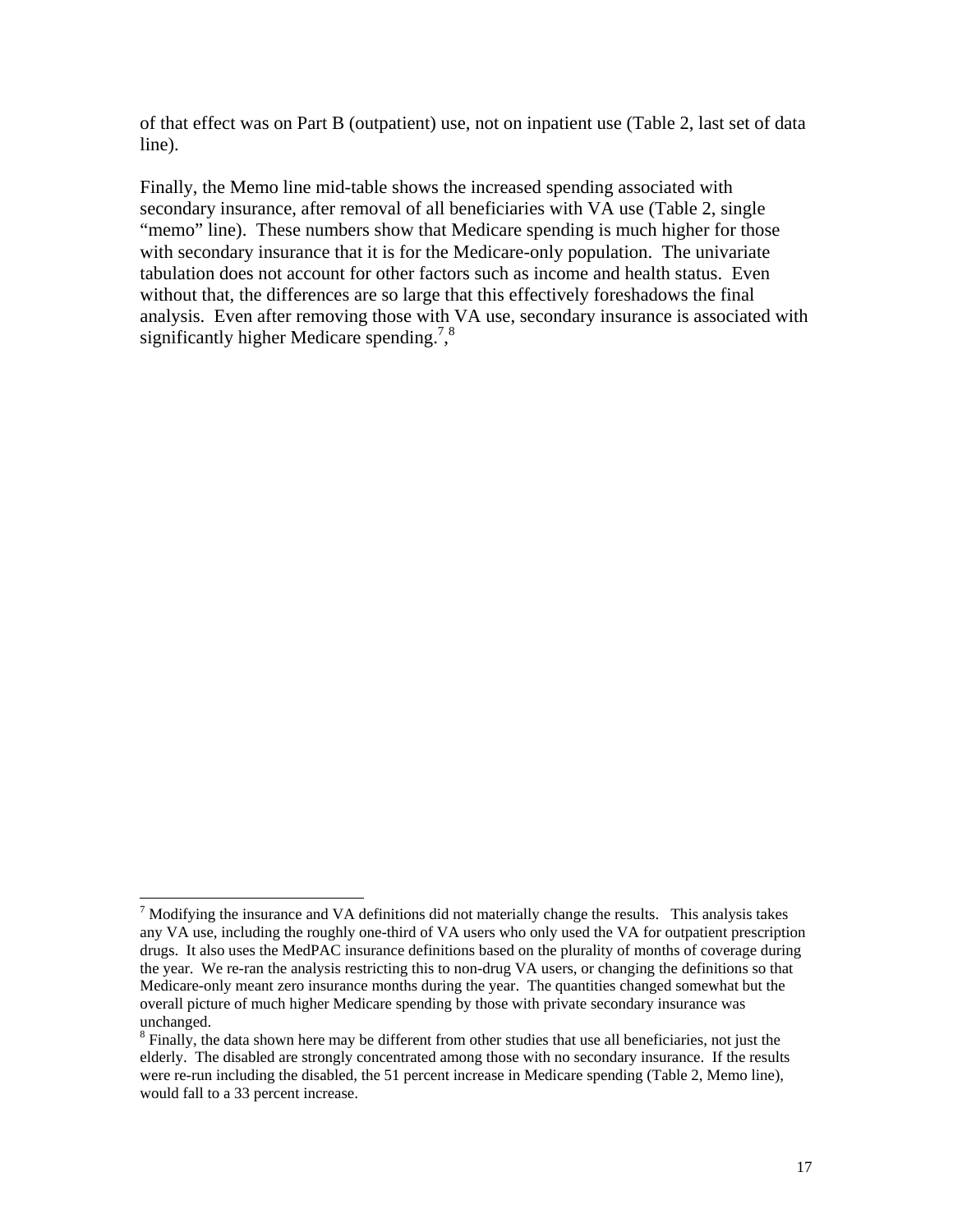of that effect was on Part B (outpatient) use, not on inpatient use (Table 2, last set of data line).

Finally, the Memo line mid-table shows the increased spending associated with secondary insurance, after removal of all beneficiaries with VA use (Table 2, single "memo" line). These numbers show that Medicare spending is much higher for those with secondary insurance that it is for the Medicare-only population. The univariate tabulation does not account for other factors such as income and health status. Even without that, the differences are so large that this effectively foreshadows the final analysis. Even after removing those with VA use, secondary insurance is associated with significantly higher Medicare spending.[7],[8]

---

[7] Modifying the insurance and VA definitions did not materially change the results. This analysis takes any VA use, including the roughly one-third of VA users who only used the VA for outpatient prescription drugs. It also uses the MedPAC insurance definitions based on the plurality of months of coverage during the year. We re-ran the analysis restricting this to non-drug VA users, or changing the definitions so that Medicare-only meant zero insurance months during the year. The quantities changed somewhat but the overall picture of much higher Medicare spending by those with private secondary insurance was unchanged.

[8] Finally, the data shown here may be different from other studies that use all beneficiaries, not just the elderly. The disabled are strongly concentrated among those with no secondary insurance. If the results were re-run including the disabled, the 51 percent increase in Medicare spending (Table 2, Memo line), would fall to a 33 percent increase.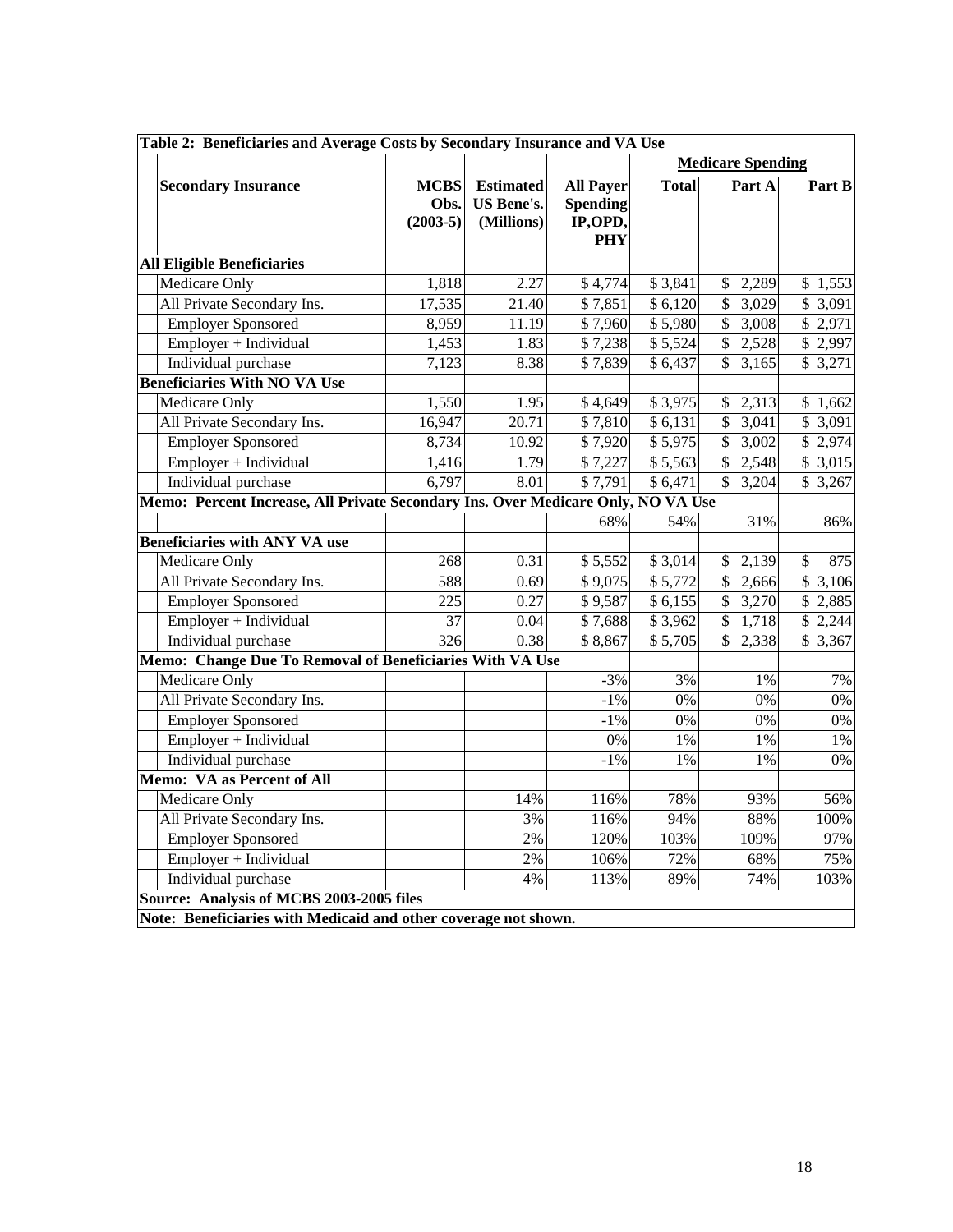**Table 2: Beneficiaries and Average Costs by Secondary Insurance and VA Use**

| Secondary Insurance | MCBS Obs. (2003-5) | Estimated US Bene's. (Millions) | All Payer Spending IP,OPD, PHY | Medicare Spending Total | Part A | Part B |
|---|---|---|---|---|---|---|
| **All Eligible Beneficiaries** | | | | | | |
| Medicare Only | 1,818 | 2.27 | $ 4,774 | $ 3,841 | $ 2,289 | $ 1,553 |
| All Private Secondary Ins. | 17,535 | 21.40 | $ 7,851 | $ 6,120 | $ 3,029 | $ 3,091 |
| Employer Sponsored | 8,959 | 11.19 | $ 7,960 | $ 5,980 | $ 3,008 | $ 2,971 |
| Employer + Individual | 1,453 | 1.83 | $ 7,238 | $ 5,524 | $ 2,528 | $ 2,997 |
| Individual purchase | 7,123 | 8.38 | $ 7,839 | $ 6,437 | $ 3,165 | $ 3,271 |
| **Beneficiaries With NO VA Use** | | | | | | |
| Medicare Only | 1,550 | 1.95 | $ 4,649 | $ 3,975 | $ 2,313 | $ 1,662 |
| All Private Secondary Ins. | 16,947 | 20.71 | $ 7,810 | $ 6,131 | $ 3,041 | $ 3,091 |
| Employer Sponsored | 8,734 | 10.92 | $ 7,920 | $ 5,975 | $ 3,002 | $ 2,974 |
| Employer + Individual | 1,416 | 1.79 | $ 7,227 | $ 5,563 | $ 2,548 | $ 3,015 |
| Individual purchase | 6,797 | 8.01 | $ 7,791 | $ 6,471 | $ 3,204 | $ 3,267 |
| **Memo: Percent Increase, All Private Secondary Ins. Over Medicare Only, NO VA Use** | | | | | | |
| | | | 68% | 54% | 31% | 86% |
| **Beneficiaries with ANY VA use** | | | | | | |
| Medicare Only | 268 | 0.31 | $ 5,552 | $ 3,014 | $ 2,139 | $ 875 |
| All Private Secondary Ins. | 588 | 0.69 | $ 9,075 | $ 5,772 | $ 2,666 | $ 3,106 |
| Employer Sponsored | 225 | 0.27 | $ 9,587 | $ 6,155 | $ 3,270 | $ 2,885 |
| Employer + Individual | 37 | 0.04 | $ 7,688 | $ 3,962 | $ 1,718 | $ 2,244 |
| Individual purchase | 326 | 0.38 | $ 8,867 | $ 5,705 | $ 2,338 | $ 3,367 |
| **Memo: Change Due To Removal of Beneficiaries With VA Use** | | | | | | |
| Medicare Only | | | -3% | 3% | 1% | 7% |
| All Private Secondary Ins. | | | -1% | 0% | 0% | 0% |
| Employer Sponsored | | | -1% | 0% | 0% | 0% |
| Employer + Individual | | | 0% | 1% | 1% | 1% |
| Individual purchase | | | -1% | 1% | 1% | 0% |
| **Memo: VA as Percent of All** | | | | | | |
| Medicare Only | | 14% | 116% | 78% | 93% | 56% |
| All Private Secondary Ins. | | 3% | 116% | 94% | 88% | 100% |
| Employer Sponsored | | 2% | 120% | 103% | 109% | 97% |
| Employer + Individual | | 2% | 106% | 72% | 68% | 75% |
| Individual purchase | | 4% | 113% | 89% | 74% | 103% |

**Source: Analysis of MCBS 2003-2005 files**

**Note: Beneficiaries with Medicaid and other coverage not shown.**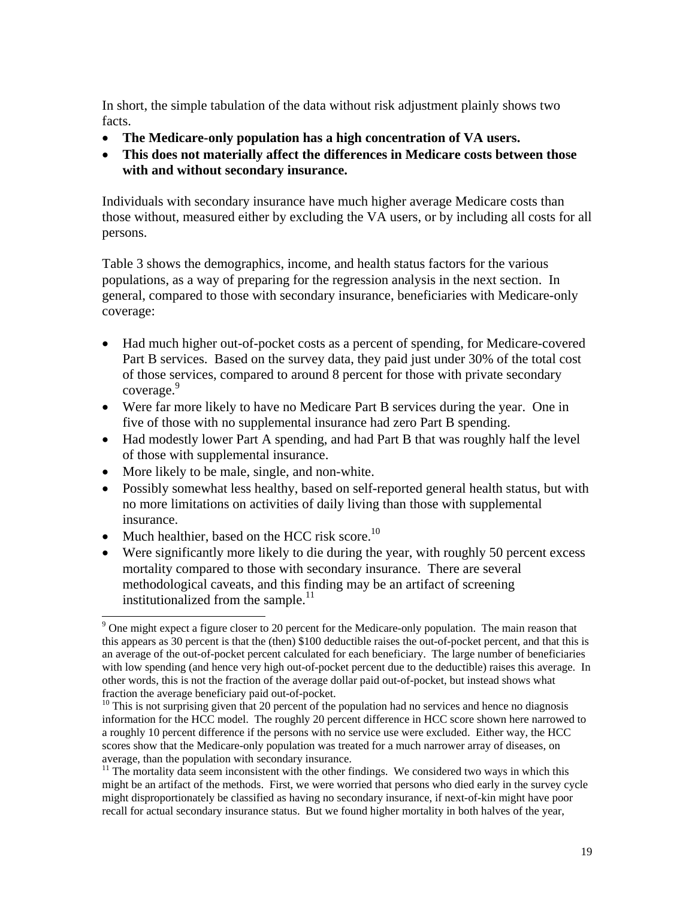In short, the simple tabulation of the data without risk adjustment plainly shows two facts.

- **The Medicare-only population has a high concentration of VA users.**
- **This does not materially affect the differences in Medicare costs between those with and without secondary insurance.**

Individuals with secondary insurance have much higher average Medicare costs than those without, measured either by excluding the VA users, or by including all costs for all persons.

Table 3 shows the demographics, income, and health status factors for the various populations, as a way of preparing for the regression analysis in the next section. In general, compared to those with secondary insurance, beneficiaries with Medicare-only coverage:

- Had much higher out-of-pocket costs as a percent of spending, for Medicare-covered Part B services. Based on the survey data, they paid just under 30% of the total cost of those services, compared to around 8 percent for those with private secondary coverage.[9]
- Were far more likely to have no Medicare Part B services during the year. One in five of those with no supplemental insurance had zero Part B spending.
- Had modestly lower Part A spending, and had Part B that was roughly half the level of those with supplemental insurance.
- More likely to be male, single, and non-white.
- Possibly somewhat less healthy, based on self-reported general health status, but with no more limitations on activities of daily living than those with supplemental insurance.
- Much healthier, based on the HCC risk score.[10]
- Were significantly more likely to die during the year, with roughly 50 percent excess mortality compared to those with secondary insurance. There are several methodological caveats, and this finding may be an artifact of screening institutionalized from the sample.[11]

---

[9] One might expect a figure closer to 20 percent for the Medicare-only population. The main reason that this appears as 30 percent is that the (then) $100 deductible raises the out-of-pocket percent, and that this is an average of the out-of-pocket percent calculated for each beneficiary. The large number of beneficiaries with low spending (and hence very high out-of-pocket percent due to the deductible) raises this average. In other words, this is not the fraction of the average dollar paid out-of-pocket, but instead shows what fraction the average beneficiary paid out-of-pocket.

[10] This is not surprising given that 20 percent of the population had no services and hence no diagnosis information for the HCC model. The roughly 20 percent difference in HCC score shown here narrowed to a roughly 10 percent difference if the persons with no service use were excluded. Either way, the HCC scores show that the Medicare-only population was treated for a much narrower array of diseases, on average, than the population with secondary insurance.

[11] The mortality data seem inconsistent with the other findings. We considered two ways in which this might be an artifact of the methods. First, we were worried that persons who died early in the survey cycle might disproportionately be classified as having no secondary insurance, if next-of-kin might have poor recall for actual secondary insurance status. But we found higher mortality in both halves of the year,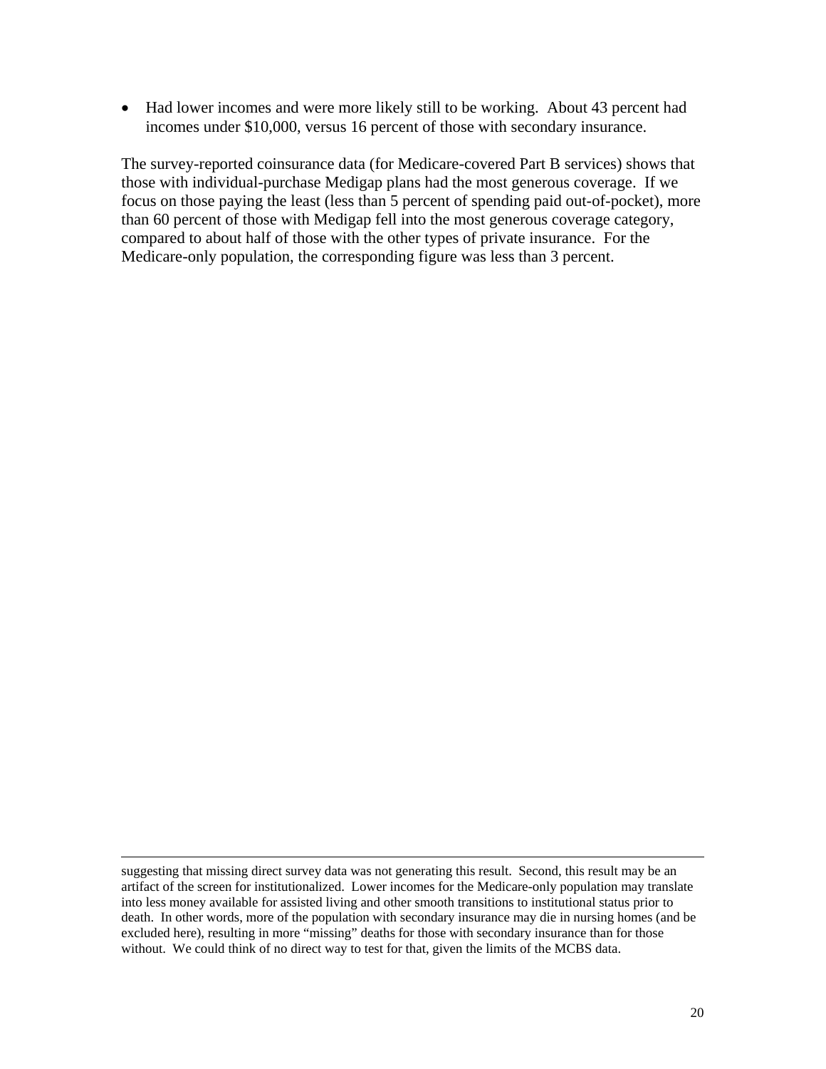- Had lower incomes and were more likely still to be working. About 43 percent had incomes under \$10,000, versus 16 percent of those with secondary insurance.

The survey-reported coinsurance data (for Medicare-covered Part B services) shows that those with individual-purchase Medigap plans had the most generous coverage. If we focus on those paying the least (less than 5 percent of spending paid out-of-pocket), more than 60 percent of those with Medigap fell into the most generous coverage category, compared to about half of those with the other types of private insurance. For the Medicare-only population, the corresponding figure was less than 3 percent.

---

suggesting that missing direct survey data was not generating this result. Second, this result may be an artifact of the screen for institutionalized. Lower incomes for the Medicare-only population may translate into less money available for assisted living and other smooth transitions to institutional status prior to death. In other words, more of the population with secondary insurance may die in nursing homes (and be excluded here), resulting in more "missing" deaths for those with secondary insurance than for those without. We could think of no direct way to test for that, given the limits of the MCBS data.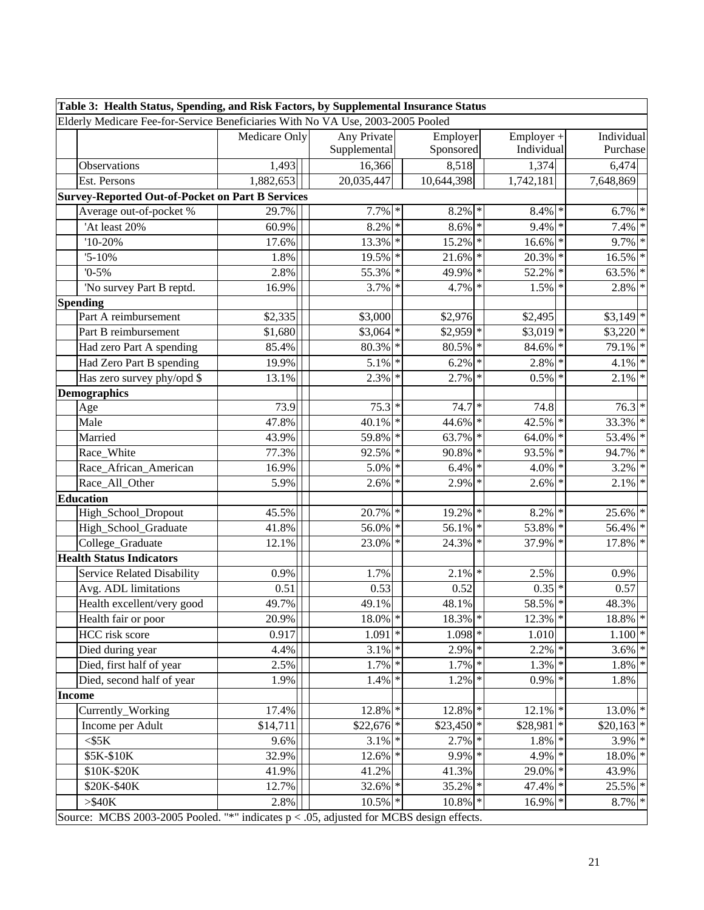**Table 3: Health Status, Spending, and Risk Factors, by Supplemental Insurance Status**

Elderly Medicare Fee-for-Service Beneficiaries With No VA Use, 2003-2005 Pooled

| | Medicare Only | Any Private Supplemental | Employer Sponsored | Employer + Individual | Individual Purchase |
|---|---|---|---|---|---|
| Observations | 1,493 | 16,366 | 8,518 | 1,374 | 6,474 |
| Est. Persons | 1,882,653 | 20,035,447 | 10,644,398 | 1,742,181 | 7,648,869 |
| **Survey-Reported Out-of-Pocket on Part B Services** | | | | | |
| Average out-of-pocket % | 29.7% | 7.7% * | 8.2% * | 8.4% * | 6.7% * |
| 'At least 20% | 60.9% | 8.2% * | 8.6% * | 9.4% * | 7.4% * |
| '10-20% | 17.6% | 13.3% * | 15.2% * | 16.6% * | 9.7% * |
| '5-10% | 1.8% | 19.5% * | 21.6% * | 20.3% * | 16.5% * |
| '0-5% | 2.8% | 55.3% * | 49.9% * | 52.2% * | 63.5% * |
| 'No survey Part B reptd. | 16.9% | 3.7% * | 4.7% * | 1.5% * | 2.8% * |
| **Spending** | | | | | |
| Part A reimbursement | $2,335 | $3,000 | $2,976 | $2,495 | $3,149 * |
| Part B reimbursement | $1,680 | $3,064 * | $2,959 * | $3,019 * | $3,220 * |
| Had zero Part A spending | 85.4% | 80.3% * | 80.5% * | 84.6% * | 79.1% * |
| Had Zero Part B spending | 19.9% | 5.1% * | 6.2% * | 2.8% * | 4.1% * |
| Has zero survey phy/opd $ | 13.1% | 2.3% * | 2.7% * | 0.5% * | 2.1% * |
| **Demographics** | | | | | |
| Age | 73.9 | 75.3 * | 74.7 * | 74.8 | 76.3 * |
| Male | 47.8% | 40.1% * | 44.6% * | 42.5% * | 33.3% * |
| Married | 43.9% | 59.8% * | 63.7% * | 64.0% * | 53.4% * |
| Race_White | 77.3% | 92.5% * | 90.8% * | 93.5% * | 94.7% * |
| Race_African_American | 16.9% | 5.0% * | 6.4% * | 4.0% * | 3.2% * |
| Race_All_Other | 5.9% | 2.6% * | 2.9% * | 2.6% * | 2.1% * |
| **Education** | | | | | |
| High_School_Dropout | 45.5% | 20.7% * | 19.2% * | 8.2% * | 25.6% * |
| High_School_Graduate | 41.8% | 56.0% * | 56.1% * | 53.8% * | 56.4% * |
| College_Graduate | 12.1% | 23.0% * | 24.3% * | 37.9% * | 17.8% * |
| **Health Status Indicators** | | | | | |
| Service Related Disability | 0.9% | 1.7% | 2.1% * | 2.5% | 0.9% |
| Avg. ADL limitations | 0.51 | 0.53 | 0.52 | 0.35 * | 0.57 |
| Health excellent/very good | 49.7% | 49.1% | 48.1% | 58.5% * | 48.3% |
| Health fair or poor | 20.9% | 18.0% * | 18.3% * | 12.3% * | 18.8% * |
| HCC risk score | 0.917 | 1.091 * | 1.098 * | 1.010 | 1.100 * |
| Died during year | 4.4% | 3.1% * | 2.9% * | 2.2% * | 3.6% * |
| Died, first half of year | 2.5% | 1.7% * | 1.7% * | 1.3% * | 1.8% * |
| Died, second half of year | 1.9% | 1.4% * | 1.2% * | 0.9% * | 1.8% |
| **Income** | | | | | |
| Currently_Working | 17.4% | 12.8% * | 12.8% * | 12.1% * | 13.0% * |
| Income per Adult | $14,711 | $22,676 * | $23,450 * | $28,981 * | $20,163 * |
| <$5K | 9.6% | 3.1% * | 2.7% * | 1.8% * | 3.9% * |
| $5K-$10K | 32.9% | 12.6% * | 9.9% * | 4.9% * | 18.0% * |
| $10K-$20K | 41.9% | 41.2% | 41.3% | 29.0% * | 43.9% |
| $20K-$40K | 12.7% | 32.6% * | 35.2% * | 47.4% * | 25.5% * |
| >$40K | 2.8% | 10.5% * | 10.8% * | 16.9% * | 8.7% * |

Source: MCBS 2003-2005 Pooled. "*" indicates $p < .05$, adjusted for MCBS design effects.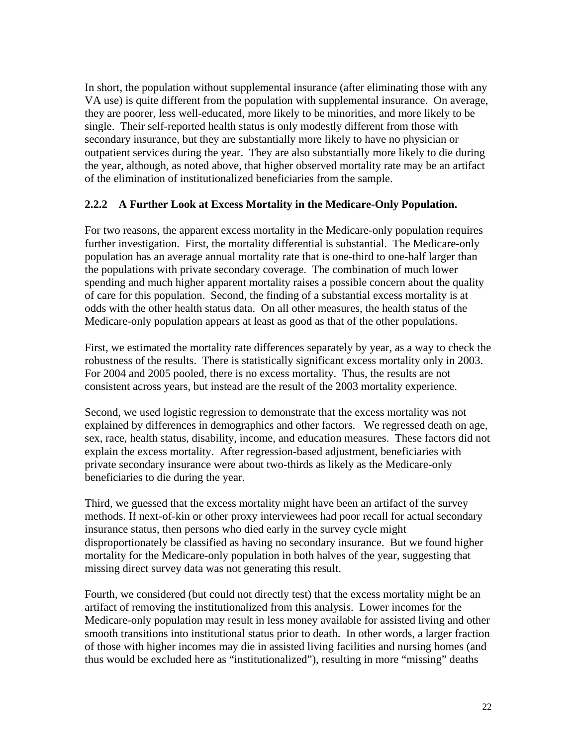In short, the population without supplemental insurance (after eliminating those with any VA use) is quite different from the population with supplemental insurance. On average, they are poorer, less well-educated, more likely to be minorities, and more likely to be single. Their self-reported health status is only modestly different from those with secondary insurance, but they are substantially more likely to have no physician or outpatient services during the year. They are also substantially more likely to die during the year, although, as noted above, that higher observed mortality rate may be an artifact of the elimination of institutionalized beneficiaries from the sample.

### 2.2.2 A Further Look at Excess Mortality in the Medicare-Only Population.

For two reasons, the apparent excess mortality in the Medicare-only population requires further investigation. First, the mortality differential is substantial. The Medicare-only population has an average annual mortality rate that is one-third to one-half larger than the populations with private secondary coverage. The combination of much lower spending and much higher apparent mortality raises a possible concern about the quality of care for this population. Second, the finding of a substantial excess mortality is at odds with the other health status data. On all other measures, the health status of the Medicare-only population appears at least as good as that of the other populations.

First, we estimated the mortality rate differences separately by year, as a way to check the robustness of the results. There is statistically significant excess mortality only in 2003. For 2004 and 2005 pooled, there is no excess mortality. Thus, the results are not consistent across years, but instead are the result of the 2003 mortality experience.

Second, we used logistic regression to demonstrate that the excess mortality was not explained by differences in demographics and other factors. We regressed death on age, sex, race, health status, disability, income, and education measures. These factors did not explain the excess mortality. After regression-based adjustment, beneficiaries with private secondary insurance were about two-thirds as likely as the Medicare-only beneficiaries to die during the year.

Third, we guessed that the excess mortality might have been an artifact of the survey methods. If next-of-kin or other proxy interviewees had poor recall for actual secondary insurance status, then persons who died early in the survey cycle might disproportionately be classified as having no secondary insurance. But we found higher mortality for the Medicare-only population in both halves of the year, suggesting that missing direct survey data was not generating this result.

Fourth, we considered (but could not directly test) that the excess mortality might be an artifact of removing the institutionalized from this analysis. Lower incomes for the Medicare-only population may result in less money available for assisted living and other smooth transitions into institutional status prior to death. In other words, a larger fraction of those with higher incomes may die in assisted living facilities and nursing homes (and thus would be excluded here as "institutionalized"), resulting in more "missing" deaths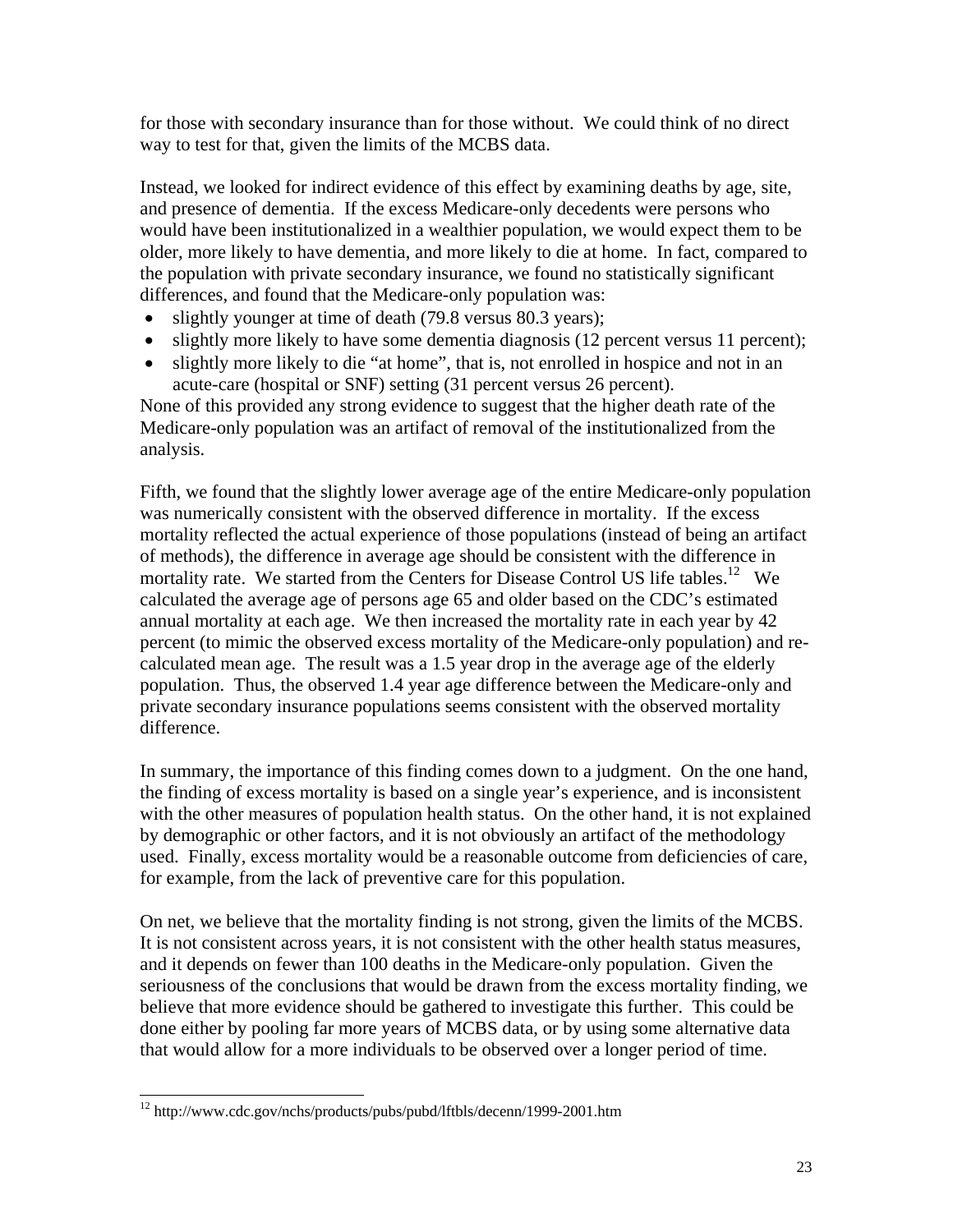for those with secondary insurance than for those without. We could think of no direct way to test for that, given the limits of the MCBS data.

Instead, we looked for indirect evidence of this effect by examining deaths by age, site, and presence of dementia. If the excess Medicare-only decedents were persons who would have been institutionalized in a wealthier population, we would expect them to be older, more likely to have dementia, and more likely to die at home. In fact, compared to the population with private secondary insurance, we found no statistically significant differences, and found that the Medicare-only population was:

- slightly younger at time of death (79.8 versus 80.3 years);
- slightly more likely to have some dementia diagnosis (12 percent versus 11 percent);
- slightly more likely to die "at home", that is, not enrolled in hospice and not in an acute-care (hospital or SNF) setting (31 percent versus 26 percent).

None of this provided any strong evidence to suggest that the higher death rate of the Medicare-only population was an artifact of removal of the institutionalized from the analysis.

Fifth, we found that the slightly lower average age of the entire Medicare-only population was numerically consistent with the observed difference in mortality. If the excess mortality reflected the actual experience of those populations (instead of being an artifact of methods), the difference in average age should be consistent with the difference in mortality rate. We started from the Centers for Disease Control US life tables.[12] We calculated the average age of persons age 65 and older based on the CDC's estimated annual mortality at each age. We then increased the mortality rate in each year by 42 percent (to mimic the observed excess mortality of the Medicare-only population) and re-calculated mean age. The result was a 1.5 year drop in the average age of the elderly population. Thus, the observed 1.4 year age difference between the Medicare-only and private secondary insurance populations seems consistent with the observed mortality difference.

In summary, the importance of this finding comes down to a judgment. On the one hand, the finding of excess mortality is based on a single year's experience, and is inconsistent with the other measures of population health status. On the other hand, it is not explained by demographic or other factors, and it is not obviously an artifact of the methodology used. Finally, excess mortality would be a reasonable outcome from deficiencies of care, for example, from the lack of preventive care for this population.

On net, we believe that the mortality finding is not strong, given the limits of the MCBS. It is not consistent across years, it is not consistent with the other health status measures, and it depends on fewer than 100 deaths in the Medicare-only population. Given the seriousness of the conclusions that would be drawn from the excess mortality finding, we believe that more evidence should be gathered to investigate this further. This could be done either by pooling far more years of MCBS data, or by using some alternative data that would allow for a more individuals to be observed over a longer period of time.

---

[12] http://www.cdc.gov/nchs/products/pubs/pubd/lftbls/decenn/1999-2001.htm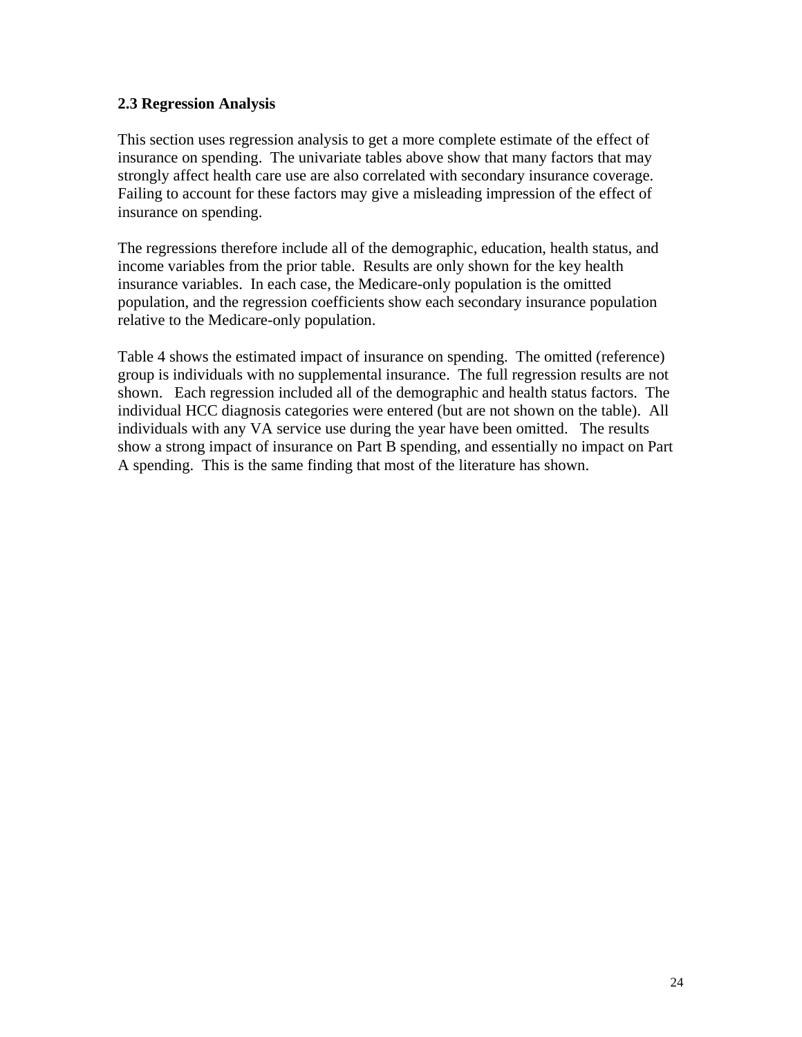### 2.3 Regression Analysis

This section uses regression analysis to get a more complete estimate of the effect of insurance on spending. The univariate tables above show that many factors that may strongly affect health care use are also correlated with secondary insurance coverage. Failing to account for these factors may give a misleading impression of the effect of insurance on spending.

The regressions therefore include all of the demographic, education, health status, and income variables from the prior table. Results are only shown for the key health insurance variables. In each case, the Medicare-only population is the omitted population, and the regression coefficients show each secondary insurance population relative to the Medicare-only population.

Table 4 shows the estimated impact of insurance on spending. The omitted (reference) group is individuals with no supplemental insurance. The full regression results are not shown. Each regression included all of the demographic and health status factors. The individual HCC diagnosis categories were entered (but are not shown on the table). All individuals with any VA service use during the year have been omitted. The results show a strong impact of insurance on Part B spending, and essentially no impact on Part A spending. This is the same finding that most of the literature has shown.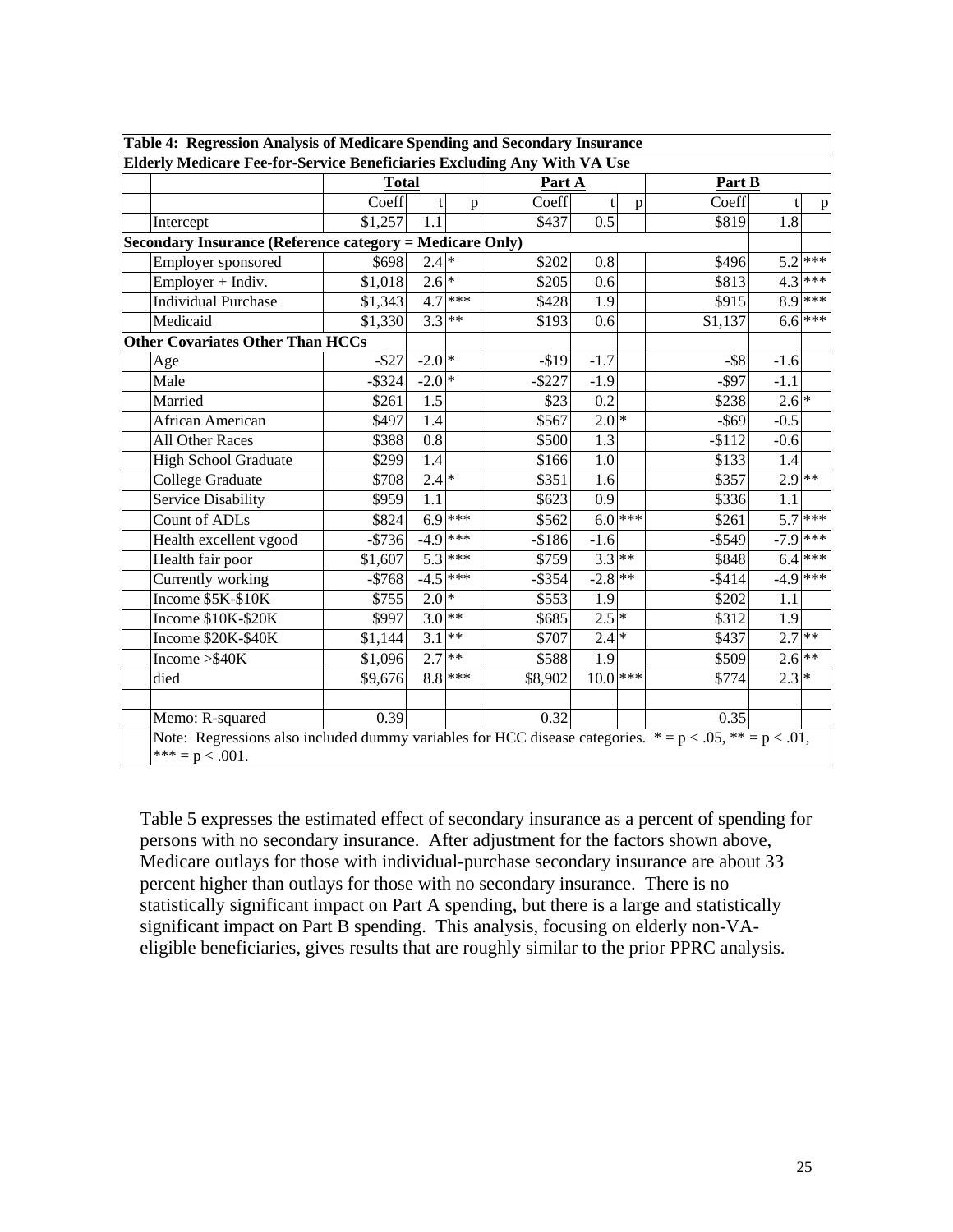**Table 4: Regression Analysis of Medicare Spending and Secondary Insurance**

**Elderly Medicare Fee-for-Service Beneficiaries Excluding Any With VA Use**

| | **Total** | | | **Part A** | | | **Part B** | | |
|---|---|---|---|---|---|---|---|---|---|
| | Coeff | t | p | Coeff | t | p | Coeff | t | p |
| Intercept | $1,257 | 1.1 | | $437 | 0.5 | | $819 | 1.8 | |
| **Secondary Insurance (Reference category = Medicare Only)** | | | | | | | | | |
| Employer sponsored | $698 | 2.4 | * | $202 | 0.8 | | $496 | 5.2 | *** |
| Employer + Indiv. | $1,018 | 2.6 | * | $205 | 0.6 | | $813 | 4.3 | *** |
| Individual Purchase | $1,343 | 4.7 | *** | $428 | 1.9 | | $915 | 8.9 | *** |
| Medicaid | $1,330 | 3.3 | ** | $193 | 0.6 | | $1,137 | 6.6 | *** |
| **Other Covariates Other Than HCCs** | | | | | | | | | |
| Age | -$27 | -2.0 | * | -$19 | -1.7 | | -$8 | -1.6 | |
| Male | -$324 | -2.0 | * | -$227 | -1.9 | | -$97 | -1.1 | |
| Married | $261 | 1.5 | | $23 | 0.2 | | $238 | 2.6 | * |
| African American | $497 | 1.4 | | $567 | 2.0 | * | -$69 | -0.5 | |
| All Other Races | $388 | 0.8 | | $500 | 1.3 | | -$112 | -0.6 | |
| High School Graduate | $299 | 1.4 | | $166 | 1.0 | | $133 | 1.4 | |
| College Graduate | $708 | 2.4 | * | $351 | 1.6 | | $357 | 2.9 | ** |
| Service Disability | $959 | 1.1 | | $623 | 0.9 | | $336 | 1.1 | |
| Count of ADLs | $824 | 6.9 | *** | $562 | 6.0 | *** | $261 | 5.7 | *** |
| Health excellent vgood | -$736 | -4.9 | *** | -$186 | -1.6 | | -$549 | -7.9 | *** |
| Health fair poor | $1,607 | 5.3 | *** | $759 | 3.3 | ** | $848 | 6.4 | *** |
| Currently working | -$768 | -4.5 | *** | -$354 | -2.8 | ** | -$414 | -4.9 | *** |
| Income $5K-$10K | $755 | 2.0 | * | $553 | 1.9 | | $202 | 1.1 | |
| Income $10K-$20K | $997 | 3.0 | ** | $685 | 2.5 | * | $312 | 1.9 | |
| Income $20K-$40K | $1,144 | 3.1 | ** | $707 | 2.4 | * | $437 | 2.7 | ** |
| Income >$40K | $1,096 | 2.7 | ** | $588 | 1.9 | | $509 | 2.6 | ** |
| died | $9,676 | 8.8 | *** | $8,902 | 10.0 | *** | $774 | 2.3 | * |
| | | | | | | | | | |
| Memo: R-squared | 0.39 | | | 0.32 | | | 0.35 | | |

Note: Regressions also included dummy variables for HCC disease categories. * = p < .05, ** = p < .01, *** = p < .001.

Table 5 expresses the estimated effect of secondary insurance as a percent of spending for persons with no secondary insurance. After adjustment for the factors shown above, Medicare outlays for those with individual-purchase secondary insurance are about 33 percent higher than outlays for those with no secondary insurance. There is no statistically significant impact on Part A spending, but there is a large and statistically significant impact on Part B spending. This analysis, focusing on elderly non-VA-eligible beneficiaries, gives results that are roughly similar to the prior PPRC analysis.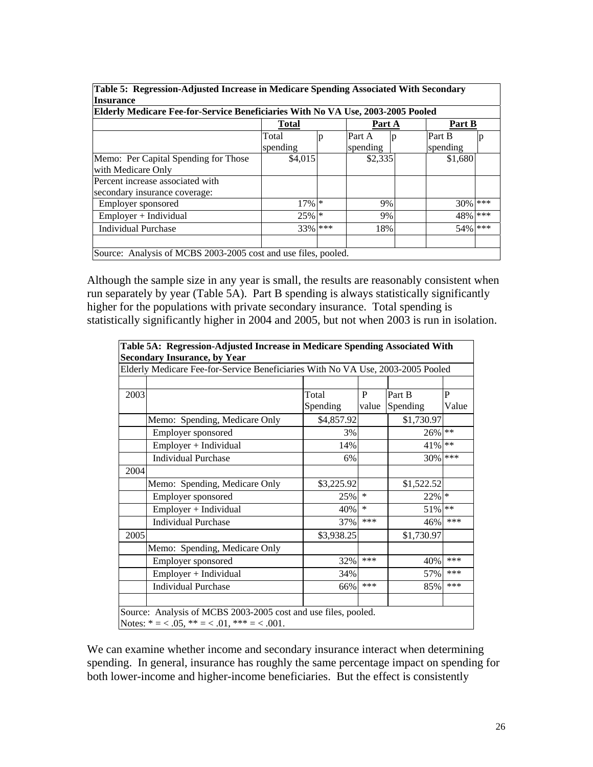**Table 5: Regression-Adjusted Increase in Medicare Spending Associated With Secondary Insurance**

**Elderly Medicare Fee-for-Service Beneficiaries With No VA Use, 2003-2005 Pooled**

| | **Total** | | **Part A** | | **Part B** | |
|---|---|---|---|---|---|---|
| | Total spending | p | Part A spending | p | Part B spending | p |
| Memo: Per Capital Spending for Those with Medicare Only | $4,015 | | $2,335 | | $1,680 | |
| Percent increase associated with secondary insurance coverage: | | | | | | |
| Employer sponsored | 17% | * | 9% | | 30% | *** |
| Employer + Individual | 25% | * | 9% | | 48% | *** |
| Individual Purchase | 33% | *** | 18% | | 54% | *** |

Source: Analysis of MCBS 2003-2005 cost and use files, pooled.

Although the sample size in any year is small, the results are reasonably consistent when run separately by year (Table 5A). Part B spending is always statistically significantly higher for the populations with private secondary insurance. Total spending is statistically significantly higher in 2004 and 2005, but not when 2003 is run in isolation.

**Table 5A: Regression-Adjusted Increase in Medicare Spending Associated With Secondary Insurance, by Year**

Elderly Medicare Fee-for-Service Beneficiaries With No VA Use, 2003-2005 Pooled

| | | | | | |
|---|---|---|---|---|---|
| 2003 | | Total Spending | P value | Part B Spending | P Value |
| | Memo: Spending, Medicare Only | $4,857.92 | | $1,730.97 | |
| | Employer sponsored | 3% | | 26% | ** |
| | Employer + Individual | 14% | | 41% | ** |
| | Individual Purchase | 6% | | 30% | *** |
| 2004 | | | | | |
| | Memo: Spending, Medicare Only | $3,225.92 | | $1,522.52 | |
| | Employer sponsored | 25% | * | 22% | * |
| | Employer + Individual | 40% | * | 51% | ** |
| | Individual Purchase | 37% | *** | 46% | *** |
| 2005 | | $3,938.25 | | $1,730.97 | |
| | Memo: Spending, Medicare Only | | | | |
| | Employer sponsored | 32% | *** | 40% | *** |
| | Employer + Individual | 34% | | 57% | *** |
| | Individual Purchase | 66% | *** | 85% | *** |

Source: Analysis of MCBS 2003-2005 cost and use files, pooled.
Notes: * = < .05, ** = < .01, *** = < .001.

We can examine whether income and secondary insurance interact when determining spending. In general, insurance has roughly the same percentage impact on spending for both lower-income and higher-income beneficiaries. But the effect is consistently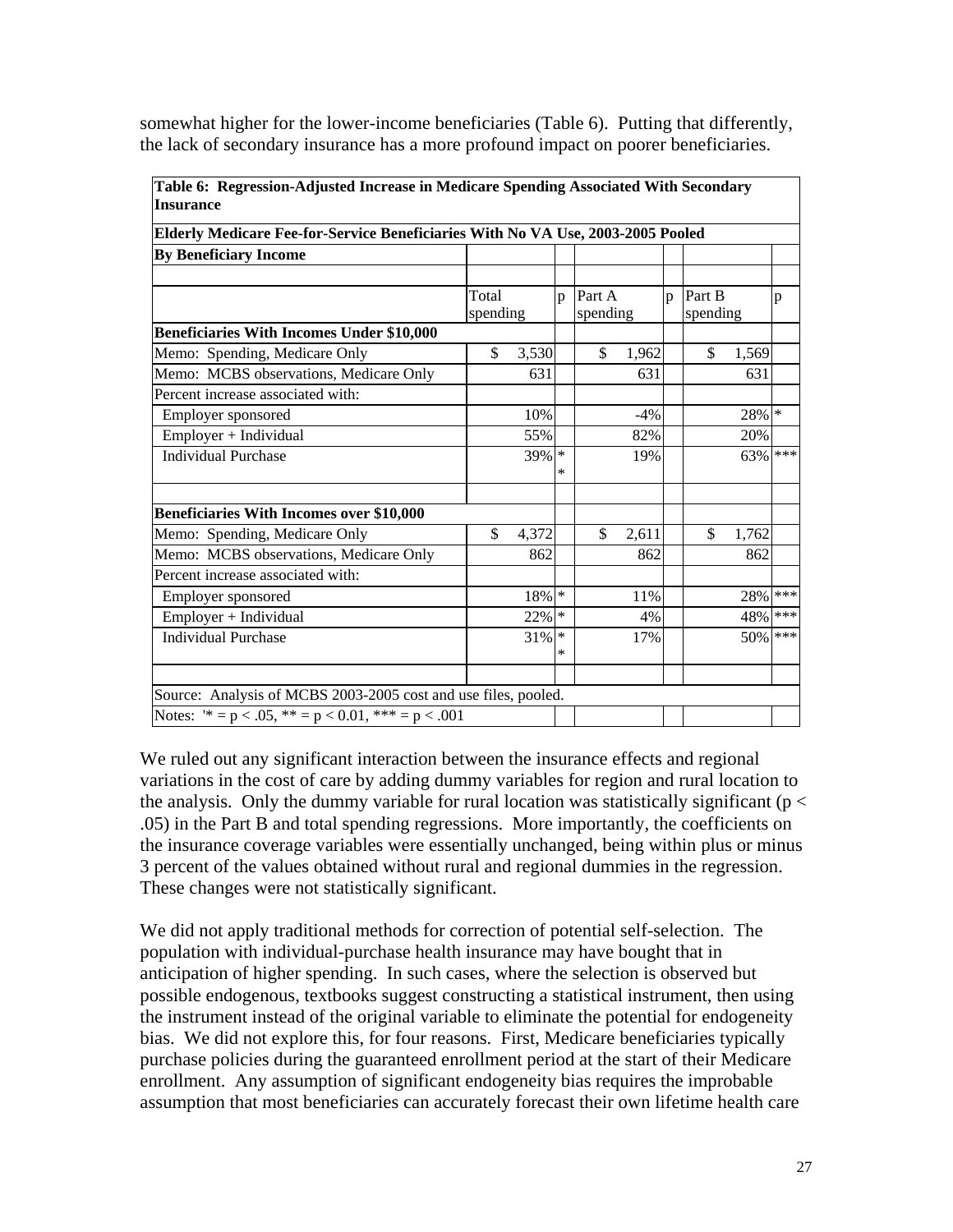somewhat higher for the lower-income beneficiaries (Table 6). Putting that differently, the lack of secondary insurance has a more profound impact on poorer beneficiaries.

| **Table 6: Regression-Adjusted Increase in Medicare Spending Associated With Secondary Insurance** | | | | | | |
|---|---|---|---|---|---|---|
| **Elderly Medicare Fee-for-Service Beneficiaries With No VA Use, 2003-2005 Pooled** | | | | | | |
| **By Beneficiary Income** | | | | | | |
| | Total spending | p | Part A spending | p | Part B spending | p |
| **Beneficiaries With Incomes Under $10,000** | | | | | | |
| Memo: Spending, Medicare Only | $ 3,530 | | $ 1,962 | | $ 1,569 | |
| Memo: MCBS observations, Medicare Only | 631 | | 631 | | 631 | |
| Percent increase associated with: | | | | | | |
| Employer sponsored | 10% | | -4% | | 28% | * |
| Employer + Individual | 55% | | 82% | | 20% | |
| Individual Purchase | 39% | ** | 19% | | 63% | *** |
| **Beneficiaries With Incomes over $10,000** | | | | | | |
| Memo: Spending, Medicare Only | $ 4,372 | | $ 2,611 | | $ 1,762 | |
| Memo: MCBS observations, Medicare Only | 862 | | 862 | | 862 | |
| Percent increase associated with: | | | | | | |
| Employer sponsored | 18% | * | 11% | | 28% | *** |
| Employer + Individual | 22% | * | 4% | | 48% | *** |
| Individual Purchase | 31% | ** | 17% | | 50% | *** |
| Source: Analysis of MCBS 2003-2005 cost and use files, pooled. | | | | | | |
| Notes: '* = p < .05, ** = p < 0.01, *** = p < .001 | | | | | | |

We ruled out any significant interaction between the insurance effects and regional variations in the cost of care by adding dummy variables for region and rural location to the analysis. Only the dummy variable for rural location was statistically significant ($p < .05$) in the Part B and total spending regressions. More importantly, the coefficients on the insurance coverage variables were essentially unchanged, being within plus or minus 3 percent of the values obtained without rural and regional dummies in the regression. These changes were not statistically significant.

We did not apply traditional methods for correction of potential self-selection. The population with individual-purchase health insurance may have bought that in anticipation of higher spending. In such cases, where the selection is observed but possible endogenous, textbooks suggest constructing a statistical instrument, then using the instrument instead of the original variable to eliminate the potential for endogeneity bias. We did not explore this, for four reasons. First, Medicare beneficiaries typically purchase policies during the guaranteed enrollment period at the start of their Medicare enrollment. Any assumption of significant endogeneity bias requires the improbable assumption that most beneficiaries can accurately forecast their own lifetime health care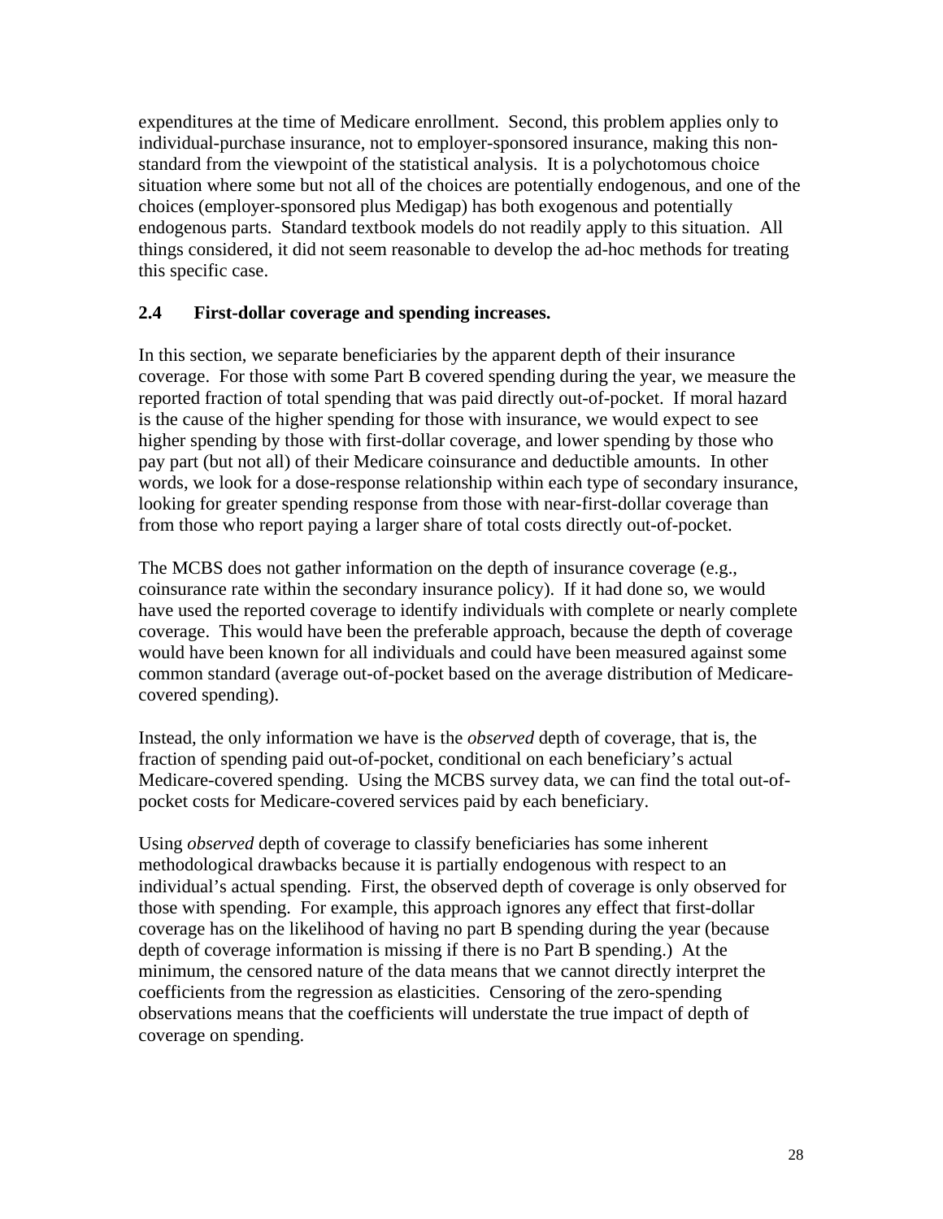expenditures at the time of Medicare enrollment. Second, this problem applies only to individual-purchase insurance, not to employer-sponsored insurance, making this non-standard from the viewpoint of the statistical analysis. It is a polychotomous choice situation where some but not all of the choices are potentially endogenous, and one of the choices (employer-sponsored plus Medigap) has both exogenous and potentially endogenous parts. Standard textbook models do not readily apply to this situation. All things considered, it did not seem reasonable to develop the ad-hoc methods for treating this specific case.

### 2.4 First-dollar coverage and spending increases.

In this section, we separate beneficiaries by the apparent depth of their insurance coverage. For those with some Part B covered spending during the year, we measure the reported fraction of total spending that was paid directly out-of-pocket. If moral hazard is the cause of the higher spending for those with insurance, we would expect to see higher spending by those with first-dollar coverage, and lower spending by those who pay part (but not all) of their Medicare coinsurance and deductible amounts. In other words, we look for a dose-response relationship within each type of secondary insurance, looking for greater spending response from those with near-first-dollar coverage than from those who report paying a larger share of total costs directly out-of-pocket.

The MCBS does not gather information on the depth of insurance coverage (e.g., coinsurance rate within the secondary insurance policy). If it had done so, we would have used the reported coverage to identify individuals with complete or nearly complete coverage. This would have been the preferable approach, because the depth of coverage would have been known for all individuals and could have been measured against some common standard (average out-of-pocket based on the average distribution of Medicare-covered spending).

Instead, the only information we have is the *observed* depth of coverage, that is, the fraction of spending paid out-of-pocket, conditional on each beneficiary's actual Medicare-covered spending. Using the MCBS survey data, we can find the total out-of-pocket costs for Medicare-covered services paid by each beneficiary.

Using *observed* depth of coverage to classify beneficiaries has some inherent methodological drawbacks because it is partially endogenous with respect to an individual's actual spending. First, the observed depth of coverage is only observed for those with spending. For example, this approach ignores any effect that first-dollar coverage has on the likelihood of having no part B spending during the year (because depth of coverage information is missing if there is no Part B spending.) At the minimum, the censored nature of the data means that we cannot directly interpret the coefficients from the regression as elasticities. Censoring of the zero-spending observations means that the coefficients will understate the true impact of depth of coverage on spending.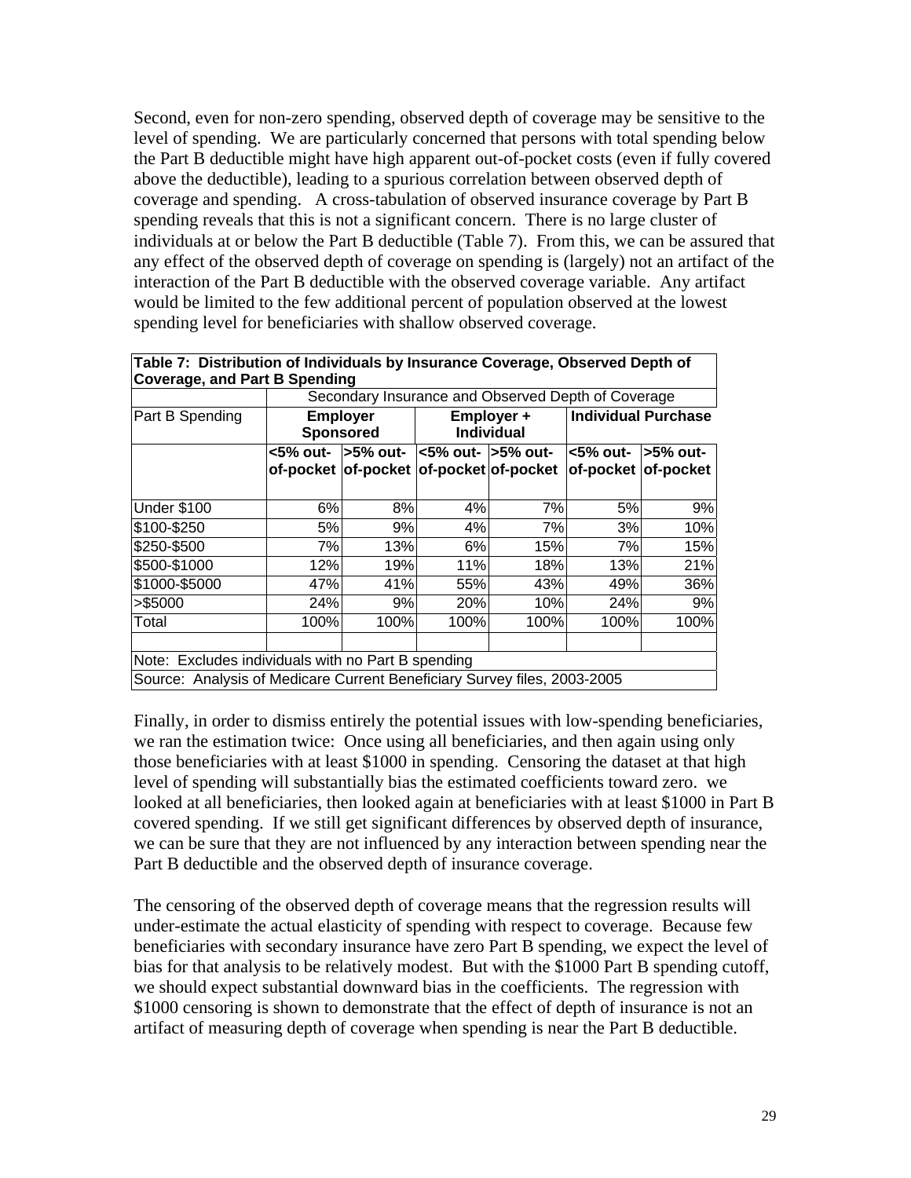Second, even for non-zero spending, observed depth of coverage may be sensitive to the level of spending. We are particularly concerned that persons with total spending below the Part B deductible might have high apparent out-of-pocket costs (even if fully covered above the deductible), leading to a spurious correlation between observed depth of coverage and spending. A cross-tabulation of observed insurance coverage by Part B spending reveals that this is not a significant concern. There is no large cluster of individuals at or below the Part B deductible (Table 7). From this, we can be assured that any effect of the observed depth of coverage on spending is (largely) not an artifact of the interaction of the Part B deductible with the observed coverage variable. Any artifact would be limited to the few additional percent of population observed at the lowest spending level for beneficiaries with shallow observed coverage.

**Table 7: Distribution of Individuals by Insurance Coverage, Observed Depth of Coverage, and Part B Spending**

| | Secondary Insurance and Observed Depth of Coverage | | | | | |
|---|---|---|---|---|---|---|
| Part B Spending | **Employer Sponsored** | | **Employer + Individual** | | **Individual Purchase** | |
| | **<5% out-of-pocket** | **>5% out-of-pocket** | **<5% out-of-pocket** | **>5% out-of-pocket** | **<5% out-of-pocket** | **>5% out-of-pocket** |
| Under $100 | 6% | 8% | 4% | 7% | 5% | 9% |
| $100-$250 | 5% | 9% | 4% | 7% | 3% | 10% |
| $250-$500 | 7% | 13% | 6% | 15% | 7% | 15% |
| $500-$1000 | 12% | 19% | 11% | 18% | 13% | 21% |
| $1000-$5000 | 47% | 41% | 55% | 43% | 49% | 36% |
| >$5000 | 24% | 9% | 20% | 10% | 24% | 9% |
| Total | 100% | 100% | 100% | 100% | 100% | 100% |

Note: Excludes individuals with no Part B spending

Source: Analysis of Medicare Current Beneficiary Survey files, 2003-2005

Finally, in order to dismiss entirely the potential issues with low-spending beneficiaries, we ran the estimation twice: Once using all beneficiaries, and then again using only those beneficiaries with at least $1000 in spending. Censoring the dataset at that high level of spending will substantially bias the estimated coefficients toward zero. we looked at all beneficiaries, then looked again at beneficiaries with at least $1000 in Part B covered spending. If we still get significant differences by observed depth of insurance, we can be sure that they are not influenced by any interaction between spending near the Part B deductible and the observed depth of insurance coverage.

The censoring of the observed depth of coverage means that the regression results will under-estimate the actual elasticity of spending with respect to coverage. Because few beneficiaries with secondary insurance have zero Part B spending, we expect the level of bias for that analysis to be relatively modest. But with the $1000 Part B spending cutoff, we should expect substantial downward bias in the coefficients. The regression with $1000 censoring is shown to demonstrate that the effect of depth of insurance is not an artifact of measuring depth of coverage when spending is near the Part B deductible.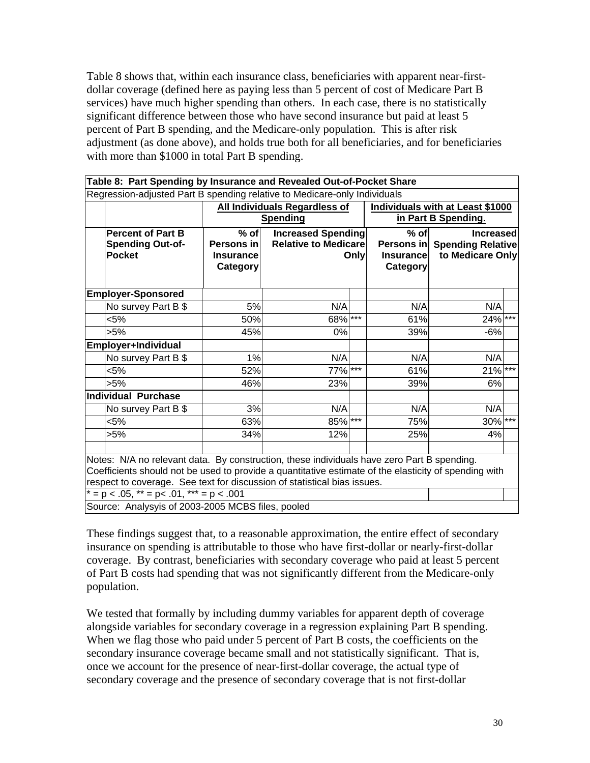Table 8 shows that, within each insurance class, beneficiaries with apparent near-first-dollar coverage (defined here as paying less than 5 percent of cost of Medicare Part B services) have much higher spending than others. In each case, there is no statistically significant difference between those who have second insurance but paid at least 5 percent of Part B spending, and the Medicare-only population. This is after risk adjustment (as done above), and holds true both for all beneficiaries, and for beneficiaries with more than $1000 in total Part B spending.

**Table 8: Part Spending by Insurance and Revealed Out-of-Pocket Share**

Regression-adjusted Part B spending relative to Medicare-only Individuals

| | | All Individuals Regardless of Spending | | | Individuals with at Least $1000 in Part B Spending. | | |
|---|---|---|---|---|---|---|---|
| | **Percent of Part B Spending Out-of-Pocket** | **% of Persons in Insurance Category** | **Increased Spending Relative to Medicare Only** | | **% of Persons in Insurance Category** | **Increased Spending Relative to Medicare Only** | |
| **Employer-Sponsored** | | | | | | | |
| | No survey Part B $ | 5% | N/A | | N/A | N/A | |
| | <5% | 50% | 68% | *** | 61% | 24% | *** |
| | >5% | 45% | 0% | | 39% | -6% | |
| **Employer+Individual** | | | | | | | |
| | No survey Part B $ | 1% | N/A | | N/A | N/A | |
| | <5% | 52% | 77% | *** | 61% | 21% | *** |
| | >5% | 46% | 23% | | 39% | 6% | |
| **Individual Purchase** | | | | | | | |
| | No survey Part B $ | 3% | N/A | | N/A | N/A | |
| | <5% | 63% | 85% | *** | 75% | 30% | *** |
| | >5% | 34% | 12% | | 25% | 4% | |

Notes: N/A no relevant data. By construction, these individuals have zero Part B spending. Coefficients should not be used to provide a quantitative estimate of the elasticity of spending with respect to coverage. See text for discussion of statistical bias issues.

* = p < .05, ** = p< .01, *** = p < .001

Source: Analysyis of 2003-2005 MCBS files, pooled

These findings suggest that, to a reasonable approximation, the entire effect of secondary insurance on spending is attributable to those who have first-dollar or nearly-first-dollar coverage. By contrast, beneficiaries with secondary coverage who paid at least 5 percent of Part B costs had spending that was not significantly different from the Medicare-only population.

We tested that formally by including dummy variables for apparent depth of coverage alongside variables for secondary coverage in a regression explaining Part B spending. When we flag those who paid under 5 percent of Part B costs, the coefficients on the secondary insurance coverage became small and not statistically significant. That is, once we account for the presence of near-first-dollar coverage, the actual type of secondary coverage and the presence of secondary coverage that is not first-dollar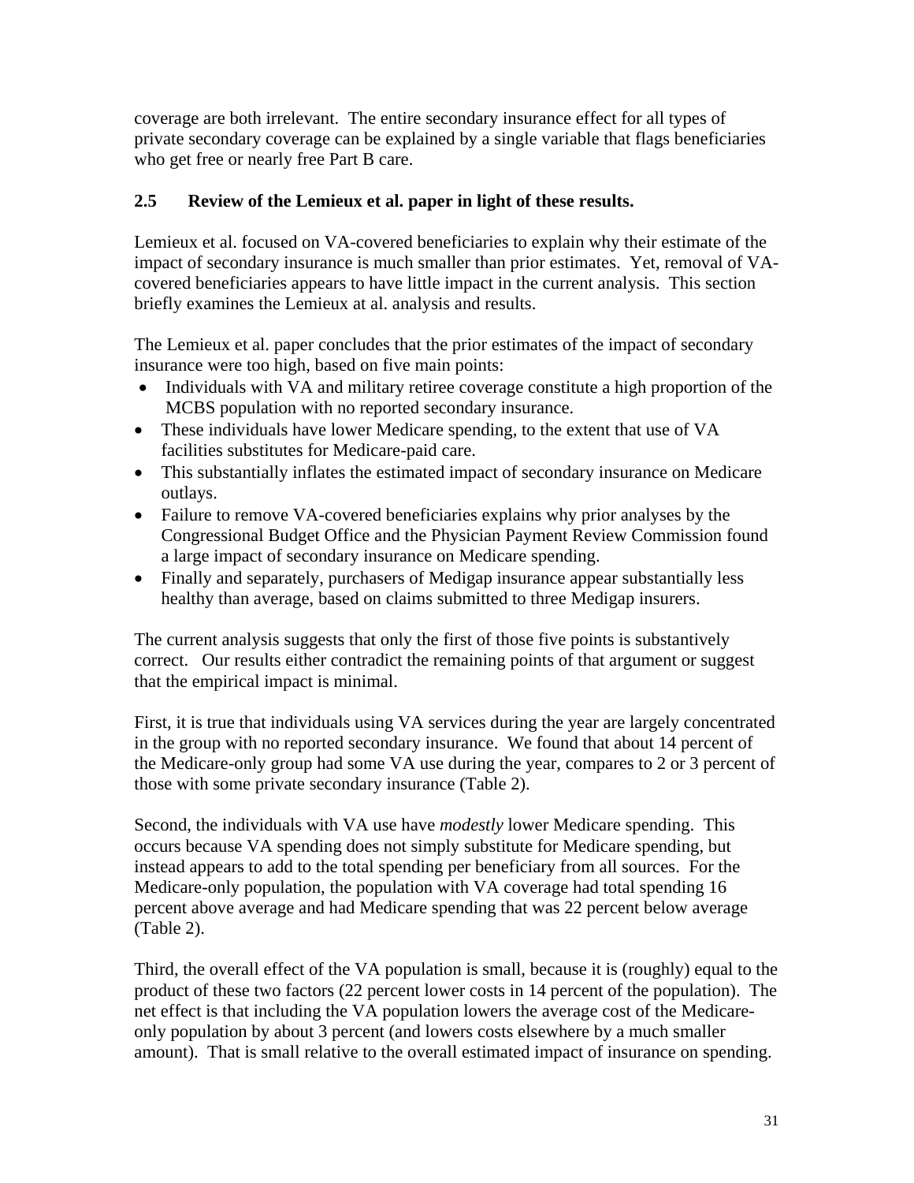coverage are both irrelevant. The entire secondary insurance effect for all types of private secondary coverage can be explained by a single variable that flags beneficiaries who get free or nearly free Part B care.

### 2.5 Review of the Lemieux et al. paper in light of these results.

Lemieux et al. focused on VA-covered beneficiaries to explain why their estimate of the impact of secondary insurance is much smaller than prior estimates. Yet, removal of VA-covered beneficiaries appears to have little impact in the current analysis. This section briefly examines the Lemieux at al. analysis and results.

The Lemieux et al. paper concludes that the prior estimates of the impact of secondary insurance were too high, based on five main points:

- Individuals with VA and military retiree coverage constitute a high proportion of the MCBS population with no reported secondary insurance.
- These individuals have lower Medicare spending, to the extent that use of VA facilities substitutes for Medicare-paid care.
- This substantially inflates the estimated impact of secondary insurance on Medicare outlays.
- Failure to remove VA-covered beneficiaries explains why prior analyses by the Congressional Budget Office and the Physician Payment Review Commission found a large impact of secondary insurance on Medicare spending.
- Finally and separately, purchasers of Medigap insurance appear substantially less healthy than average, based on claims submitted to three Medigap insurers.

The current analysis suggests that only the first of those five points is substantively correct. Our results either contradict the remaining points of that argument or suggest that the empirical impact is minimal.

First, it is true that individuals using VA services during the year are largely concentrated in the group with no reported secondary insurance. We found that about 14 percent of the Medicare-only group had some VA use during the year, compares to 2 or 3 percent of those with some private secondary insurance (Table 2).

Second, the individuals with VA use have *modestly* lower Medicare spending. This occurs because VA spending does not simply substitute for Medicare spending, but instead appears to add to the total spending per beneficiary from all sources. For the Medicare-only population, the population with VA coverage had total spending 16 percent above average and had Medicare spending that was 22 percent below average (Table 2).

Third, the overall effect of the VA population is small, because it is (roughly) equal to the product of these two factors (22 percent lower costs in 14 percent of the population). The net effect is that including the VA population lowers the average cost of the Medicare-only population by about 3 percent (and lowers costs elsewhere by a much smaller amount). That is small relative to the overall estimated impact of insurance on spending.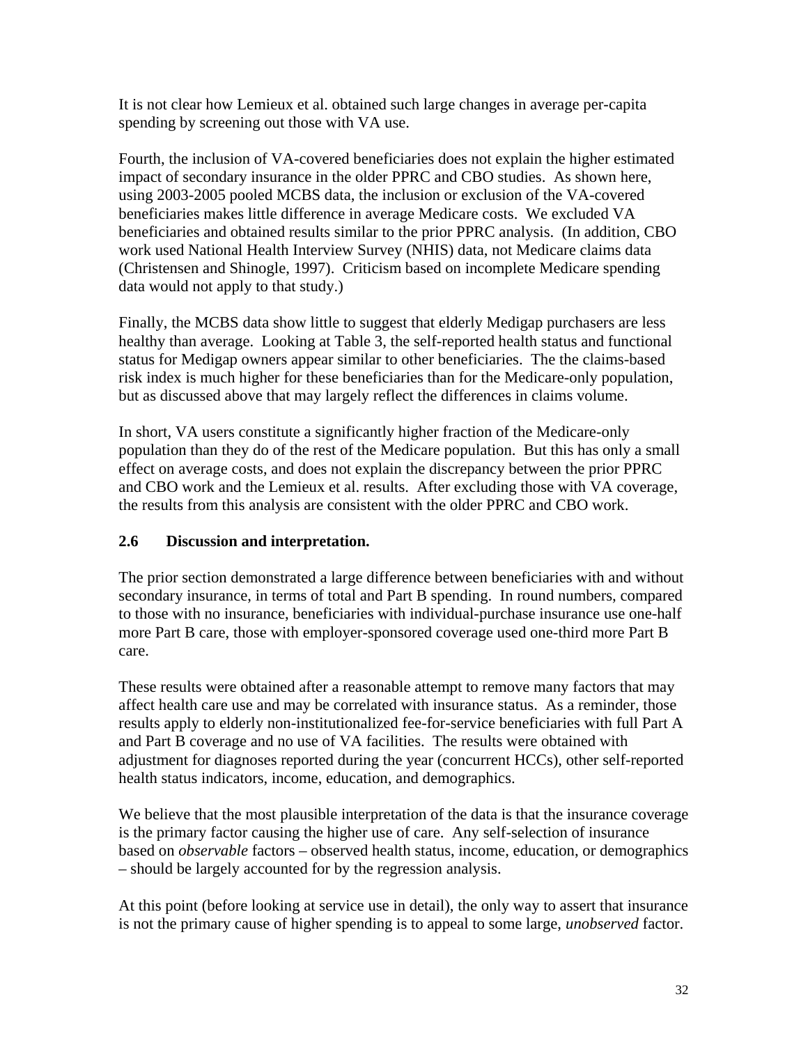It is not clear how Lemieux et al. obtained such large changes in average per-capita spending by screening out those with VA use.

Fourth, the inclusion of VA-covered beneficiaries does not explain the higher estimated impact of secondary insurance in the older PPRC and CBO studies. As shown here, using 2003-2005 pooled MCBS data, the inclusion or exclusion of the VA-covered beneficiaries makes little difference in average Medicare costs. We excluded VA beneficiaries and obtained results similar to the prior PPRC analysis. (In addition, CBO work used National Health Interview Survey (NHIS) data, not Medicare claims data (Christensen and Shinogle, 1997). Criticism based on incomplete Medicare spending data would not apply to that study.)

Finally, the MCBS data show little to suggest that elderly Medigap purchasers are less healthy than average. Looking at Table 3, the self-reported health status and functional status for Medigap owners appear similar to other beneficiaries. The the claims-based risk index is much higher for these beneficiaries than for the Medicare-only population, but as discussed above that may largely reflect the differences in claims volume.

In short, VA users constitute a significantly higher fraction of the Medicare-only population than they do of the rest of the Medicare population. But this has only a small effect on average costs, and does not explain the discrepancy between the prior PPRC and CBO work and the Lemieux et al. results. After excluding those with VA coverage, the results from this analysis are consistent with the older PPRC and CBO work.

### 2.6 Discussion and interpretation.

The prior section demonstrated a large difference between beneficiaries with and without secondary insurance, in terms of total and Part B spending. In round numbers, compared to those with no insurance, beneficiaries with individual-purchase insurance use one-half more Part B care, those with employer-sponsored coverage used one-third more Part B care.

These results were obtained after a reasonable attempt to remove many factors that may affect health care use and may be correlated with insurance status. As a reminder, those results apply to elderly non-institutionalized fee-for-service beneficiaries with full Part A and Part B coverage and no use of VA facilities. The results were obtained with adjustment for diagnoses reported during the year (concurrent HCCs), other self-reported health status indicators, income, education, and demographics.

We believe that the most plausible interpretation of the data is that the insurance coverage is the primary factor causing the higher use of care. Any self-selection of insurance based on *observable* factors – observed health status, income, education, or demographics – should be largely accounted for by the regression analysis.

At this point (before looking at service use in detail), the only way to assert that insurance is not the primary cause of higher spending is to appeal to some large, *unobserved* factor.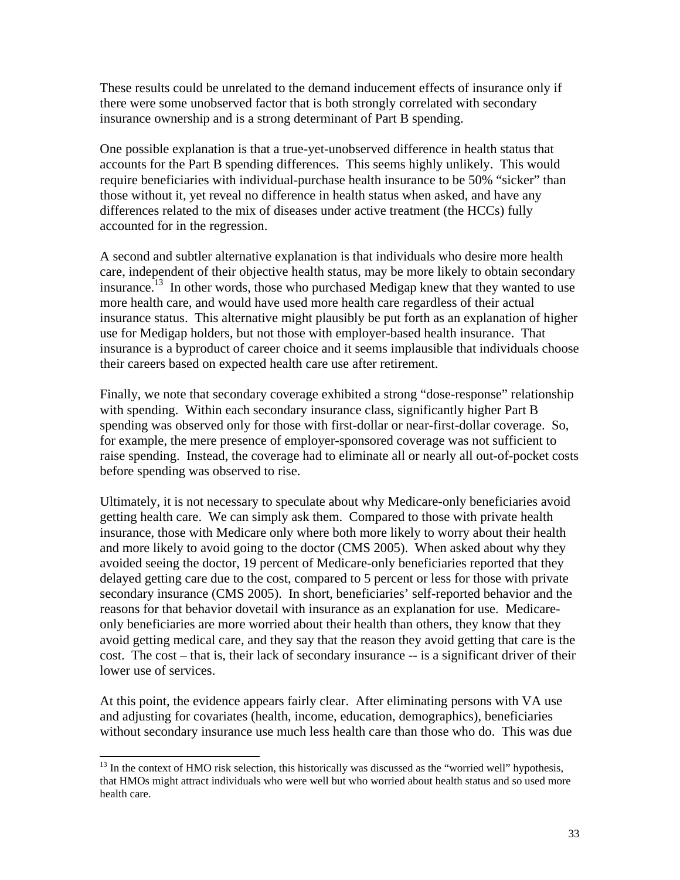These results could be unrelated to the demand inducement effects of insurance only if there were some unobserved factor that is both strongly correlated with secondary insurance ownership and is a strong determinant of Part B spending.

One possible explanation is that a true-yet-unobserved difference in health status that accounts for the Part B spending differences. This seems highly unlikely. This would require beneficiaries with individual-purchase health insurance to be 50% "sicker" than those without it, yet reveal no difference in health status when asked, and have any differences related to the mix of diseases under active treatment (the HCCs) fully accounted for in the regression.

A second and subtler alternative explanation is that individuals who desire more health care, independent of their objective health status, may be more likely to obtain secondary insurance.[13] In other words, those who purchased Medigap knew that they wanted to use more health care, and would have used more health care regardless of their actual insurance status. This alternative might plausibly be put forth as an explanation of higher use for Medigap holders, but not those with employer-based health insurance. That insurance is a byproduct of career choice and it seems implausible that individuals choose their careers based on expected health care use after retirement.

Finally, we note that secondary coverage exhibited a strong "dose-response" relationship with spending. Within each secondary insurance class, significantly higher Part B spending was observed only for those with first-dollar or near-first-dollar coverage. So, for example, the mere presence of employer-sponsored coverage was not sufficient to raise spending. Instead, the coverage had to eliminate all or nearly all out-of-pocket costs before spending was observed to rise.

Ultimately, it is not necessary to speculate about why Medicare-only beneficiaries avoid getting health care. We can simply ask them. Compared to those with private health insurance, those with Medicare only where both more likely to worry about their health and more likely to avoid going to the doctor (CMS 2005). When asked about why they avoided seeing the doctor, 19 percent of Medicare-only beneficiaries reported that they delayed getting care due to the cost, compared to 5 percent or less for those with private secondary insurance (CMS 2005). In short, beneficiaries' self-reported behavior and the reasons for that behavior dovetail with insurance as an explanation for use. Medicare-only beneficiaries are more worried about their health than others, they know that they avoid getting medical care, and they say that the reason they avoid getting that care is the cost. The cost – that is, their lack of secondary insurance -- is a significant driver of their lower use of services.

At this point, the evidence appears fairly clear. After eliminating persons with VA use and adjusting for covariates (health, income, education, demographics), beneficiaries without secondary insurance use much less health care than those who do. This was due

---

[13] In the context of HMO risk selection, this historically was discussed as the "worried well" hypothesis, that HMOs might attract individuals who were well but who worried about health status and so used more health care.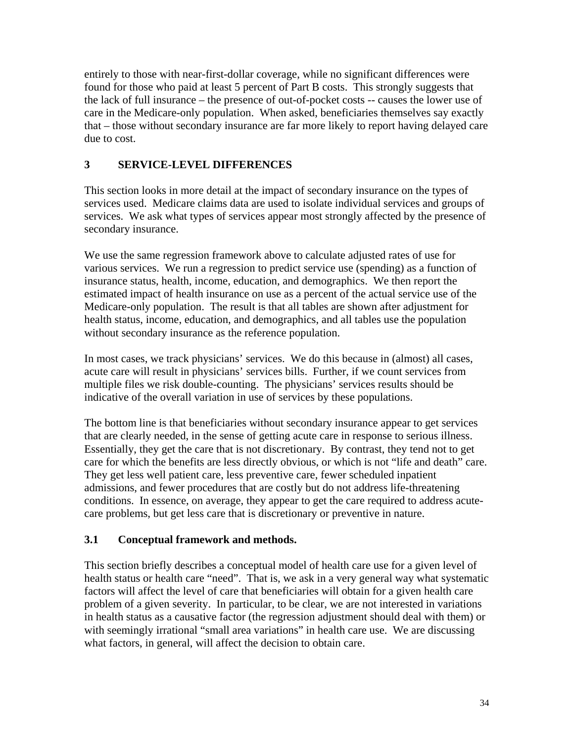entirely to those with near-first-dollar coverage, while no significant differences were found for those who paid at least 5 percent of Part B costs. This strongly suggests that the lack of full insurance – the presence of out-of-pocket costs -- causes the lower use of care in the Medicare-only population. When asked, beneficiaries themselves say exactly that – those without secondary insurance are far more likely to report having delayed care due to cost.

# 3 SERVICE-LEVEL DIFFERENCES

This section looks in more detail at the impact of secondary insurance on the types of services used. Medicare claims data are used to isolate individual services and groups of services. We ask what types of services appear most strongly affected by the presence of secondary insurance.

We use the same regression framework above to calculate adjusted rates of use for various services. We run a regression to predict service use (spending) as a function of insurance status, health, income, education, and demographics. We then report the estimated impact of health insurance on use as a percent of the actual service use of the Medicare-only population. The result is that all tables are shown after adjustment for health status, income, education, and demographics, and all tables use the population without secondary insurance as the reference population.

In most cases, we track physicians' services. We do this because in (almost) all cases, acute care will result in physicians' services bills. Further, if we count services from multiple files we risk double-counting. The physicians' services results should be indicative of the overall variation in use of services by these populations.

The bottom line is that beneficiaries without secondary insurance appear to get services that are clearly needed, in the sense of getting acute care in response to serious illness. Essentially, they get the care that is not discretionary. By contrast, they tend not to get care for which the benefits are less directly obvious, or which is not "life and death" care. They get less well patient care, less preventive care, fewer scheduled inpatient admissions, and fewer procedures that are costly but do not address life-threatening conditions. In essence, on average, they appear to get the care required to address acute-care problems, but get less care that is discretionary or preventive in nature.

## 3.1 Conceptual framework and methods.

This section briefly describes a conceptual model of health care use for a given level of health status or health care "need". That is, we ask in a very general way what systematic factors will affect the level of care that beneficiaries will obtain for a given health care problem of a given severity. In particular, to be clear, we are not interested in variations in health status as a causative factor (the regression adjustment should deal with them) or with seemingly irrational "small area variations" in health care use. We are discussing what factors, in general, will affect the decision to obtain care.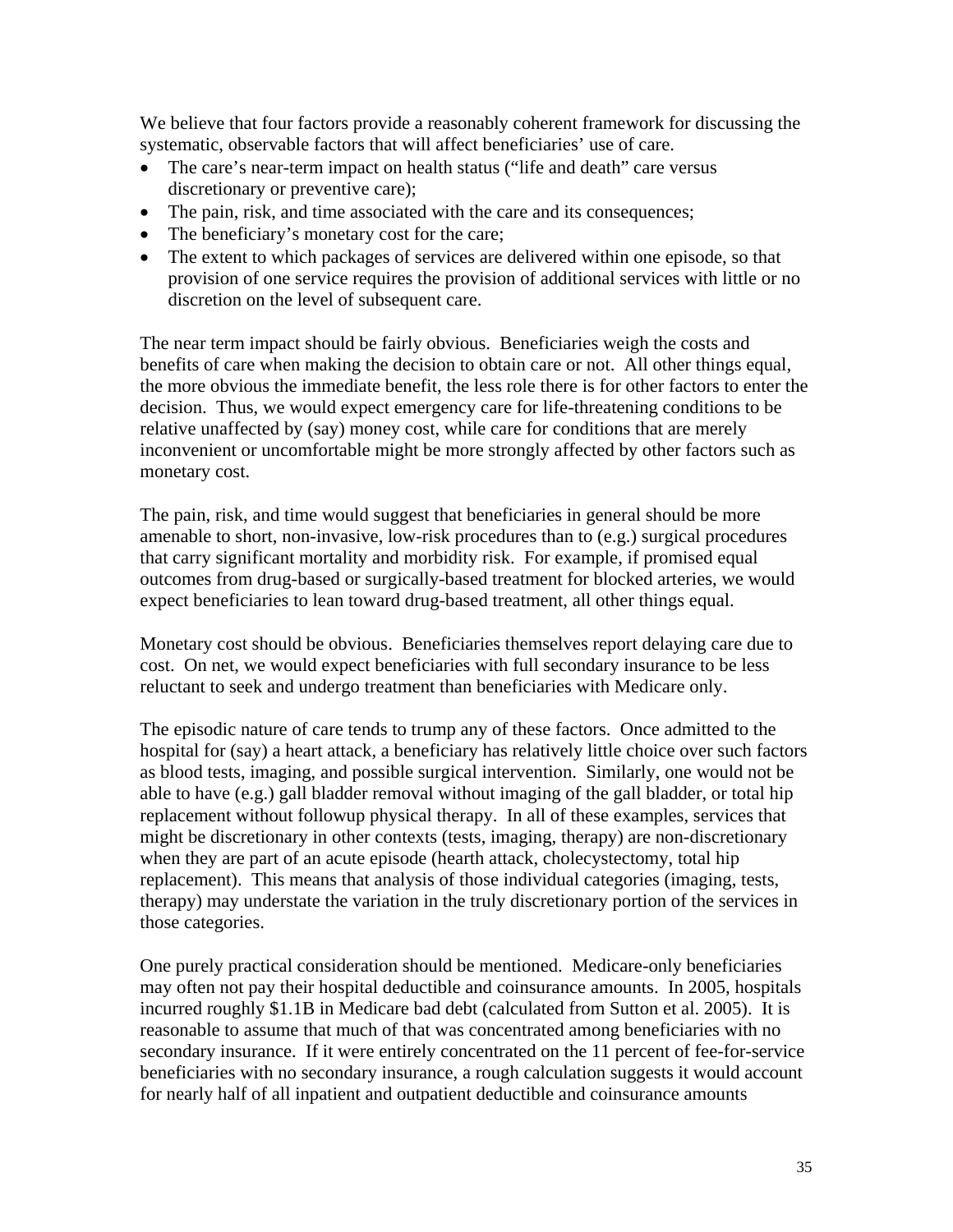We believe that four factors provide a reasonably coherent framework for discussing the systematic, observable factors that will affect beneficiaries' use of care.

- The care's near-term impact on health status ("life and death" care versus discretionary or preventive care);
- The pain, risk, and time associated with the care and its consequences;
- The beneficiary's monetary cost for the care;
- The extent to which packages of services are delivered within one episode, so that provision of one service requires the provision of additional services with little or no discretion on the level of subsequent care.

The near term impact should be fairly obvious. Beneficiaries weigh the costs and benefits of care when making the decision to obtain care or not. All other things equal, the more obvious the immediate benefit, the less role there is for other factors to enter the decision. Thus, we would expect emergency care for life-threatening conditions to be relative unaffected by (say) money cost, while care for conditions that are merely inconvenient or uncomfortable might be more strongly affected by other factors such as monetary cost.

The pain, risk, and time would suggest that beneficiaries in general should be more amenable to short, non-invasive, low-risk procedures than to (e.g.) surgical procedures that carry significant mortality and morbidity risk. For example, if promised equal outcomes from drug-based or surgically-based treatment for blocked arteries, we would expect beneficiaries to lean toward drug-based treatment, all other things equal.

Monetary cost should be obvious. Beneficiaries themselves report delaying care due to cost. On net, we would expect beneficiaries with full secondary insurance to be less reluctant to seek and undergo treatment than beneficiaries with Medicare only.

The episodic nature of care tends to trump any of these factors. Once admitted to the hospital for (say) a heart attack, a beneficiary has relatively little choice over such factors as blood tests, imaging, and possible surgical intervention. Similarly, one would not be able to have (e.g.) gall bladder removal without imaging of the gall bladder, or total hip replacement without followup physical therapy. In all of these examples, services that might be discretionary in other contexts (tests, imaging, therapy) are non-discretionary when they are part of an acute episode (hearth attack, cholecystectomy, total hip replacement). This means that analysis of those individual categories (imaging, tests, therapy) may understate the variation in the truly discretionary portion of the services in those categories.

One purely practical consideration should be mentioned. Medicare-only beneficiaries may often not pay their hospital deductible and coinsurance amounts. In 2005, hospitals incurred roughly $1.1B in Medicare bad debt (calculated from Sutton et al. 2005). It is reasonable to assume that much of that was concentrated among beneficiaries with no secondary insurance. If it were entirely concentrated on the 11 percent of fee-for-service beneficiaries with no secondary insurance, a rough calculation suggests it would account for nearly half of all inpatient and outpatient deductible and coinsurance amounts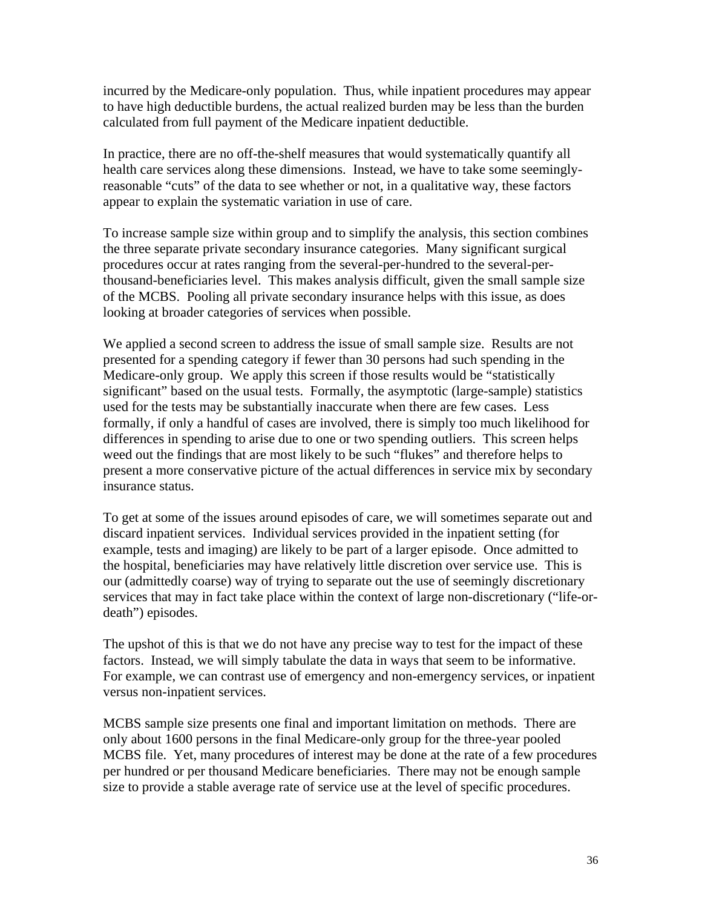incurred by the Medicare-only population. Thus, while inpatient procedures may appear to have high deductible burdens, the actual realized burden may be less than the burden calculated from full payment of the Medicare inpatient deductible.

In practice, there are no off-the-shelf measures that would systematically quantify all health care services along these dimensions. Instead, we have to take some seemingly-reasonable "cuts" of the data to see whether or not, in a qualitative way, these factors appear to explain the systematic variation in use of care.

To increase sample size within group and to simplify the analysis, this section combines the three separate private secondary insurance categories. Many significant surgical procedures occur at rates ranging from the several-per-hundred to the several-per-thousand-beneficiaries level. This makes analysis difficult, given the small sample size of the MCBS. Pooling all private secondary insurance helps with this issue, as does looking at broader categories of services when possible.

We applied a second screen to address the issue of small sample size. Results are not presented for a spending category if fewer than 30 persons had such spending in the Medicare-only group. We apply this screen if those results would be "statistically significant" based on the usual tests. Formally, the asymptotic (large-sample) statistics used for the tests may be substantially inaccurate when there are few cases. Less formally, if only a handful of cases are involved, there is simply too much likelihood for differences in spending to arise due to one or two spending outliers. This screen helps weed out the findings that are most likely to be such "flukes" and therefore helps to present a more conservative picture of the actual differences in service mix by secondary insurance status.

To get at some of the issues around episodes of care, we will sometimes separate out and discard inpatient services. Individual services provided in the inpatient setting (for example, tests and imaging) are likely to be part of a larger episode. Once admitted to the hospital, beneficiaries may have relatively little discretion over service use. This is our (admittedly coarse) way of trying to separate out the use of seemingly discretionary services that may in fact take place within the context of large non-discretionary ("life-or-death") episodes.

The upshot of this is that we do not have any precise way to test for the impact of these factors. Instead, we will simply tabulate the data in ways that seem to be informative. For example, we can contrast use of emergency and non-emergency services, or inpatient versus non-inpatient services.

MCBS sample size presents one final and important limitation on methods. There are only about 1600 persons in the final Medicare-only group for the three-year pooled MCBS file. Yet, many procedures of interest may be done at the rate of a few procedures per hundred or per thousand Medicare beneficiaries. There may not be enough sample size to provide a stable average rate of service use at the level of specific procedures.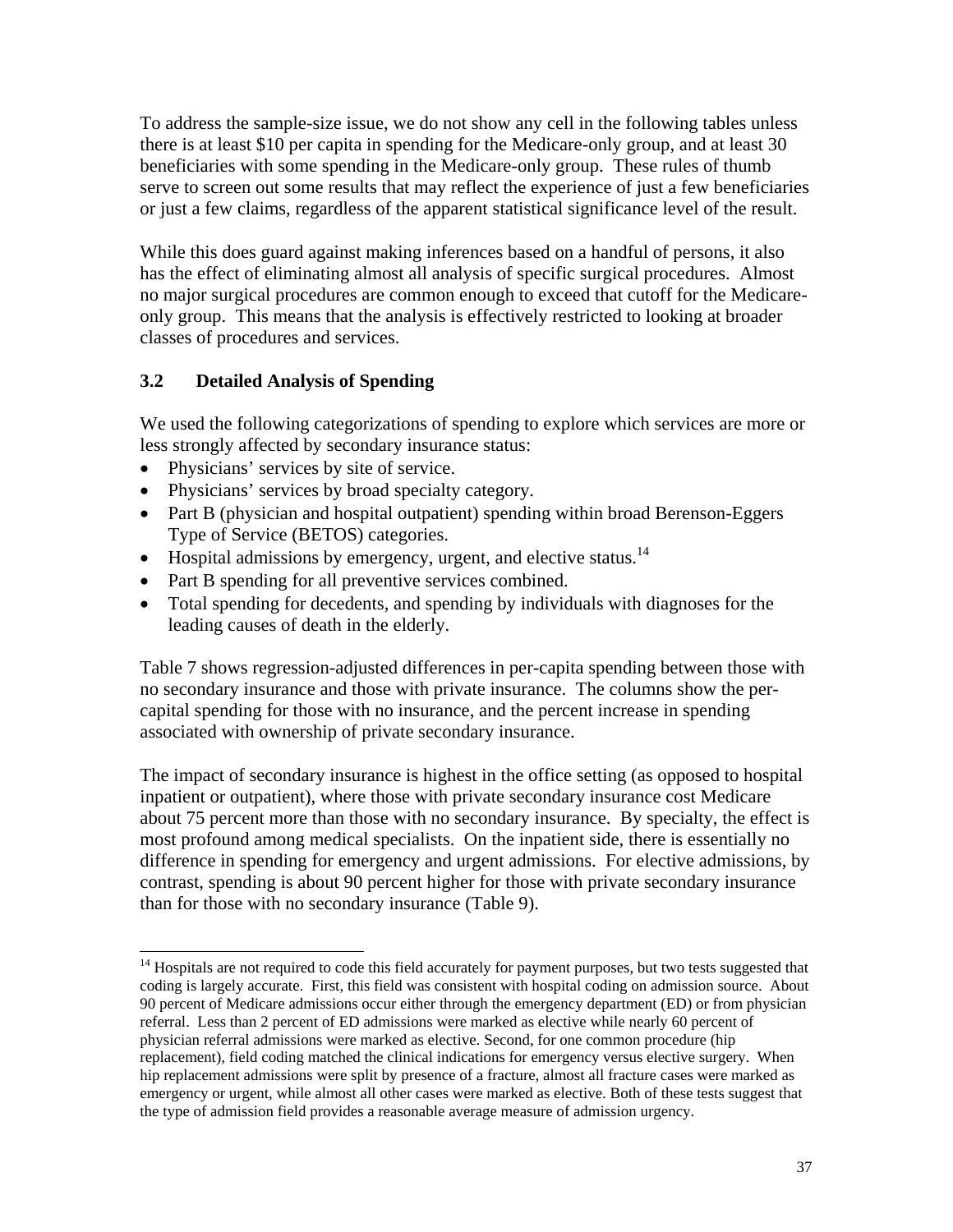To address the sample-size issue, we do not show any cell in the following tables unless there is at least $10 per capita in spending for the Medicare-only group, and at least 30 beneficiaries with some spending in the Medicare-only group. These rules of thumb serve to screen out some results that may reflect the experience of just a few beneficiaries or just a few claims, regardless of the apparent statistical significance level of the result.

While this does guard against making inferences based on a handful of persons, it also has the effect of eliminating almost all analysis of specific surgical procedures. Almost no major surgical procedures are common enough to exceed that cutoff for the Medicare-only group. This means that the analysis is effectively restricted to looking at broader classes of procedures and services.

### 3.2 Detailed Analysis of Spending

We used the following categorizations of spending to explore which services are more or less strongly affected by secondary insurance status:

- Physicians' services by site of service.
- Physicians' services by broad specialty category.
- Part B (physician and hospital outpatient) spending within broad Berenson-Eggers Type of Service (BETOS) categories.
- Hospital admissions by emergency, urgent, and elective status.[14]
- Part B spending for all preventive services combined.
- Total spending for decedents, and spending by individuals with diagnoses for the leading causes of death in the elderly.

Table 7 shows regression-adjusted differences in per-capita spending between those with no secondary insurance and those with private insurance. The columns show the per-capital spending for those with no insurance, and the percent increase in spending associated with ownership of private secondary insurance.

The impact of secondary insurance is highest in the office setting (as opposed to hospital inpatient or outpatient), where those with private secondary insurance cost Medicare about 75 percent more than those with no secondary insurance. By specialty, the effect is most profound among medical specialists. On the inpatient side, there is essentially no difference in spending for emergency and urgent admissions. For elective admissions, by contrast, spending is about 90 percent higher for those with private secondary insurance than for those with no secondary insurance (Table 9).

---

[14] Hospitals are not required to code this field accurately for payment purposes, but two tests suggested that coding is largely accurate. First, this field was consistent with hospital coding on admission source. About 90 percent of Medicare admissions occur either through the emergency department (ED) or from physician referral. Less than 2 percent of ED admissions were marked as elective while nearly 60 percent of physician referral admissions were marked as elective. Second, for one common procedure (hip replacement), field coding matched the clinical indications for emergency versus elective surgery. When hip replacement admissions were split by presence of a fracture, almost all fracture cases were marked as emergency or urgent, while almost all other cases were marked as elective. Both of these tests suggest that the type of admission field provides a reasonable average measure of admission urgency.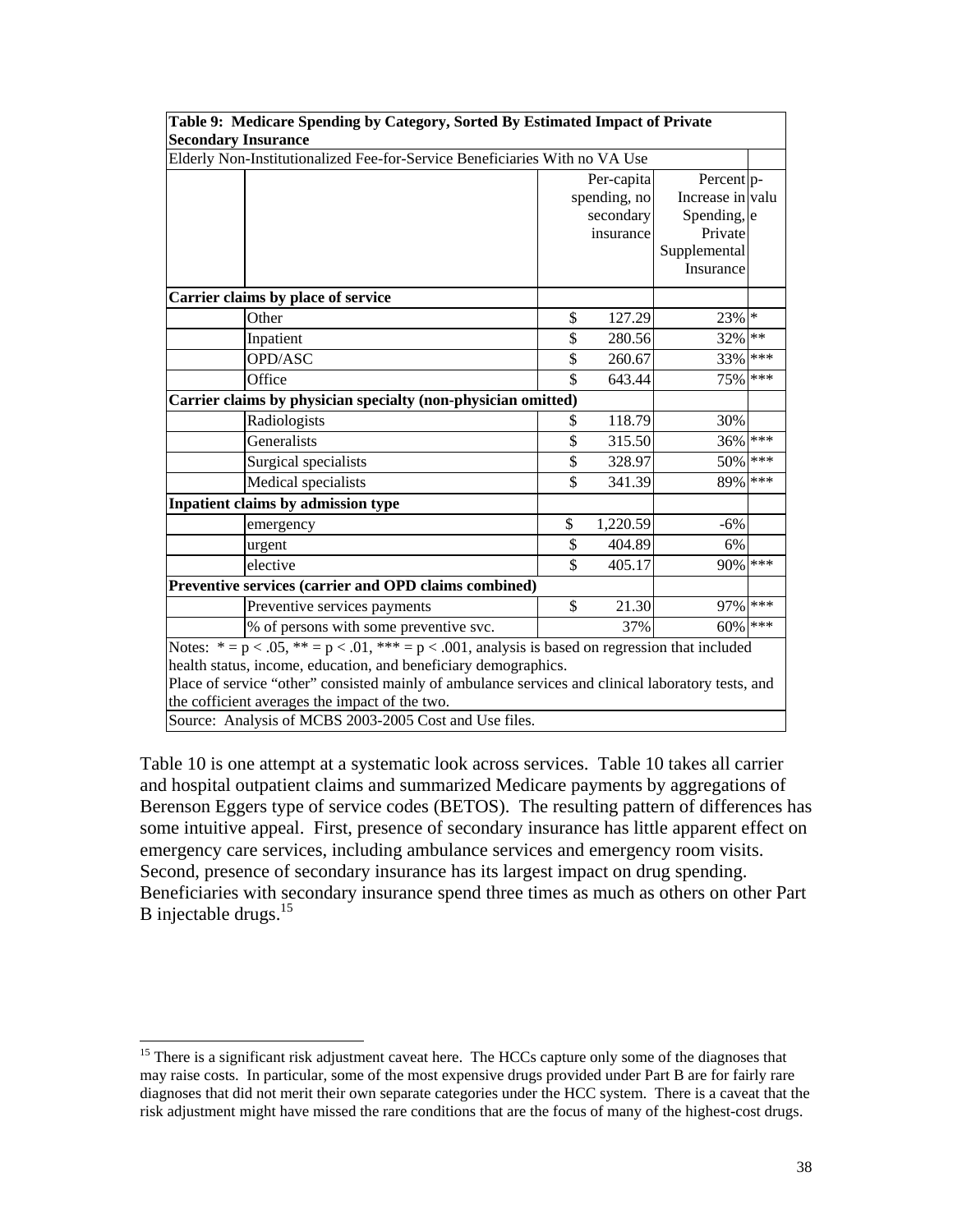| Table 9: Medicare Spending by Category, Sorted By Estimated Impact of Private Secondary Insurance | | | | |
|---|---|---|---|---|
| Elderly Non-Institutionalized Fee-for-Service Beneficiaries With no VA Use | | | | |
| | | Per-capita spending, no secondary insurance | Percent Increase in Spending, Private Supplemental Insurance | p-value |
| **Carrier claims by place of service** | | | | |
| | Other | $ 127.29 | 23% | * |
| | Inpatient | $ 280.56 | 32% | ** |
| | OPD/ASC | $ 260.67 | 33% | *** |
| | Office | $ 643.44 | 75% | *** |
| **Carrier claims by physician specialty (non-physician omitted)** | | | | |
| | Radiologists | $ 118.79 | 30% | |
| | Generalists | $ 315.50 | 36% | *** |
| | Surgical specialists | $ 328.97 | 50% | *** |
| | Medical specialists | $ 341.39 | 89% | *** |
| **Inpatient claims by admission type** | | | | |
| | emergency | $ 1,220.59 | -6% | |
| | urgent | $ 404.89 | 6% | |
| | elective | $ 405.17 | 90% | *** |
| **Preventive services (carrier and OPD claims combined)** | | | | |
| | Preventive services payments | $ 21.30 | 97% | *** |
| | % of persons with some preventive svc. | 37% | 60% | *** |

Notes: * = p < .05, ** = p < .01, *** = p < .001, analysis is based on regression that included health status, income, education, and beneficiary demographics.
Place of service "other" consisted mainly of ambulance services and clinical laboratory tests, and the cofficient averages the impact of the two.

Source: Analysis of MCBS 2003-2005 Cost and Use files.

Table 10 is one attempt at a systematic look across services. Table 10 takes all carrier and hospital outpatient claims and summarized Medicare payments by aggregations of Berenson Eggers type of service codes (BETOS). The resulting pattern of differences has some intuitive appeal. First, presence of secondary insurance has little apparent effect on emergency care services, including ambulance services and emergency room visits. Second, presence of secondary insurance has its largest impact on drug spending. Beneficiaries with secondary insurance spend three times as much as others on other Part B injectable drugs.[15]

[15] There is a significant risk adjustment caveat here. The HCCs capture only some of the diagnoses that may raise costs. In particular, some of the most expensive drugs provided under Part B are for fairly rare diagnoses that did not merit their own separate categories under the HCC system. There is a caveat that the risk adjustment might have missed the rare conditions that are the focus of many of the highest-cost drugs.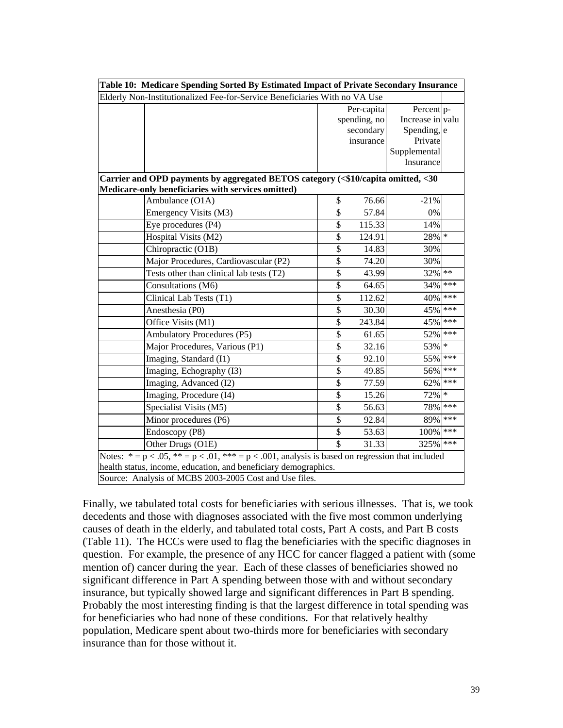| Table 10: Medicare Spending Sorted By Estimated Impact of Private Secondary Insurance | | | |
|---|---|---|---|
| Elderly Non-Institutionalized Fee-for-Service Beneficiaries With no VA Use | | | |
| | Per-capita spending, no secondary insurance | Percent Increase in Spending, Private Supplemental Insurance | p-value |
| **Carrier and OPD payments by aggregated BETOS category (<$10/capita omitted, <30 Medicare-only beneficiaries with services omitted)** | | | |
| Ambulance (O1A) | $ 76.66 | -21% | |
| Emergency Visits (M3) | $ 57.84 | 0% | |
| Eye procedures (P4) | $ 115.33 | 14% | |
| Hospital Visits (M2) | $ 124.91 | 28% | * |
| Chiropractic (O1B) | $ 14.83 | 30% | |
| Major Procedures, Cardiovascular (P2) | $ 74.20 | 30% | |
| Tests other than clinical lab tests (T2) | $ 43.99 | 32% | ** |
| Consultations (M6) | $ 64.65 | 34% | *** |
| Clinical Lab Tests (T1) | $ 112.62 | 40% | *** |
| Anesthesia (P0) | $ 30.30 | 45% | *** |
| Office Visits (M1) | $ 243.84 | 45% | *** |
| Ambulatory Procedures (P5) | $ 61.65 | 52% | *** |
| Major Procedures, Various (P1) | $ 32.16 | 53% | * |
| Imaging, Standard (I1) | $ 92.10 | 55% | *** |
| Imaging, Echography (I3) | $ 49.85 | 56% | *** |
| Imaging, Advanced (I2) | $ 77.59 | 62% | *** |
| Imaging, Procedure (I4) | $ 15.26 | 72% | * |
| Specialist Visits (M5) | $ 56.63 | 78% | *** |
| Minor procedures (P6) | $ 92.84 | 89% | *** |
| Endoscopy (P8) | $ 53.63 | 100% | *** |
| Other Drugs (O1E) | $ 31.33 | 325% | *** |

Notes: * = p < .05, ** = p < .01, *** = p < .001, analysis is based on regression that included health status, income, education, and beneficiary demographics.

Source: Analysis of MCBS 2003-2005 Cost and Use files.

Finally, we tabulated total costs for beneficiaries with serious illnesses. That is, we took decedents and those with diagnoses associated with the five most common underlying causes of death in the elderly, and tabulated total costs, Part A costs, and Part B costs (Table 11). The HCCs were used to flag the beneficiaries with the specific diagnoses in question. For example, the presence of any HCC for cancer flagged a patient with (some mention of) cancer during the year. Each of these classes of beneficiaries showed no significant difference in Part A spending between those with and without secondary insurance, but typically showed large and significant differences in Part B spending. Probably the most interesting finding is that the largest difference in total spending was for beneficiaries who had none of these conditions. For that relatively healthy population, Medicare spent about two-thirds more for beneficiaries with secondary insurance than for those without it.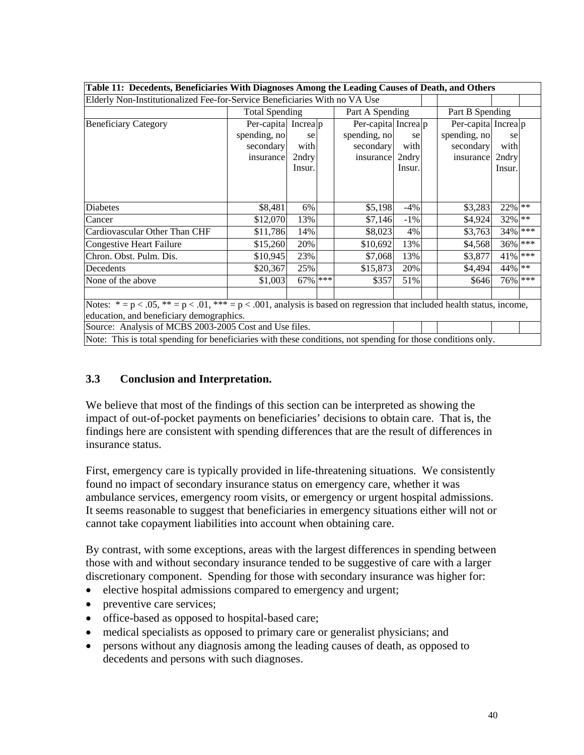| Table 11: Decedents, Beneficiaries With Diagnoses Among the Leading Causes of Death, and Others | | | | | | | | |
|---|---|---|---|---|---|---|---|---|
| Elderly Non-Institutionalized Fee-for-Service Beneficiaries With no VA Use | | | | | | | | | |
| | Total Spending | | | Part A Spending | | | Part B Spending | | |
| Beneficiary Category | Per-capita spending, no secondary insurance | Increase with 2ndry Insur. | p | Per-capita spending, no secondary insurance | Increase with 2ndry Insur. | p | Per-capita spending, no secondary insurance | Increase with 2ndry Insur. | p |
| Diabetes | $8,481 | 6% | | $5,198 | -4% | | $3,283 | 22% | ** |
| Cancer | $12,070 | 13% | | $7,146 | -1% | | $4,924 | 32% | ** |
| Cardiovascular Other Than CHF | $11,786 | 14% | | $8,023 | 4% | | $3,763 | 34% | *** |
| Congestive Heart Failure | $15,260 | 20% | | $10,692 | 13% | | $4,568 | 36% | *** |
| Chron. Obst. Pulm. Dis. | $10,945 | 23% | | $7,068 | 13% | | $3,877 | 41% | *** |
| Decedents | $20,367 | 25% | | $15,873 | 20% | | $4,494 | 44% | ** |
| None of the above | $1,003 | 67% | *** | $357 | 51% | | $646 | 76% | *** |

Notes: * = p < .05, ** = p < .01, *** = p < .001, analysis is based on regression that included health status, income, education, and beneficiary demographics.

Source: Analysis of MCBS 2003-2005 Cost and Use files.

Note: This is total spending for beneficiaries with these conditions, not spending for those conditions only.

### 3.3 Conclusion and Interpretation.

We believe that most of the findings of this section can be interpreted as showing the impact of out-of-pocket payments on beneficiaries' decisions to obtain care. That is, the findings here are consistent with spending differences that are the result of differences in insurance status.

First, emergency care is typically provided in life-threatening situations. We consistently found no impact of secondary insurance status on emergency care, whether it was ambulance services, emergency room visits, or emergency or urgent hospital admissions. It seems reasonable to suggest that beneficiaries in emergency situations either will not or cannot take copayment liabilities into account when obtaining care.

By contrast, with some exceptions, areas with the largest differences in spending between those with and without secondary insurance tended to be suggestive of care with a larger discretionary component. Spending for those with secondary insurance was higher for:

- elective hospital admissions compared to emergency and urgent;
- preventive care services;
- office-based as opposed to hospital-based care;
- medical specialists as opposed to primary care or generalist physicians; and
- persons without any diagnosis among the leading causes of death, as opposed to decedents and persons with such diagnoses.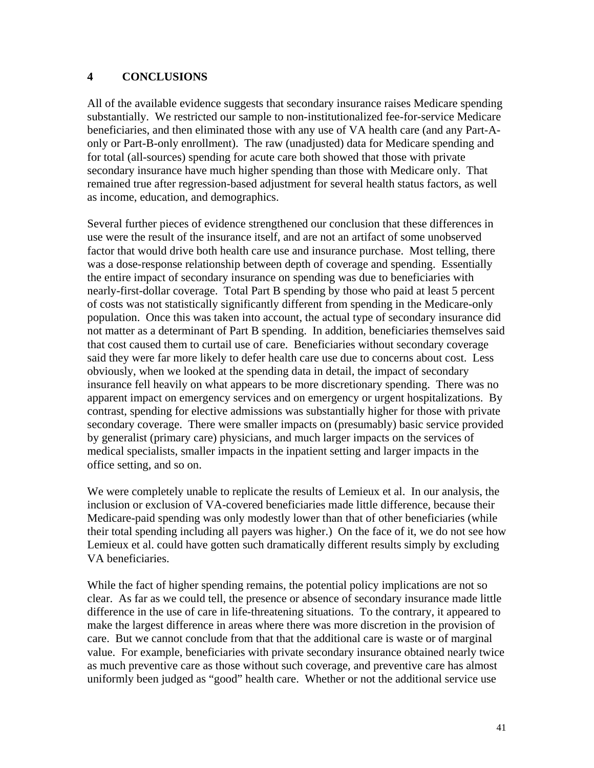# 4 CONCLUSIONS

All of the available evidence suggests that secondary insurance raises Medicare spending substantially. We restricted our sample to non-institutionalized fee-for-service Medicare beneficiaries, and then eliminated those with any use of VA health care (and any Part-A-only or Part-B-only enrollment). The raw (unadjusted) data for Medicare spending and for total (all-sources) spending for acute care both showed that those with private secondary insurance have much higher spending than those with Medicare only. That remained true after regression-based adjustment for several health status factors, as well as income, education, and demographics.

Several further pieces of evidence strengthened our conclusion that these differences in use were the result of the insurance itself, and are not an artifact of some unobserved factor that would drive both health care use and insurance purchase. Most telling, there was a dose-response relationship between depth of coverage and spending. Essentially the entire impact of secondary insurance on spending was due to beneficiaries with nearly-first-dollar coverage. Total Part B spending by those who paid at least 5 percent of costs was not statistically significantly different from spending in the Medicare-only population. Once this was taken into account, the actual type of secondary insurance did not matter as a determinant of Part B spending. In addition, beneficiaries themselves said that cost caused them to curtail use of care. Beneficiaries without secondary coverage said they were far more likely to defer health care use due to concerns about cost. Less obviously, when we looked at the spending data in detail, the impact of secondary insurance fell heavily on what appears to be more discretionary spending. There was no apparent impact on emergency services and on emergency or urgent hospitalizations. By contrast, spending for elective admissions was substantially higher for those with private secondary coverage. There were smaller impacts on (presumably) basic service provided by generalist (primary care) physicians, and much larger impacts on the services of medical specialists, smaller impacts in the inpatient setting and larger impacts in the office setting, and so on.

We were completely unable to replicate the results of Lemieux et al. In our analysis, the inclusion or exclusion of VA-covered beneficiaries made little difference, because their Medicare-paid spending was only modestly lower than that of other beneficiaries (while their total spending including all payers was higher.) On the face of it, we do not see how Lemieux et al. could have gotten such dramatically different results simply by excluding VA beneficiaries.

While the fact of higher spending remains, the potential policy implications are not so clear. As far as we could tell, the presence or absence of secondary insurance made little difference in the use of care in life-threatening situations. To the contrary, it appeared to make the largest difference in areas where there was more discretion in the provision of care. But we cannot conclude from that that the additional care is waste or of marginal value. For example, beneficiaries with private secondary insurance obtained nearly twice as much preventive care as those without such coverage, and preventive care has almost uniformly been judged as "good" health care. Whether or not the additional service use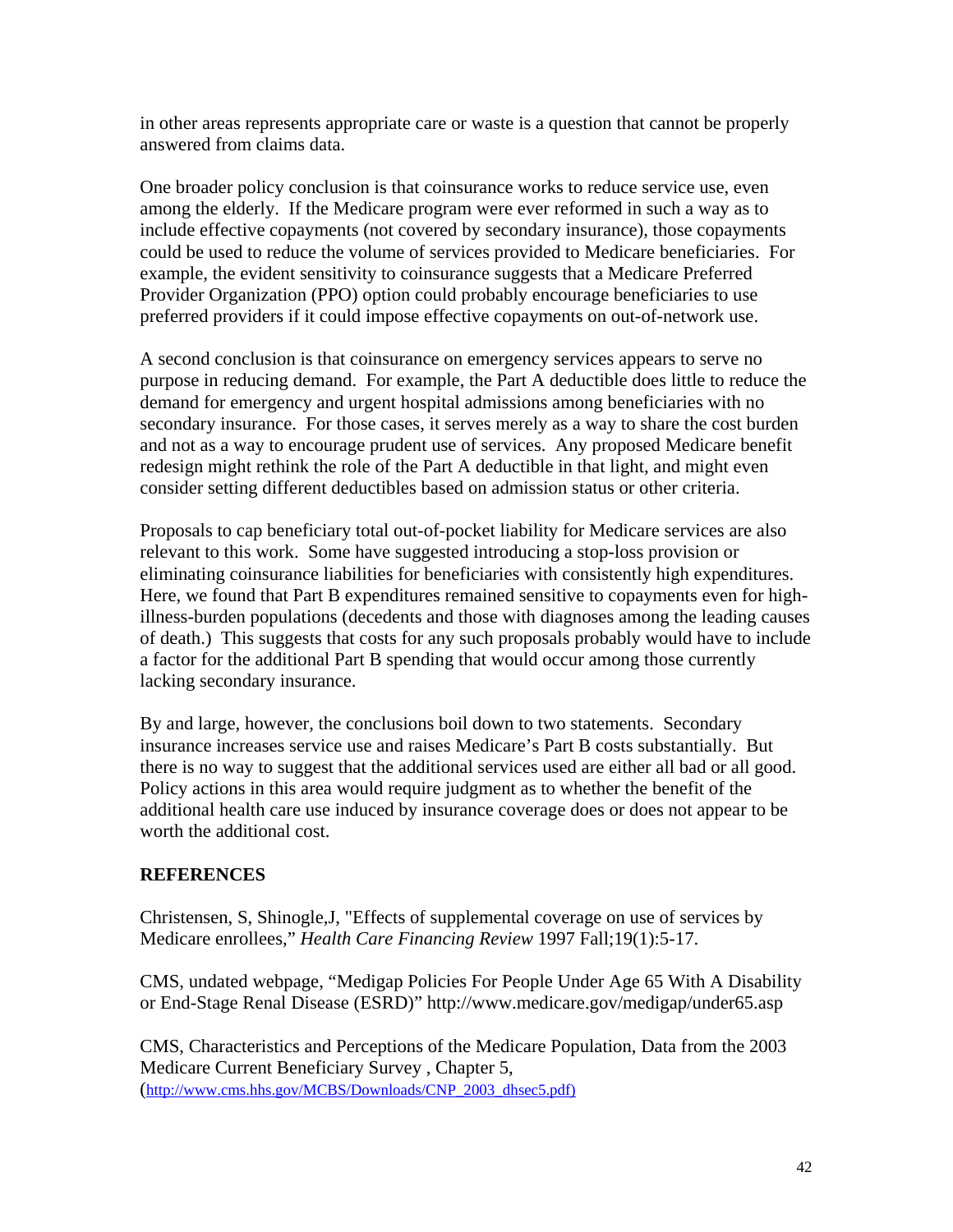in other areas represents appropriate care or waste is a question that cannot be properly answered from claims data.

One broader policy conclusion is that coinsurance works to reduce service use, even among the elderly. If the Medicare program were ever reformed in such a way as to include effective copayments (not covered by secondary insurance), those copayments could be used to reduce the volume of services provided to Medicare beneficiaries. For example, the evident sensitivity to coinsurance suggests that a Medicare Preferred Provider Organization (PPO) option could probably encourage beneficiaries to use preferred providers if it could impose effective copayments on out-of-network use.

A second conclusion is that coinsurance on emergency services appears to serve no purpose in reducing demand. For example, the Part A deductible does little to reduce the demand for emergency and urgent hospital admissions among beneficiaries with no secondary insurance. For those cases, it serves merely as a way to share the cost burden and not as a way to encourage prudent use of services. Any proposed Medicare benefit redesign might rethink the role of the Part A deductible in that light, and might even consider setting different deductibles based on admission status or other criteria.

Proposals to cap beneficiary total out-of-pocket liability for Medicare services are also relevant to this work. Some have suggested introducing a stop-loss provision or eliminating coinsurance liabilities for beneficiaries with consistently high expenditures. Here, we found that Part B expenditures remained sensitive to copayments even for high-illness-burden populations (decedents and those with diagnoses among the leading causes of death.) This suggests that costs for any such proposals probably would have to include a factor for the additional Part B spending that would occur among those currently lacking secondary insurance.

By and large, however, the conclusions boil down to two statements. Secondary insurance increases service use and raises Medicare's Part B costs substantially. But there is no way to suggest that the additional services used are either all bad or all good. Policy actions in this area would require judgment as to whether the benefit of the additional health care use induced by insurance coverage does or does not appear to be worth the additional cost.

## REFERENCES

Christensen, S, Shinogle,J, "Effects of supplemental coverage on use of services by Medicare enrollees," *Health Care Financing Review* 1997 Fall;19(1):5-17.

CMS, undated webpage, "Medigap Policies For People Under Age 65 With A Disability or End-Stage Renal Disease (ESRD)" http://www.medicare.gov/medigap/under65.asp

CMS, Characteristics and Perceptions of the Medicare Population, Data from the 2003 Medicare Current Beneficiary Survey , Chapter 5, (http://www.cms.hhs.gov/MCBS/Downloads/CNP_2003_dhsec5.pdf)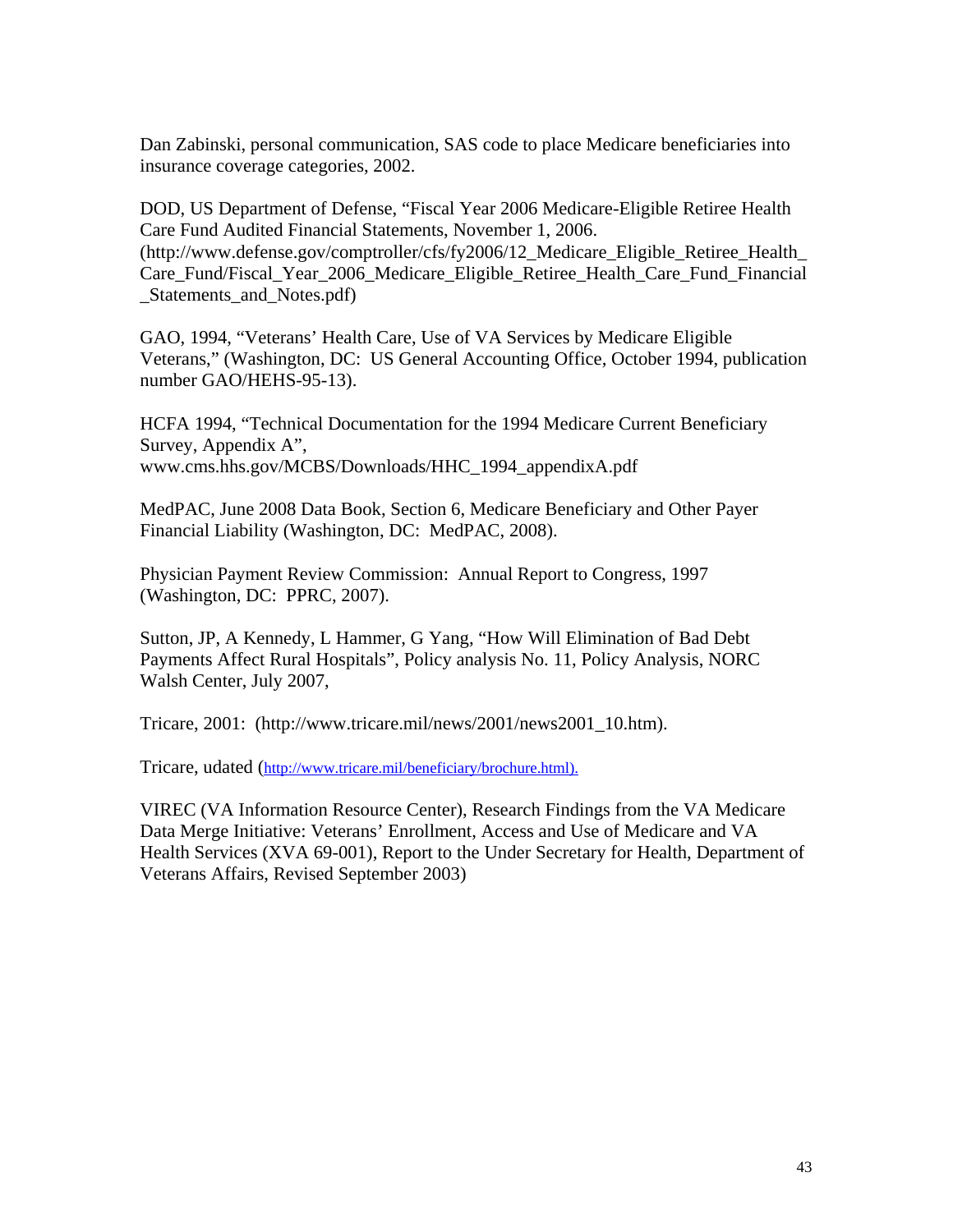Dan Zabinski, personal communication, SAS code to place Medicare beneficiaries into insurance coverage categories, 2002.

DOD, US Department of Defense, "Fiscal Year 2006 Medicare-Eligible Retiree Health Care Fund Audited Financial Statements, November 1, 2006. (http://www.defense.gov/comptroller/cfs/fy2006/12_Medicare_Eligible_Retiree_Health_Care_Fund/Fiscal_Year_2006_Medicare_Eligible_Retiree_Health_Care_Fund_Financial_Statements_and_Notes.pdf)

GAO, 1994, "Veterans' Health Care, Use of VA Services by Medicare Eligible Veterans," (Washington, DC: US General Accounting Office, October 1994, publication number GAO/HEHS-95-13).

HCFA 1994, "Technical Documentation for the 1994 Medicare Current Beneficiary Survey, Appendix A", www.cms.hhs.gov/MCBS/Downloads/HHC_1994_appendixA.pdf

MedPAC, June 2008 Data Book, Section 6, Medicare Beneficiary and Other Payer Financial Liability (Washington, DC: MedPAC, 2008).

Physician Payment Review Commission: Annual Report to Congress, 1997 (Washington, DC: PPRC, 2007).

Sutton, JP, A Kennedy, L Hammer, G Yang, "How Will Elimination of Bad Debt Payments Affect Rural Hospitals", Policy analysis No. 11, Policy Analysis, NORC Walsh Center, July 2007,

Tricare, 2001: (http://www.tricare.mil/news/2001/news2001_10.htm).

Tricare, udated (http://www.tricare.mil/beneficiary/brochure.html).

VIREC (VA Information Resource Center), Research Findings from the VA Medicare Data Merge Initiative: Veterans' Enrollment, Access and Use of Medicare and VA Health Services (XVA 69-001), Report to the Under Secretary for Health, Department of Veterans Affairs, Revised September 2003)